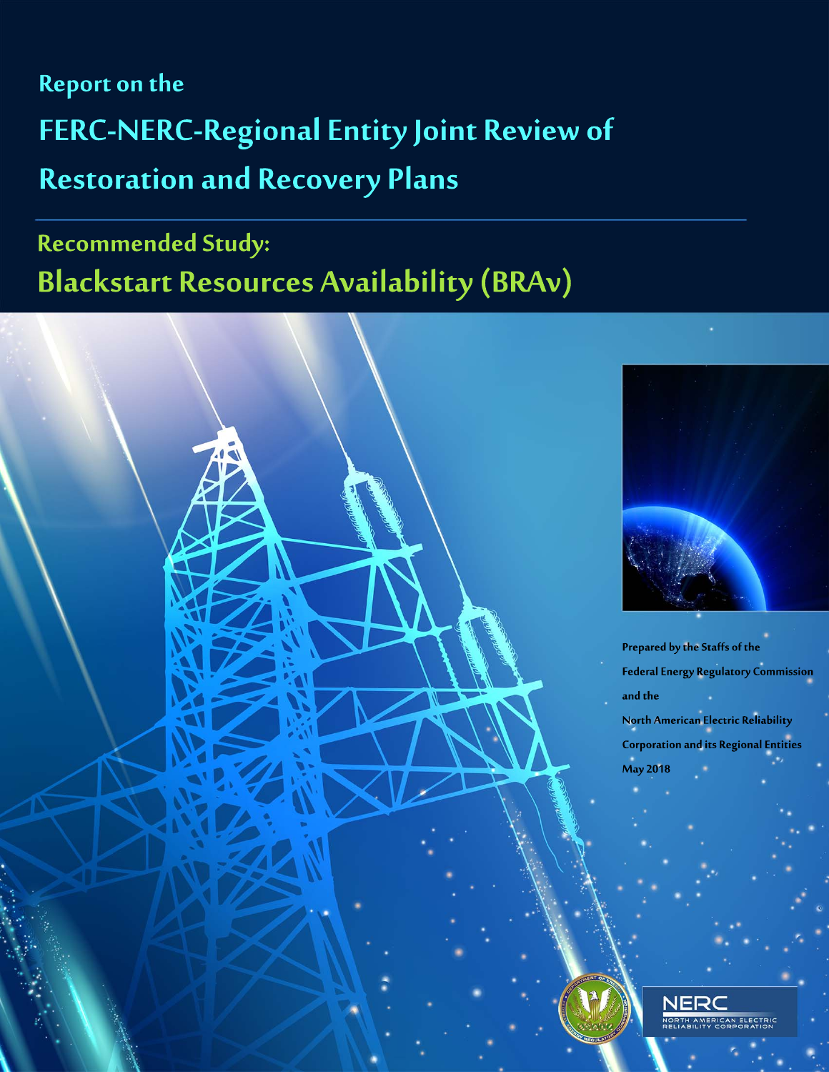# Report on the

# FERC-NERC-Regional Entity Joint Review of Restoration and Recovery Plans

## Recommended Study: Blackstart Resources Availability (BRAv)

Prepared by the Staffs of the Federal Energy Regulatory Commission and the North American Electric Reliability Corporation and its Regional Entities

May 2018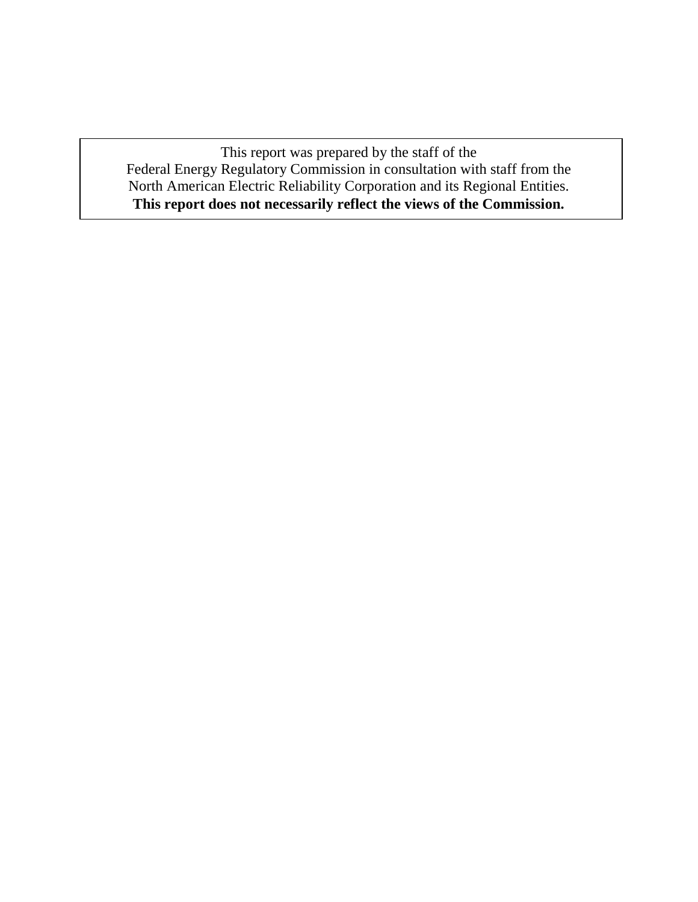This report was prepared by the staff of the
Federal Energy Regulatory Commission in consultation with staff from the
North American Electric Reliability Corporation and its Regional Entities.
**This report does not necessarily reflect the views of the Commission.**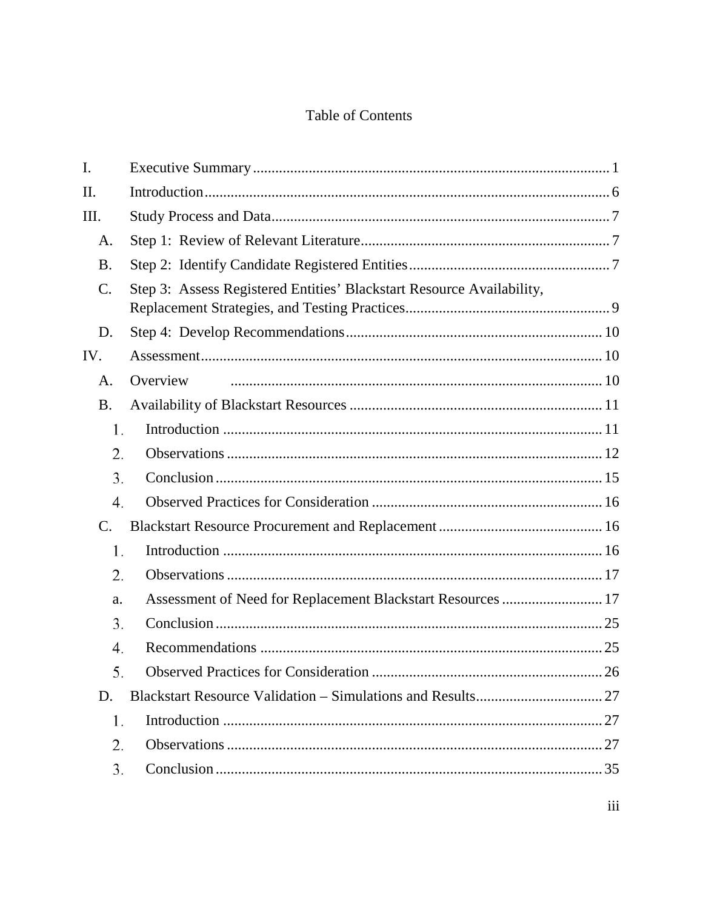# Table of Contents

| | | |
|---|---|---|
| I. | Executive Summary | 1 |
| II. | Introduction | 6 |
| III. | Study Process and Data | 7 |
| A. | Step 1: Review of Relevant Literature | 7 |
| B. | Step 2: Identify Candidate Registered Entities | 7 |
| C. | Step 3: Assess Registered Entities' Blackstart Resource Availability, Replacement Strategies, and Testing Practices | 9 |
| D. | Step 4: Develop Recommendations | 10 |
| IV. | Assessment | 10 |
| A. | Overview | 10 |
| B. | Availability of Blackstart Resources | 11 |
| 1. | Introduction | 11 |
| 2. | Observations | 12 |
| 3. | Conclusion | 15 |
| 4. | Observed Practices for Consideration | 16 |
| C. | Blackstart Resource Procurement and Replacement | 16 |
| 1. | Introduction | 16 |
| 2. | Observations | 17 |
| a. | Assessment of Need for Replacement Blackstart Resources | 17 |
| 3. | Conclusion | 25 |
| 4. | Recommendations | 25 |
| 5. | Observed Practices for Consideration | 26 |
| D. | Blackstart Resource Validation – Simulations and Results | 27 |
| 1. | Introduction | 27 |
| 2. | Observations | 27 |
| 3. | Conclusion | 35 |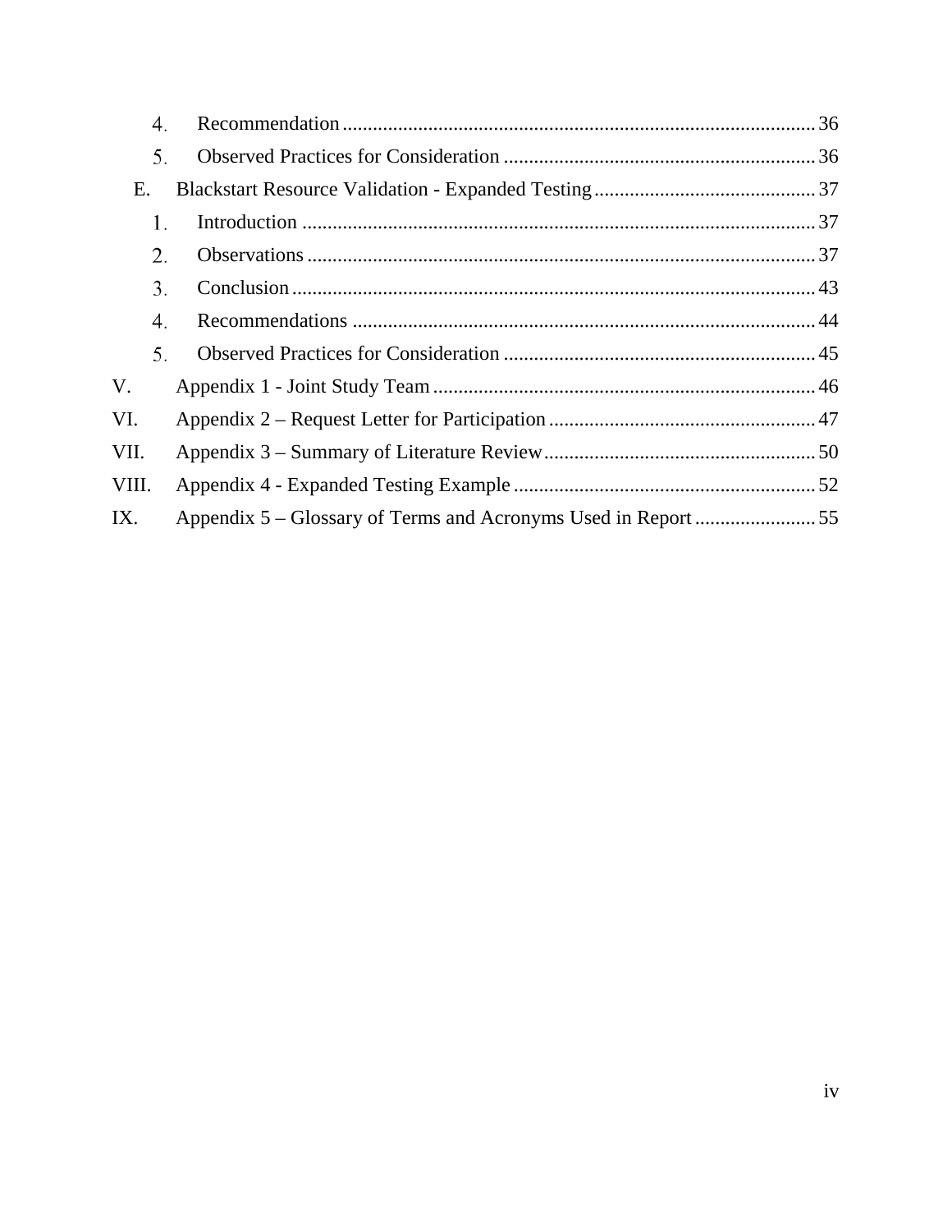4. Recommendation ............................................................................................ 36
5. Observed Practices for Consideration ............................................................. 36

E. Blackstart Resource Validation - Expanded Testing ............................................ 37

1. Introduction ..................................................................................................... 37
2. Observations .................................................................................................... 37
3. Conclusion ...................................................................................................... 43
4. Recommendations ........................................................................................... 44
5. Observed Practices for Consideration ............................................................. 45

V. Appendix 1 - Joint Study Team ........................................................................... 46

VI. Appendix 2 – Request Letter for Participation .................................................... 47

VII. Appendix 3 – Summary of Literature Review ..................................................... 50

VIII. Appendix 4 - Expanded Testing Example ........................................................... 52

IX. Appendix 5 – Glossary of Terms and Acronyms Used in Report ........................ 55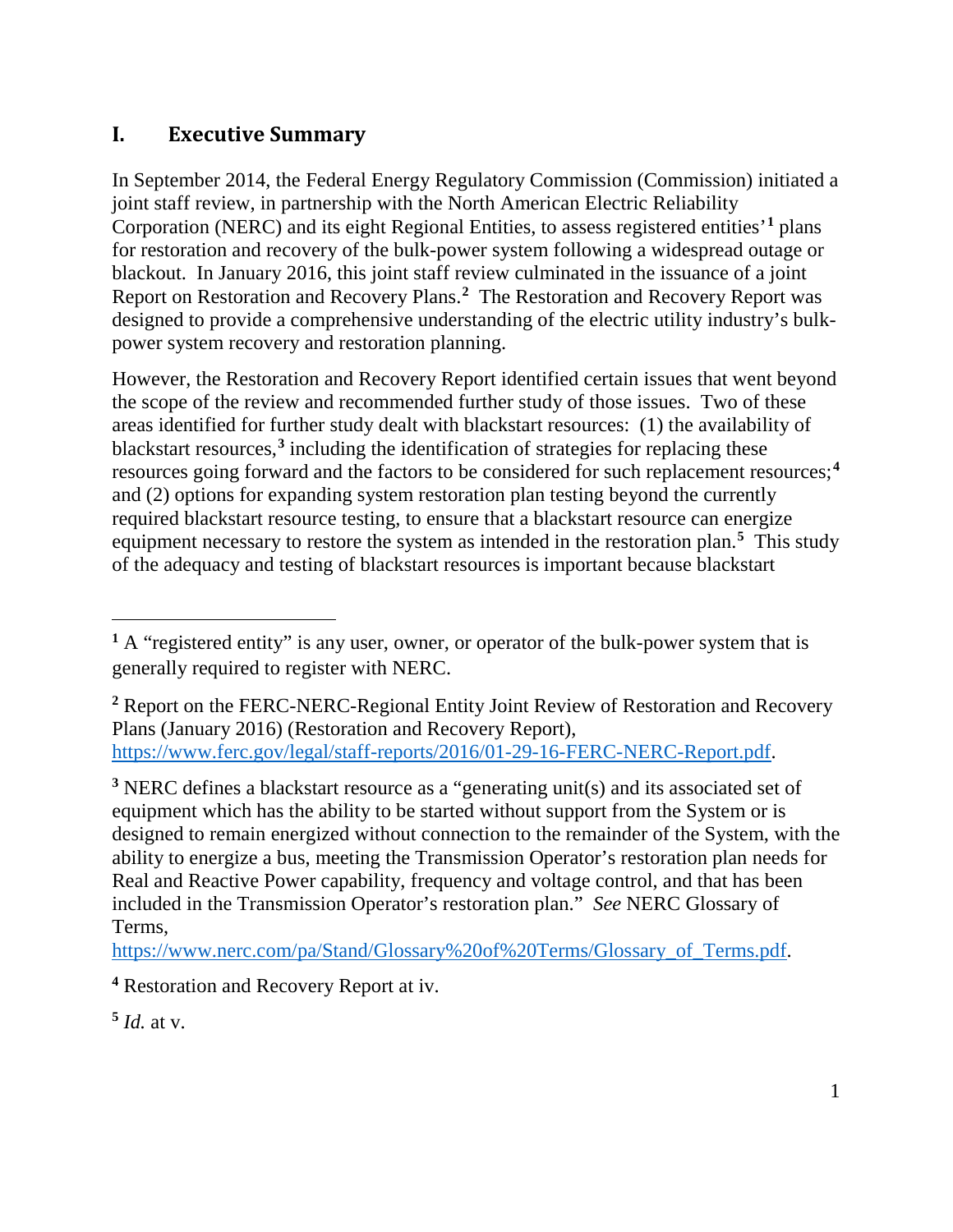## I. Executive Summary

In September 2014, the Federal Energy Regulatory Commission (Commission) initiated a joint staff review, in partnership with the North American Electric Reliability Corporation (NERC) and its eight Regional Entities, to assess registered entities'[1] plans for restoration and recovery of the bulk-power system following a widespread outage or blackout. In January 2016, this joint staff review culminated in the issuance of a joint Report on Restoration and Recovery Plans.[2] The Restoration and Recovery Report was designed to provide a comprehensive understanding of the electric utility industry's bulk-power system recovery and restoration planning.

However, the Restoration and Recovery Report identified certain issues that went beyond the scope of the review and recommended further study of those issues. Two of these areas identified for further study dealt with blackstart resources: (1) the availability of blackstart resources,[3] including the identification of strategies for replacing these resources going forward and the factors to be considered for such replacement resources;[4] and (2) options for expanding system restoration plan testing beyond the currently required blackstart resource testing, to ensure that a blackstart resource can energize equipment necessary to restore the system as intended in the restoration plan.[5] This study of the adequacy and testing of blackstart resources is important because blackstart

---

[1] A "registered entity" is any user, owner, or operator of the bulk-power system that is generally required to register with NERC.

[2] Report on the FERC-NERC-Regional Entity Joint Review of Restoration and Recovery Plans (January 2016) (Restoration and Recovery Report), https://www.ferc.gov/legal/staff-reports/2016/01-29-16-FERC-NERC-Report.pdf.

[3] NERC defines a blackstart resource as a "generating unit(s) and its associated set of equipment which has the ability to be started without support from the System or is designed to remain energized without connection to the remainder of the System, with the ability to energize a bus, meeting the Transmission Operator's restoration plan needs for Real and Reactive Power capability, frequency and voltage control, and that has been included in the Transmission Operator's restoration plan." *See* NERC Glossary of Terms, https://www.nerc.com/pa/Stand/Glossary%20of%20Terms/Glossary_of_Terms.pdf.

[4] Restoration and Recovery Report at iv.

[5] *Id.* at v.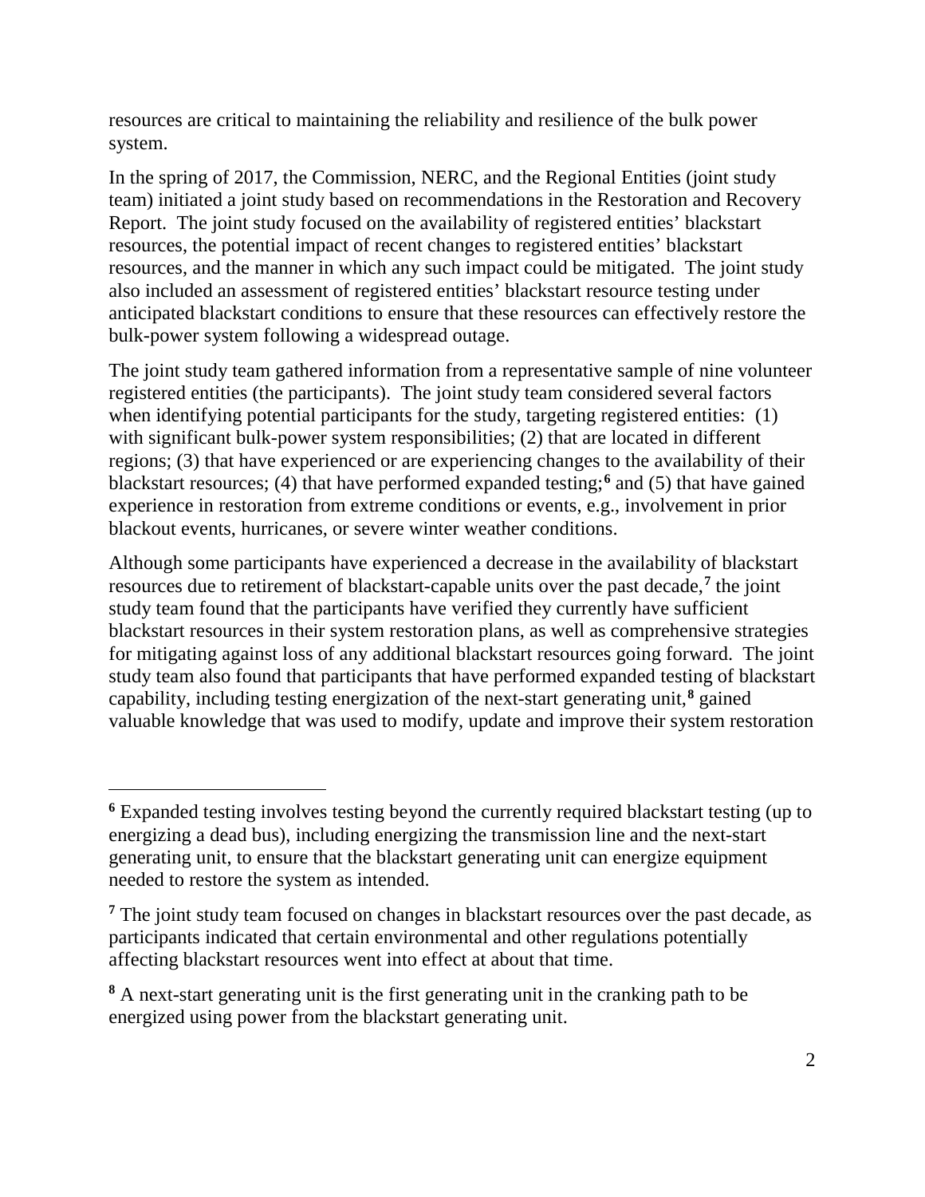resources are critical to maintaining the reliability and resilience of the bulk power system.

In the spring of 2017, the Commission, NERC, and the Regional Entities (joint study team) initiated a joint study based on recommendations in the Restoration and Recovery Report. The joint study focused on the availability of registered entities' blackstart resources, the potential impact of recent changes to registered entities' blackstart resources, and the manner in which any such impact could be mitigated. The joint study also included an assessment of registered entities' blackstart resource testing under anticipated blackstart conditions to ensure that these resources can effectively restore the bulk-power system following a widespread outage.

The joint study team gathered information from a representative sample of nine volunteer registered entities (the participants). The joint study team considered several factors when identifying potential participants for the study, targeting registered entities: (1) with significant bulk-power system responsibilities; (2) that are located in different regions; (3) that have experienced or are experiencing changes to the availability of their blackstart resources; (4) that have performed expanded testing;[6] and (5) that have gained experience in restoration from extreme conditions or events, e.g., involvement in prior blackout events, hurricanes, or severe winter weather conditions.

Although some participants have experienced a decrease in the availability of blackstart resources due to retirement of blackstart-capable units over the past decade,[7] the joint study team found that the participants have verified they currently have sufficient blackstart resources in their system restoration plans, as well as comprehensive strategies for mitigating against loss of any additional blackstart resources going forward. The joint study team also found that participants that have performed expanded testing of blackstart capability, including testing energization of the next-start generating unit,[8] gained valuable knowledge that was used to modify, update and improve their system restoration

---

[6] Expanded testing involves testing beyond the currently required blackstart testing (up to energizing a dead bus), including energizing the transmission line and the next-start generating unit, to ensure that the blackstart generating unit can energize equipment needed to restore the system as intended.

[7] The joint study team focused on changes in blackstart resources over the past decade, as participants indicated that certain environmental and other regulations potentially affecting blackstart resources went into effect at about that time.

[8] A next-start generating unit is the first generating unit in the cranking path to be energized using power from the blackstart generating unit.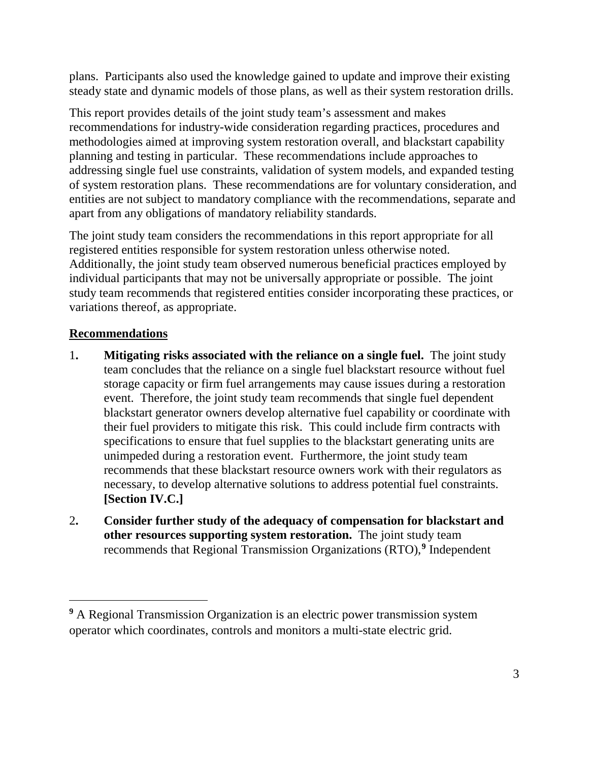plans. Participants also used the knowledge gained to update and improve their existing steady state and dynamic models of those plans, as well as their system restoration drills.

This report provides details of the joint study team's assessment and makes recommendations for industry-wide consideration regarding practices, procedures and methodologies aimed at improving system restoration overall, and blackstart capability planning and testing in particular. These recommendations include approaches to addressing single fuel use constraints, validation of system models, and expanded testing of system restoration plans. These recommendations are for voluntary consideration, and entities are not subject to mandatory compliance with the recommendations, separate and apart from any obligations of mandatory reliability standards.

The joint study team considers the recommendations in this report appropriate for all registered entities responsible for system restoration unless otherwise noted. Additionally, the joint study team observed numerous beneficial practices employed by individual participants that may not be universally appropriate or possible. The joint study team recommends that registered entities consider incorporating these practices, or variations thereof, as appropriate.

## Recommendations

1. **Mitigating risks associated with the reliance on a single fuel.** The joint study team concludes that the reliance on a single fuel blackstart resource without fuel storage capacity or firm fuel arrangements may cause issues during a restoration event. Therefore, the joint study team recommends that single fuel dependent blackstart generator owners develop alternative fuel capability or coordinate with their fuel providers to mitigate this risk. This could include firm contracts with specifications to ensure that fuel supplies to the blackstart generating units are unimpeded during a restoration event. Furthermore, the joint study team recommends that these blackstart resource owners work with their regulators as necessary, to develop alternative solutions to address potential fuel constraints. **[Section IV.C.]**

2. **Consider further study of the adequacy of compensation for blackstart and other resources supporting system restoration.** The joint study team recommends that Regional Transmission Organizations (RTO),[9] Independent

[9] A Regional Transmission Organization is an electric power transmission system operator which coordinates, controls and monitors a multi-state electric grid.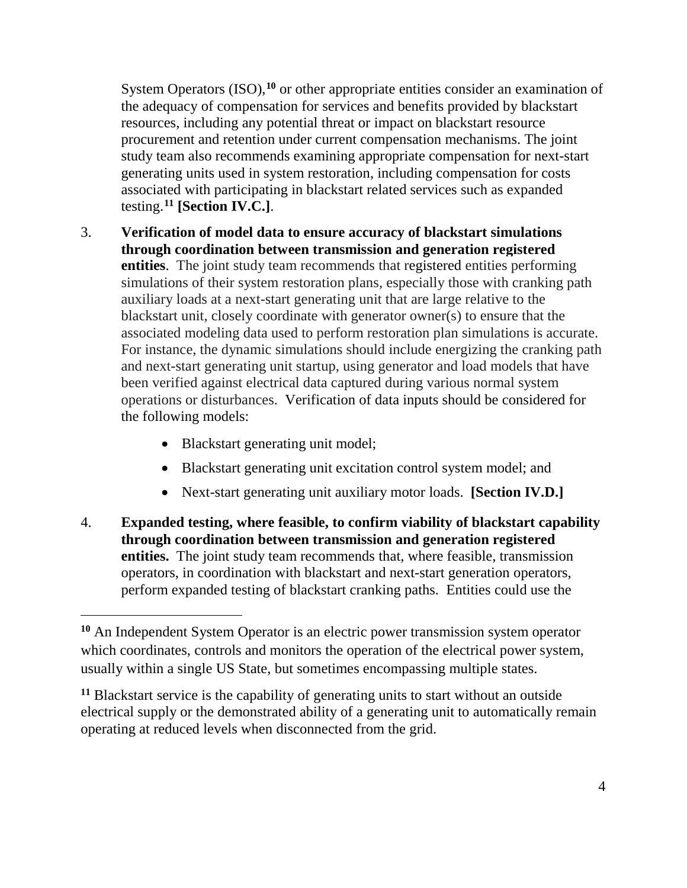System Operators (ISO),[10] or other appropriate entities consider an examination of the adequacy of compensation for services and benefits provided by blackstart resources, including any potential threat or impact on blackstart resource procurement and retention under current compensation mechanisms. The joint study team also recommends examining appropriate compensation for next-start generating units used in system restoration, including compensation for costs associated with participating in blackstart related services such as expanded testing.[11] **[Section IV.C.]**.

3. **Verification of model data to ensure accuracy of blackstart simulations through coordination between transmission and generation registered entities**. The joint study team recommends that registered entities performing simulations of their system restoration plans, especially those with cranking path auxiliary loads at a next-start generating unit that are large relative to the blackstart unit, closely coordinate with generator owner(s) to ensure that the associated modeling data used to perform restoration plan simulations is accurate. For instance, the dynamic simulations should include energizing the cranking path and next-start generating unit startup, using generator and load models that have been verified against electrical data captured during various normal system operations or disturbances. Verification of data inputs should be considered for the following models:

    - Blackstart generating unit model;
    - Blackstart generating unit excitation control system model; and
    - Next-start generating unit auxiliary motor loads. **[Section IV.D.]**

4. **Expanded testing, where feasible, to confirm viability of blackstart capability through coordination between transmission and generation registered entities.** The joint study team recommends that, where feasible, transmission operators, in coordination with blackstart and next-start generation operators, perform expanded testing of blackstart cranking paths. Entities could use the

[10] An Independent System Operator is an electric power transmission system operator which coordinates, controls and monitors the operation of the electrical power system, usually within a single US State, but sometimes encompassing multiple states.

[11] Blackstart service is the capability of generating units to start without an outside electrical supply or the demonstrated ability of a generating unit to automatically remain operating at reduced levels when disconnected from the grid.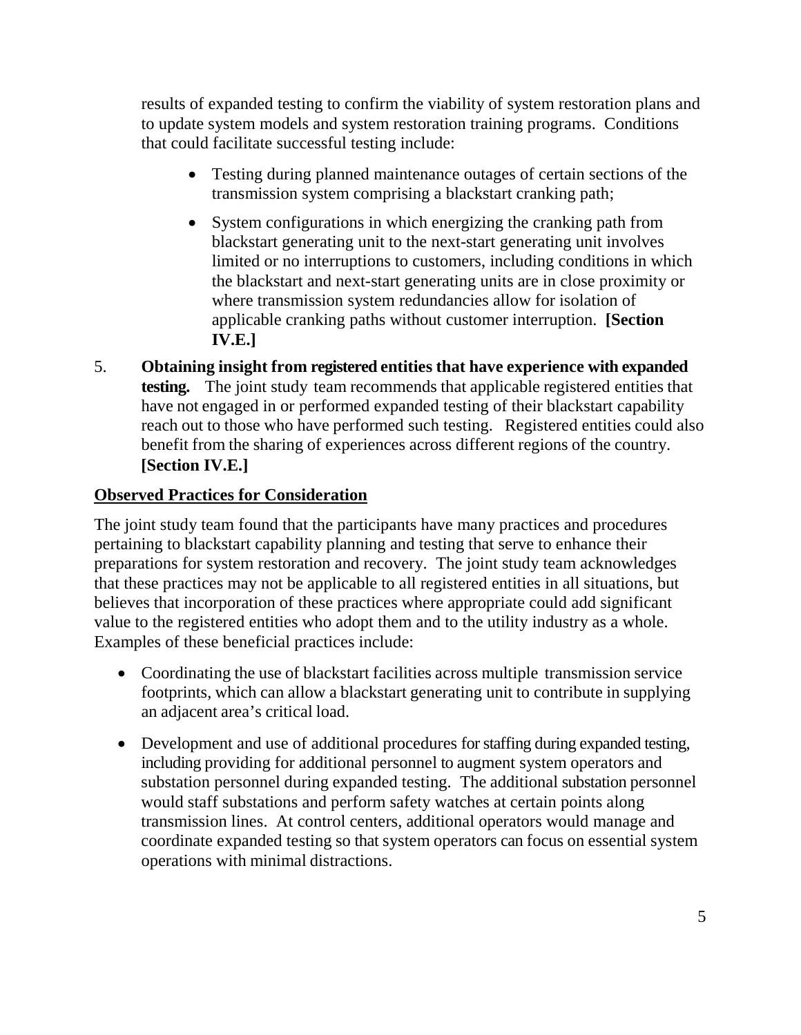results of expanded testing to confirm the viability of system restoration plans and to update system models and system restoration training programs. Conditions that could facilitate successful testing include:

- Testing during planned maintenance outages of certain sections of the transmission system comprising a blackstart cranking path;
- System configurations in which energizing the cranking path from blackstart generating unit to the next-start generating unit involves limited or no interruptions to customers, including conditions in which the blackstart and next-start generating units are in close proximity or where transmission system redundancies allow for isolation of applicable cranking paths without customer interruption. **[Section IV.E.]**

5. **Obtaining insight from registered entities that have experience with expanded testing.** The joint study team recommends that applicable registered entities that have not engaged in or performed expanded testing of their blackstart capability reach out to those who have performed such testing. Registered entities could also benefit from the sharing of experiences across different regions of the country. **[Section IV.E.]**

**Observed Practices for Consideration**

The joint study team found that the participants have many practices and procedures pertaining to blackstart capability planning and testing that serve to enhance their preparations for system restoration and recovery. The joint study team acknowledges that these practices may not be applicable to all registered entities in all situations, but believes that incorporation of these practices where appropriate could add significant value to the registered entities who adopt them and to the utility industry as a whole. Examples of these beneficial practices include:

- Coordinating the use of blackstart facilities across multiple transmission service footprints, which can allow a blackstart generating unit to contribute in supplying an adjacent area's critical load.
- Development and use of additional procedures for staffing during expanded testing, including providing for additional personnel to augment system operators and substation personnel during expanded testing. The additional substation personnel would staff substations and perform safety watches at certain points along transmission lines. At control centers, additional operators would manage and coordinate expanded testing so that system operators can focus on essential system operations with minimal distractions.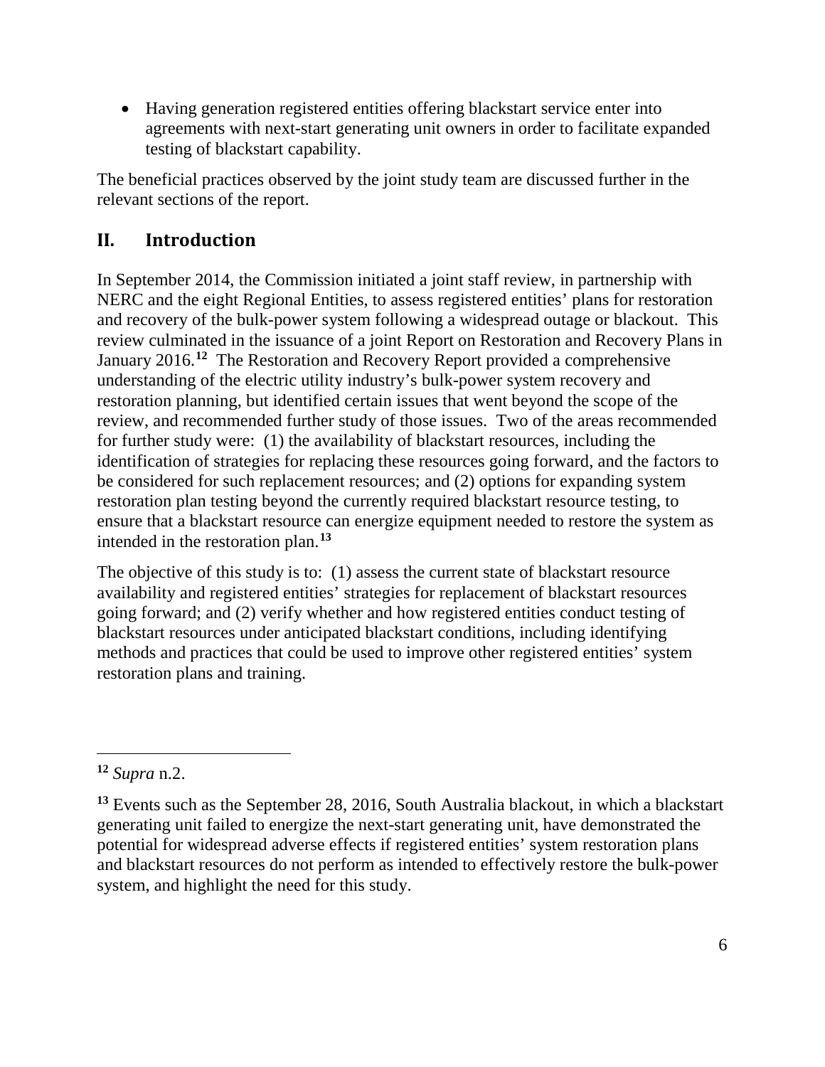- Having generation registered entities offering blackstart service enter into agreements with next-start generating unit owners in order to facilitate expanded testing of blackstart capability.

The beneficial practices observed by the joint study team are discussed further in the relevant sections of the report.

## II. Introduction

In September 2014, the Commission initiated a joint staff review, in partnership with NERC and the eight Regional Entities, to assess registered entities' plans for restoration and recovery of the bulk-power system following a widespread outage or blackout. This review culminated in the issuance of a joint Report on Restoration and Recovery Plans in January 2016.[12] The Restoration and Recovery Report provided a comprehensive understanding of the electric utility industry's bulk-power system recovery and restoration planning, but identified certain issues that went beyond the scope of the review, and recommended further study of those issues. Two of the areas recommended for further study were: (1) the availability of blackstart resources, including the identification of strategies for replacing these resources going forward, and the factors to be considered for such replacement resources; and (2) options for expanding system restoration plan testing beyond the currently required blackstart resource testing, to ensure that a blackstart resource can energize equipment needed to restore the system as intended in the restoration plan.[13]

The objective of this study is to: (1) assess the current state of blackstart resource availability and registered entities' strategies for replacement of blackstart resources going forward; and (2) verify whether and how registered entities conduct testing of blackstart resources under anticipated blackstart conditions, including identifying methods and practices that could be used to improve other registered entities' system restoration plans and training.

---

[12] *Supra* n.2.

[13] Events such as the September 28, 2016, South Australia blackout, in which a blackstart generating unit failed to energize the next-start generating unit, have demonstrated the potential for widespread adverse effects if registered entities' system restoration plans and blackstart resources do not perform as intended to effectively restore the bulk-power system, and highlight the need for this study.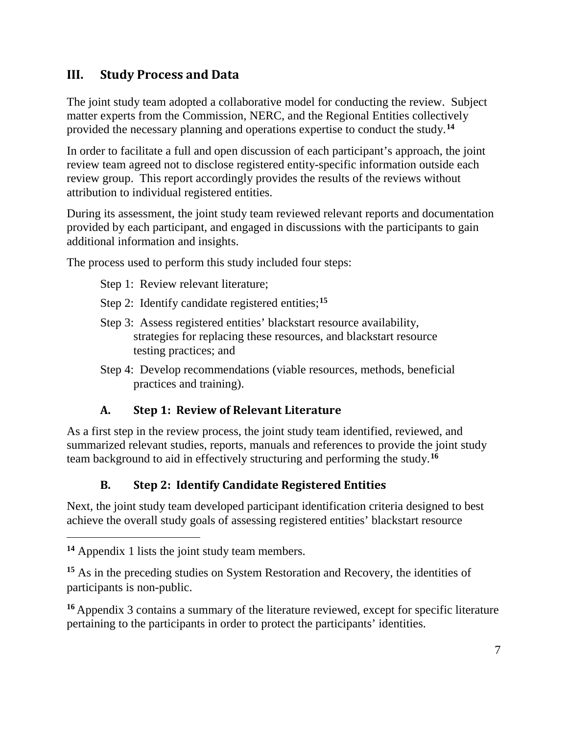## III. Study Process and Data

The joint study team adopted a collaborative model for conducting the review. Subject matter experts from the Commission, NERC, and the Regional Entities collectively provided the necessary planning and operations expertise to conduct the study.[14]

In order to facilitate a full and open discussion of each participant's approach, the joint review team agreed not to disclose registered entity-specific information outside each review group. This report accordingly provides the results of the reviews without attribution to individual registered entities.

During its assessment, the joint study team reviewed relevant reports and documentation provided by each participant, and engaged in discussions with the participants to gain additional information and insights.

The process used to perform this study included four steps:

Step 1: Review relevant literature;

Step 2: Identify candidate registered entities;[15]

Step 3: Assess registered entities' blackstart resource availability, strategies for replacing these resources, and blackstart resource testing practices; and

Step 4: Develop recommendations (viable resources, methods, beneficial practices and training).

### A. Step 1: Review of Relevant Literature

As a first step in the review process, the joint study team identified, reviewed, and summarized relevant studies, reports, manuals and references to provide the joint study team background to aid in effectively structuring and performing the study.[16]

### B. Step 2: Identify Candidate Registered Entities

Next, the joint study team developed participant identification criteria designed to best achieve the overall study goals of assessing registered entities' blackstart resource

---

[14] Appendix 1 lists the joint study team members.

[15] As in the preceding studies on System Restoration and Recovery, the identities of participants is non-public.

[16] Appendix 3 contains a summary of the literature reviewed, except for specific literature pertaining to the participants in order to protect the participants' identities.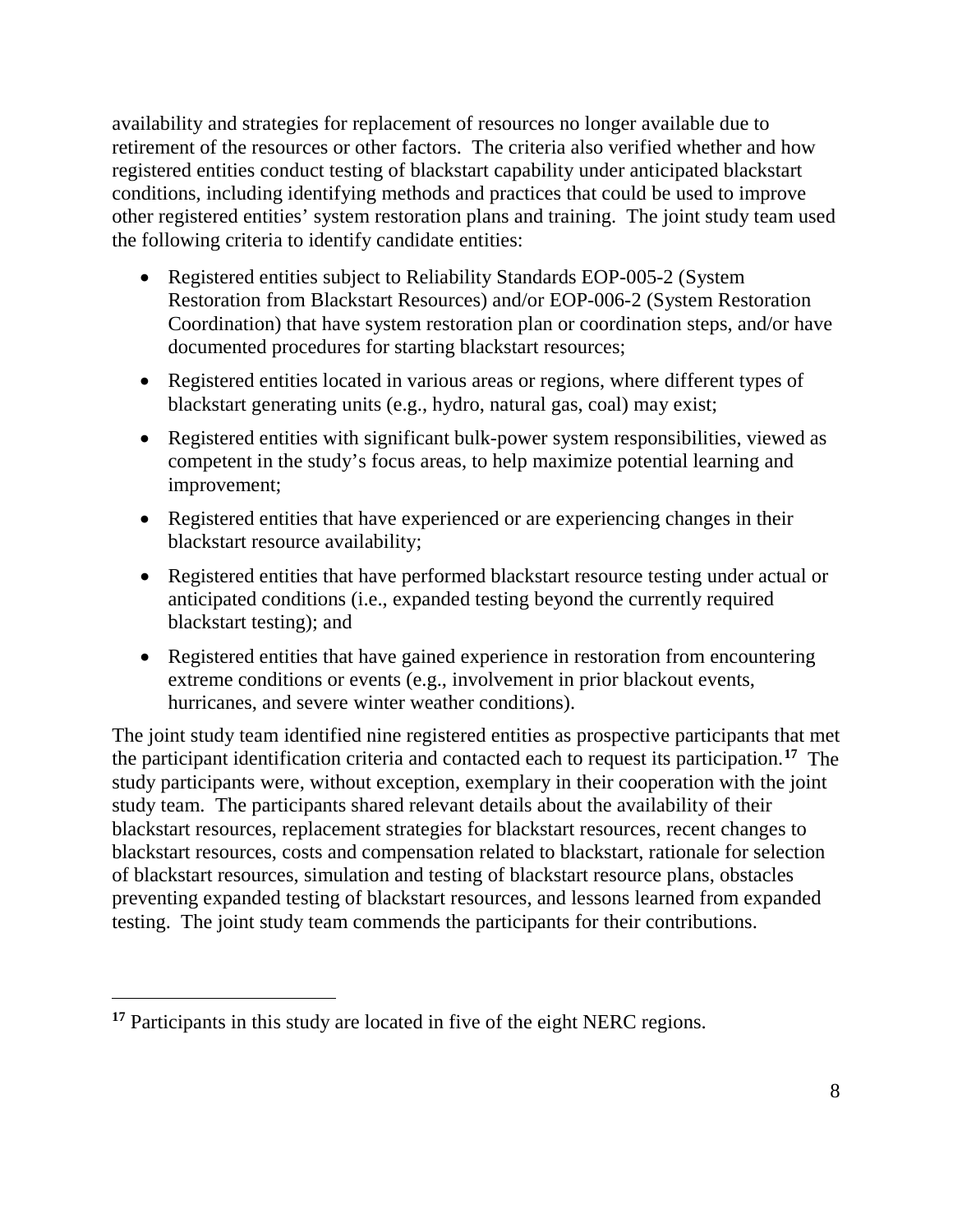availability and strategies for replacement of resources no longer available due to retirement of the resources or other factors. The criteria also verified whether and how registered entities conduct testing of blackstart capability under anticipated blackstart conditions, including identifying methods and practices that could be used to improve other registered entities' system restoration plans and training. The joint study team used the following criteria to identify candidate entities:

- Registered entities subject to Reliability Standards EOP-005-2 (System Restoration from Blackstart Resources) and/or EOP-006-2 (System Restoration Coordination) that have system restoration plan or coordination steps, and/or have documented procedures for starting blackstart resources;
- Registered entities located in various areas or regions, where different types of blackstart generating units (e.g., hydro, natural gas, coal) may exist;
- Registered entities with significant bulk-power system responsibilities, viewed as competent in the study's focus areas, to help maximize potential learning and improvement;
- Registered entities that have experienced or are experiencing changes in their blackstart resource availability;
- Registered entities that have performed blackstart resource testing under actual or anticipated conditions (i.e., expanded testing beyond the currently required blackstart testing); and
- Registered entities that have gained experience in restoration from encountering extreme conditions or events (e.g., involvement in prior blackout events, hurricanes, and severe winter weather conditions).

The joint study team identified nine registered entities as prospective participants that met the participant identification criteria and contacted each to request its participation.[17] The study participants were, without exception, exemplary in their cooperation with the joint study team. The participants shared relevant details about the availability of their blackstart resources, replacement strategies for blackstart resources, recent changes to blackstart resources, costs and compensation related to blackstart, rationale for selection of blackstart resources, simulation and testing of blackstart resource plans, obstacles preventing expanded testing of blackstart resources, and lessons learned from expanded testing. The joint study team commends the participants for their contributions.

---

[17] Participants in this study are located in five of the eight NERC regions.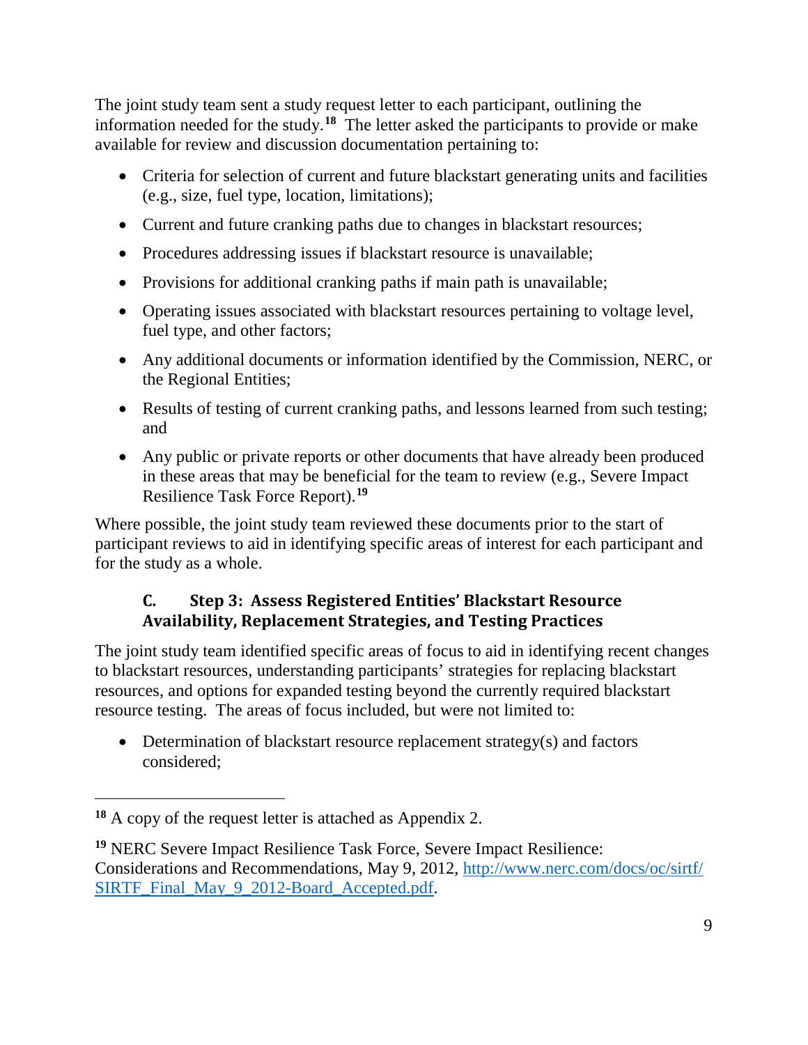The joint study team sent a study request letter to each participant, outlining the information needed for the study.[18] The letter asked the participants to provide or make available for review and discussion documentation pertaining to:

- Criteria for selection of current and future blackstart generating units and facilities (e.g., size, fuel type, location, limitations);
- Current and future cranking paths due to changes in blackstart resources;
- Procedures addressing issues if blackstart resource is unavailable;
- Provisions for additional cranking paths if main path is unavailable;
- Operating issues associated with blackstart resources pertaining to voltage level, fuel type, and other factors;
- Any additional documents or information identified by the Commission, NERC, or the Regional Entities;
- Results of testing of current cranking paths, and lessons learned from such testing; and
- Any public or private reports or other documents that have already been produced in these areas that may be beneficial for the team to review (e.g., Severe Impact Resilience Task Force Report).[19]

Where possible, the joint study team reviewed these documents prior to the start of participant reviews to aid in identifying specific areas of interest for each participant and for the study as a whole.

### C. Step 3: Assess Registered Entities' Blackstart Resource Availability, Replacement Strategies, and Testing Practices

The joint study team identified specific areas of focus to aid in identifying recent changes to blackstart resources, understanding participants' strategies for replacing blackstart resources, and options for expanded testing beyond the currently required blackstart resource testing. The areas of focus included, but were not limited to:

- Determination of blackstart resource replacement strategy(s) and factors considered;

---

[18] A copy of the request letter is attached as Appendix 2.

[19] NERC Severe Impact Resilience Task Force, Severe Impact Resilience: Considerations and Recommendations, May 9, 2012, [http://www.nerc.com/docs/oc/sirtf/SIRTF_Final_May_9_2012-Board_Accepted.pdf](http://www.nerc.com/docs/oc/sirtf/SIRTF_Final_May_9_2012-Board_Accepted.pdf).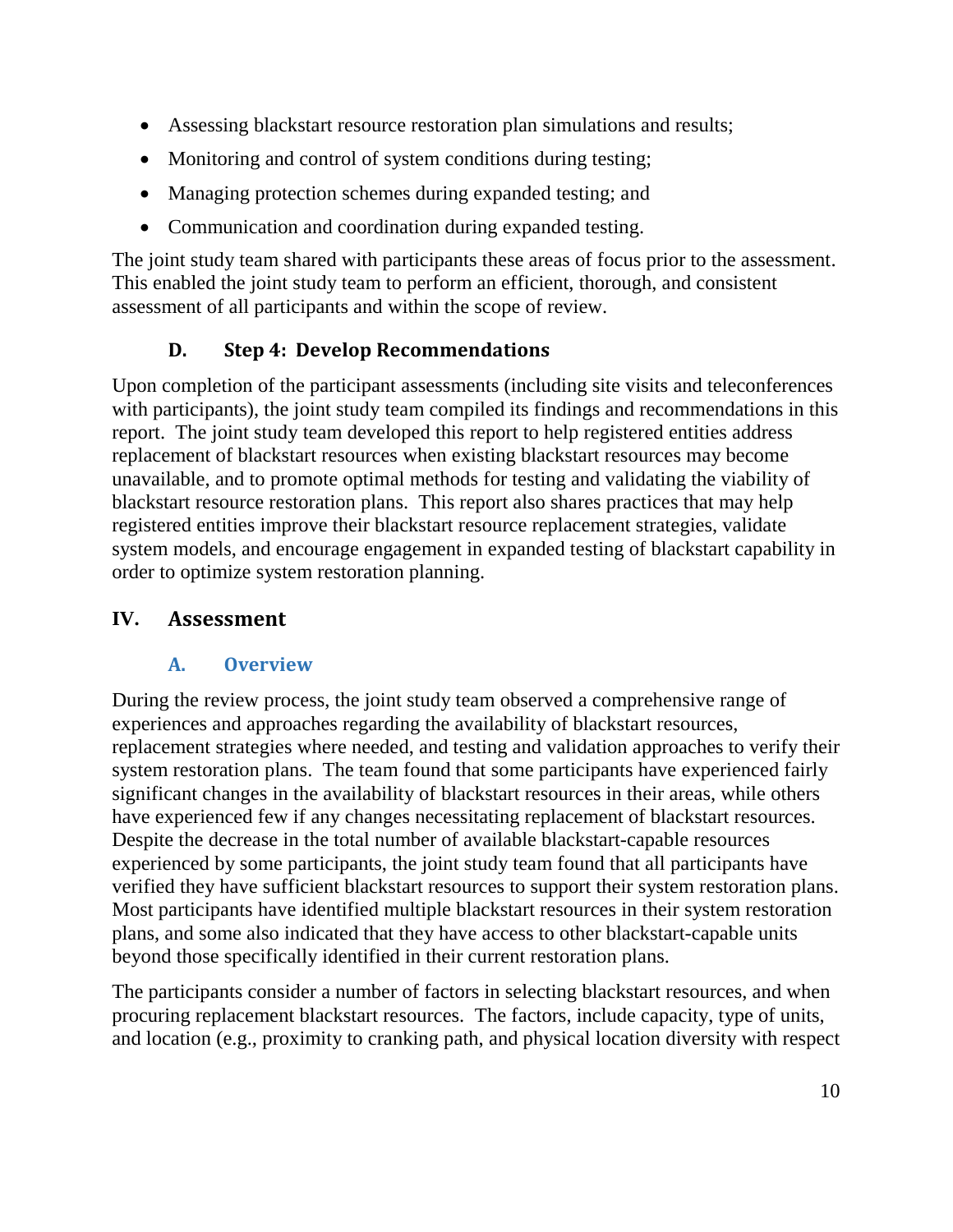- Assessing blackstart resource restoration plan simulations and results;
- Monitoring and control of system conditions during testing;
- Managing protection schemes during expanded testing; and
- Communication and coordination during expanded testing.

The joint study team shared with participants these areas of focus prior to the assessment. This enabled the joint study team to perform an efficient, thorough, and consistent assessment of all participants and within the scope of review.

### D. Step 4: Develop Recommendations

Upon completion of the participant assessments (including site visits and teleconferences with participants), the joint study team compiled its findings and recommendations in this report. The joint study team developed this report to help registered entities address replacement of blackstart resources when existing blackstart resources may become unavailable, and to promote optimal methods for testing and validating the viability of blackstart resource restoration plans. This report also shares practices that may help registered entities improve their blackstart resource replacement strategies, validate system models, and encourage engagement in expanded testing of blackstart capability in order to optimize system restoration planning.

## IV. Assessment

### A. Overview

During the review process, the joint study team observed a comprehensive range of experiences and approaches regarding the availability of blackstart resources, replacement strategies where needed, and testing and validation approaches to verify their system restoration plans. The team found that some participants have experienced fairly significant changes in the availability of blackstart resources in their areas, while others have experienced few if any changes necessitating replacement of blackstart resources. Despite the decrease in the total number of available blackstart-capable resources experienced by some participants, the joint study team found that all participants have verified they have sufficient blackstart resources to support their system restoration plans. Most participants have identified multiple blackstart resources in their system restoration plans, and some also indicated that they have access to other blackstart-capable units beyond those specifically identified in their current restoration plans.

The participants consider a number of factors in selecting blackstart resources, and when procuring replacement blackstart resources. The factors, include capacity, type of units, and location (e.g., proximity to cranking path, and physical location diversity with respect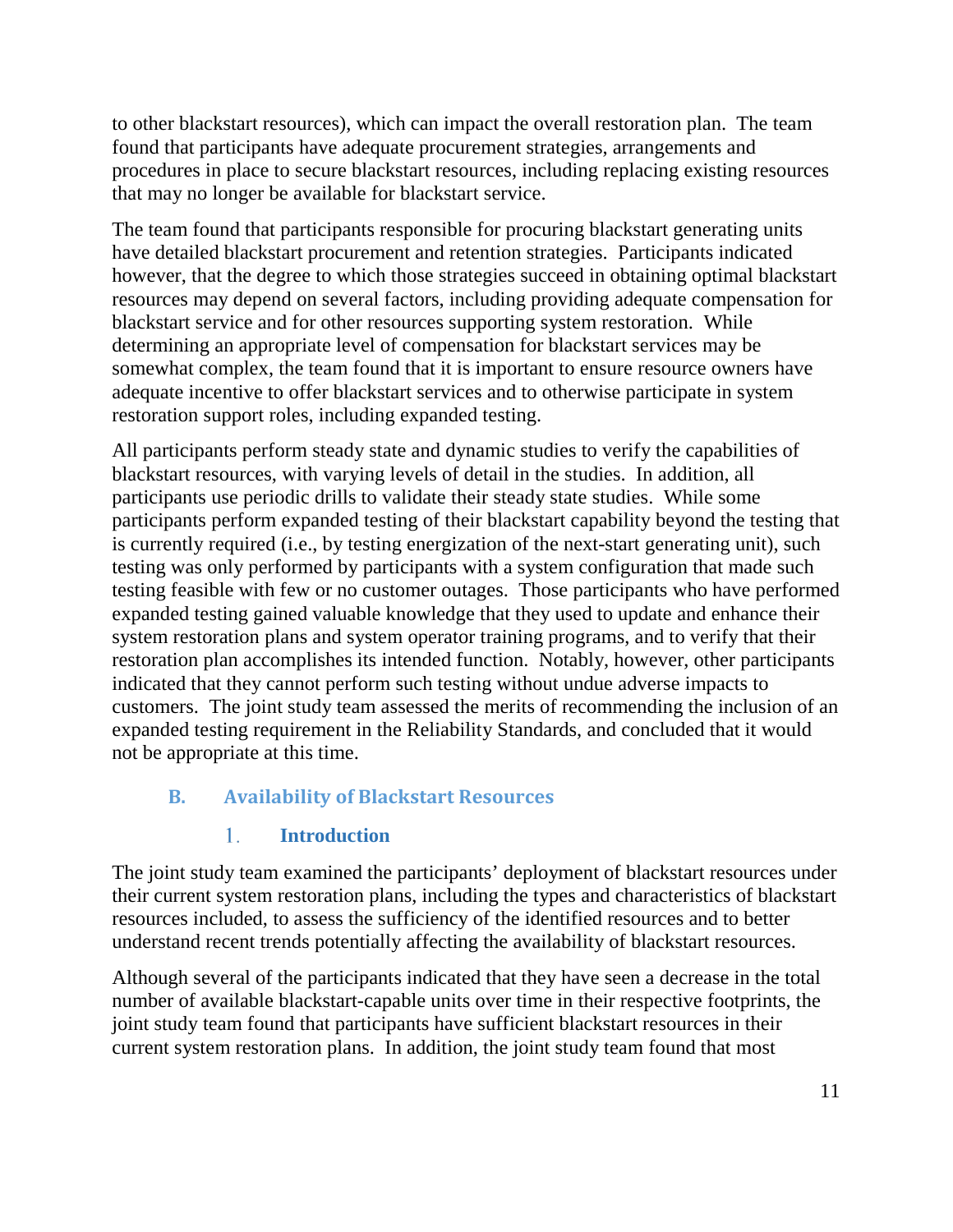to other blackstart resources), which can impact the overall restoration plan. The team found that participants have adequate procurement strategies, arrangements and procedures in place to secure blackstart resources, including replacing existing resources that may no longer be available for blackstart service.

The team found that participants responsible for procuring blackstart generating units have detailed blackstart procurement and retention strategies. Participants indicated however, that the degree to which those strategies succeed in obtaining optimal blackstart resources may depend on several factors, including providing adequate compensation for blackstart service and for other resources supporting system restoration. While determining an appropriate level of compensation for blackstart services may be somewhat complex, the team found that it is important to ensure resource owners have adequate incentive to offer blackstart services and to otherwise participate in system restoration support roles, including expanded testing.

All participants perform steady state and dynamic studies to verify the capabilities of blackstart resources, with varying levels of detail in the studies. In addition, all participants use periodic drills to validate their steady state studies. While some participants perform expanded testing of their blackstart capability beyond the testing that is currently required (i.e., by testing energization of the next-start generating unit), such testing was only performed by participants with a system configuration that made such testing feasible with few or no customer outages. Those participants who have performed expanded testing gained valuable knowledge that they used to update and enhance their system restoration plans and system operator training programs, and to verify that their restoration plan accomplishes its intended function. Notably, however, other participants indicated that they cannot perform such testing without undue adverse impacts to customers. The joint study team assessed the merits of recommending the inclusion of an expanded testing requirement in the Reliability Standards, and concluded that it would not be appropriate at this time.

## B. Availability of Blackstart Resources

### 1. Introduction

The joint study team examined the participants' deployment of blackstart resources under their current system restoration plans, including the types and characteristics of blackstart resources included, to assess the sufficiency of the identified resources and to better understand recent trends potentially affecting the availability of blackstart resources.

Although several of the participants indicated that they have seen a decrease in the total number of available blackstart-capable units over time in their respective footprints, the joint study team found that participants have sufficient blackstart resources in their current system restoration plans. In addition, the joint study team found that most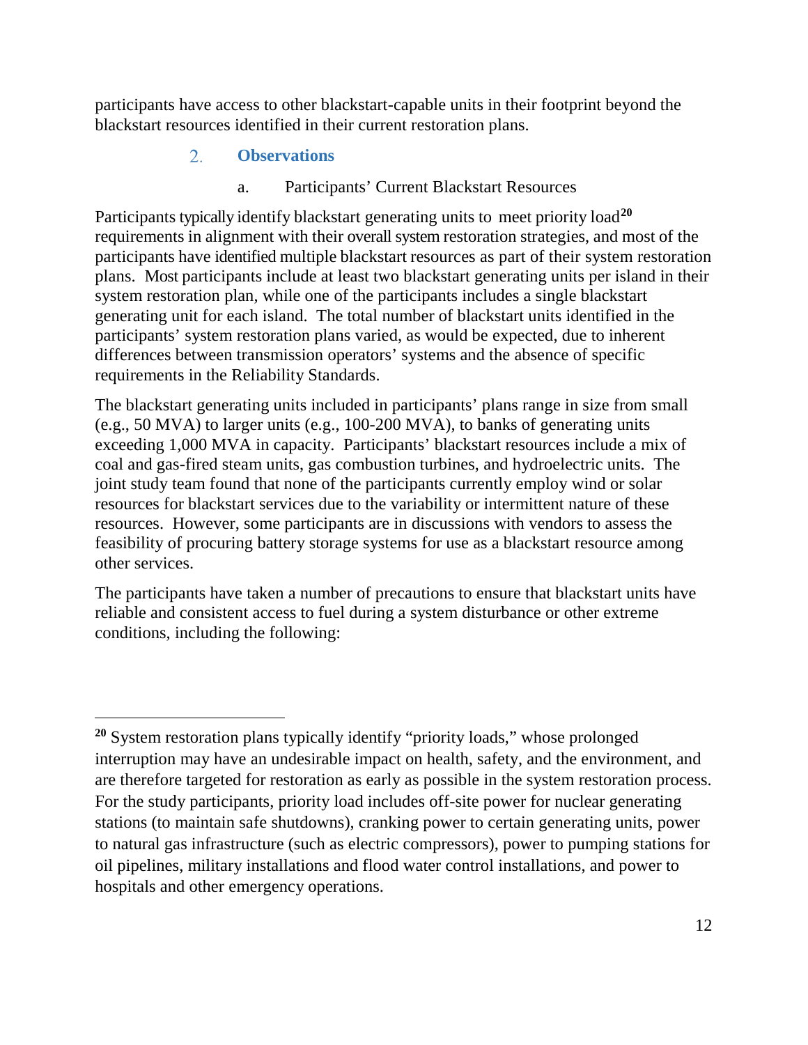participants have access to other blackstart-capable units in their footprint beyond the blackstart resources identified in their current restoration plans.

### 2. Observations

#### a. Participants' Current Blackstart Resources

Participants typically identify blackstart generating units to meet priority load[20] requirements in alignment with their overall system restoration strategies, and most of the participants have identified multiple blackstart resources as part of their system restoration plans. Most participants include at least two blackstart generating units per island in their system restoration plan, while one of the participants includes a single blackstart generating unit for each island. The total number of blackstart units identified in the participants' system restoration plans varied, as would be expected, due to inherent differences between transmission operators' systems and the absence of specific requirements in the Reliability Standards.

The blackstart generating units included in participants' plans range in size from small (e.g., 50 MVA) to larger units (e.g., 100-200 MVA), to banks of generating units exceeding 1,000 MVA in capacity. Participants' blackstart resources include a mix of coal and gas-fired steam units, gas combustion turbines, and hydroelectric units. The joint study team found that none of the participants currently employ wind or solar resources for blackstart services due to the variability or intermittent nature of these resources. However, some participants are in discussions with vendors to assess the feasibility of procuring battery storage systems for use as a blackstart resource among other services.

The participants have taken a number of precautions to ensure that blackstart units have reliable and consistent access to fuel during a system disturbance or other extreme conditions, including the following:

---

[20] System restoration plans typically identify "priority loads," whose prolonged interruption may have an undesirable impact on health, safety, and the environment, and are therefore targeted for restoration as early as possible in the system restoration process. For the study participants, priority load includes off-site power for nuclear generating stations (to maintain safe shutdowns), cranking power to certain generating units, power to natural gas infrastructure (such as electric compressors), power to pumping stations for oil pipelines, military installations and flood water control installations, and power to hospitals and other emergency operations.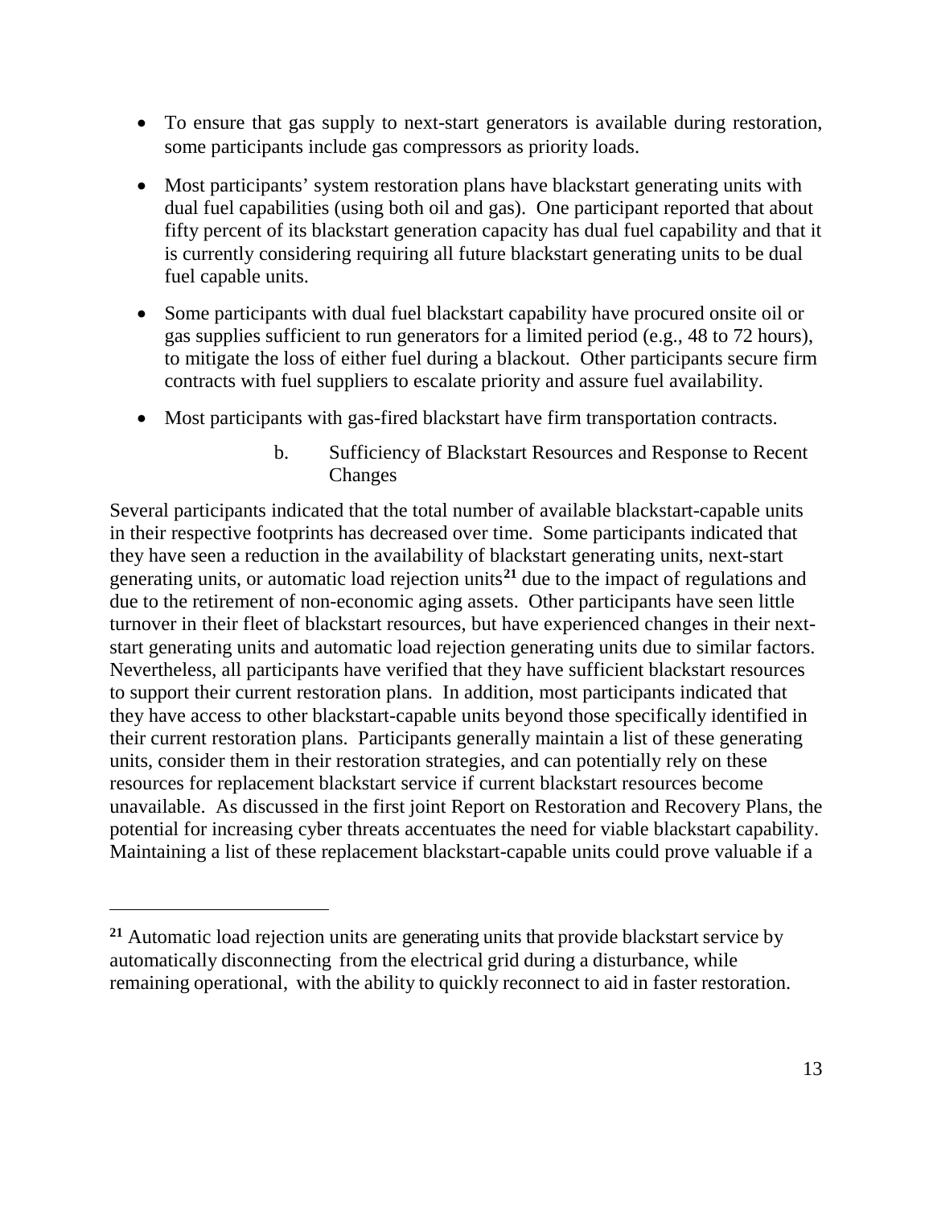- To ensure that gas supply to next-start generators is available during restoration, some participants include gas compressors as priority loads.
- Most participants' system restoration plans have blackstart generating units with dual fuel capabilities (using both oil and gas). One participant reported that about fifty percent of its blackstart generation capacity has dual fuel capability and that it is currently considering requiring all future blackstart generating units to be dual fuel capable units.
- Some participants with dual fuel blackstart capability have procured onsite oil or gas supplies sufficient to run generators for a limited period (e.g., 48 to 72 hours), to mitigate the loss of either fuel during a blackout. Other participants secure firm contracts with fuel suppliers to escalate priority and assure fuel availability.
- Most participants with gas-fired blackstart have firm transportation contracts.

#### b. Sufficiency of Blackstart Resources and Response to Recent Changes

Several participants indicated that the total number of available blackstart-capable units in their respective footprints has decreased over time. Some participants indicated that they have seen a reduction in the availability of blackstart generating units, next-start generating units, or automatic load rejection units[21] due to the impact of regulations and due to the retirement of non-economic aging assets. Other participants have seen little turnover in their fleet of blackstart resources, but have experienced changes in their next-start generating units and automatic load rejection generating units due to similar factors. Nevertheless, all participants have verified that they have sufficient blackstart resources to support their current restoration plans. In addition, most participants indicated that they have access to other blackstart-capable units beyond those specifically identified in their current restoration plans. Participants generally maintain a list of these generating units, consider them in their restoration strategies, and can potentially rely on these resources for replacement blackstart service if current blackstart resources become unavailable. As discussed in the first joint Report on Restoration and Recovery Plans, the potential for increasing cyber threats accentuates the need for viable blackstart capability. Maintaining a list of these replacement blackstart-capable units could prove valuable if a

---

[21] Automatic load rejection units are generating units that provide blackstart service by automatically disconnecting from the electrical grid during a disturbance, while remaining operational, with the ability to quickly reconnect to aid in faster restoration.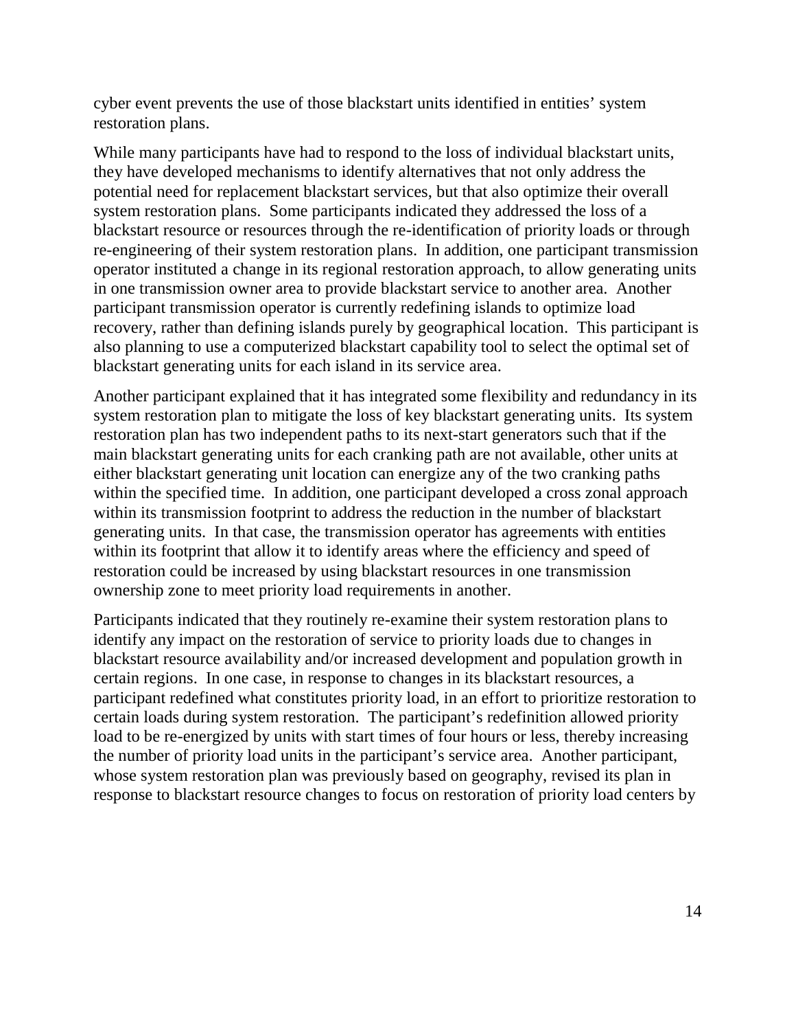cyber event prevents the use of those blackstart units identified in entities' system restoration plans.

While many participants have had to respond to the loss of individual blackstart units, they have developed mechanisms to identify alternatives that not only address the potential need for replacement blackstart services, but that also optimize their overall system restoration plans. Some participants indicated they addressed the loss of a blackstart resource or resources through the re-identification of priority loads or through re-engineering of their system restoration plans. In addition, one participant transmission operator instituted a change in its regional restoration approach, to allow generating units in one transmission owner area to provide blackstart service to another area. Another participant transmission operator is currently redefining islands to optimize load recovery, rather than defining islands purely by geographical location. This participant is also planning to use a computerized blackstart capability tool to select the optimal set of blackstart generating units for each island in its service area.

Another participant explained that it has integrated some flexibility and redundancy in its system restoration plan to mitigate the loss of key blackstart generating units. Its system restoration plan has two independent paths to its next-start generators such that if the main blackstart generating units for each cranking path are not available, other units at either blackstart generating unit location can energize any of the two cranking paths within the specified time. In addition, one participant developed a cross zonal approach within its transmission footprint to address the reduction in the number of blackstart generating units. In that case, the transmission operator has agreements with entities within its footprint that allow it to identify areas where the efficiency and speed of restoration could be increased by using blackstart resources in one transmission ownership zone to meet priority load requirements in another.

Participants indicated that they routinely re-examine their system restoration plans to identify any impact on the restoration of service to priority loads due to changes in blackstart resource availability and/or increased development and population growth in certain regions. In one case, in response to changes in its blackstart resources, a participant redefined what constitutes priority load, in an effort to prioritize restoration to certain loads during system restoration. The participant's redefinition allowed priority load to be re-energized by units with start times of four hours or less, thereby increasing the number of priority load units in the participant's service area. Another participant, whose system restoration plan was previously based on geography, revised its plan in response to blackstart resource changes to focus on restoration of priority load centers by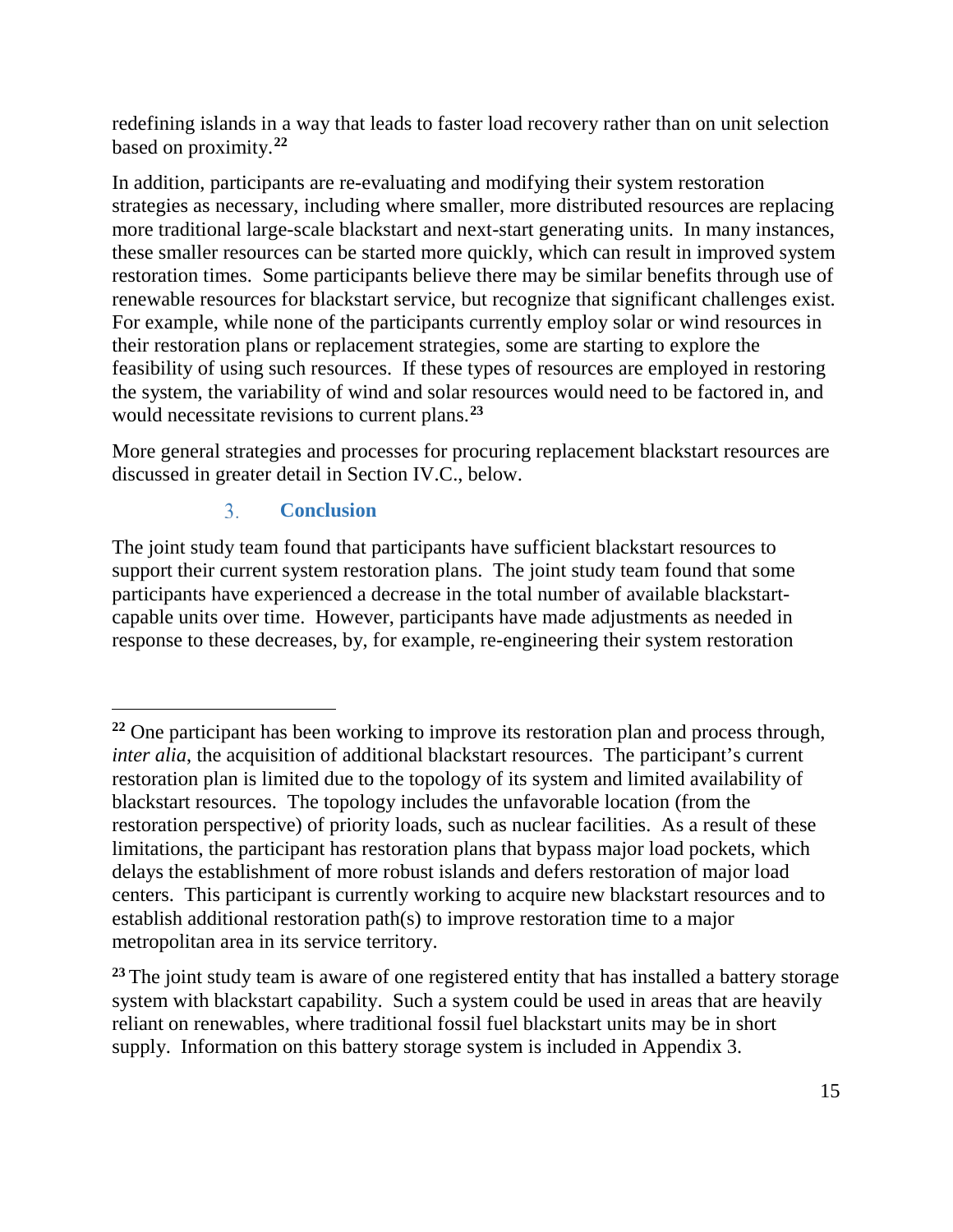redefining islands in a way that leads to faster load recovery rather than on unit selection based on proximity.[22]

In addition, participants are re-evaluating and modifying their system restoration strategies as necessary, including where smaller, more distributed resources are replacing more traditional large-scale blackstart and next-start generating units. In many instances, these smaller resources can be started more quickly, which can result in improved system restoration times. Some participants believe there may be similar benefits through use of renewable resources for blackstart service, but recognize that significant challenges exist. For example, while none of the participants currently employ solar or wind resources in their restoration plans or replacement strategies, some are starting to explore the feasibility of using such resources. If these types of resources are employed in restoring the system, the variability of wind and solar resources would need to be factored in, and would necessitate revisions to current plans.[23]

More general strategies and processes for procuring replacement blackstart resources are discussed in greater detail in Section IV.C., below.

### 3. Conclusion

The joint study team found that participants have sufficient blackstart resources to support their current system restoration plans. The joint study team found that some participants have experienced a decrease in the total number of available blackstart-capable units over time. However, participants have made adjustments as needed in response to these decreases, by, for example, re-engineering their system restoration

---

[22] One participant has been working to improve its restoration plan and process through, *inter alia*, the acquisition of additional blackstart resources. The participant's current restoration plan is limited due to the topology of its system and limited availability of blackstart resources. The topology includes the unfavorable location (from the restoration perspective) of priority loads, such as nuclear facilities. As a result of these limitations, the participant has restoration plans that bypass major load pockets, which delays the establishment of more robust islands and defers restoration of major load centers. This participant is currently working to acquire new blackstart resources and to establish additional restoration path(s) to improve restoration time to a major metropolitan area in its service territory.

[23] The joint study team is aware of one registered entity that has installed a battery storage system with blackstart capability. Such a system could be used in areas that are heavily reliant on renewables, where traditional fossil fuel blackstart units may be in short supply. Information on this battery storage system is included in Appendix 3.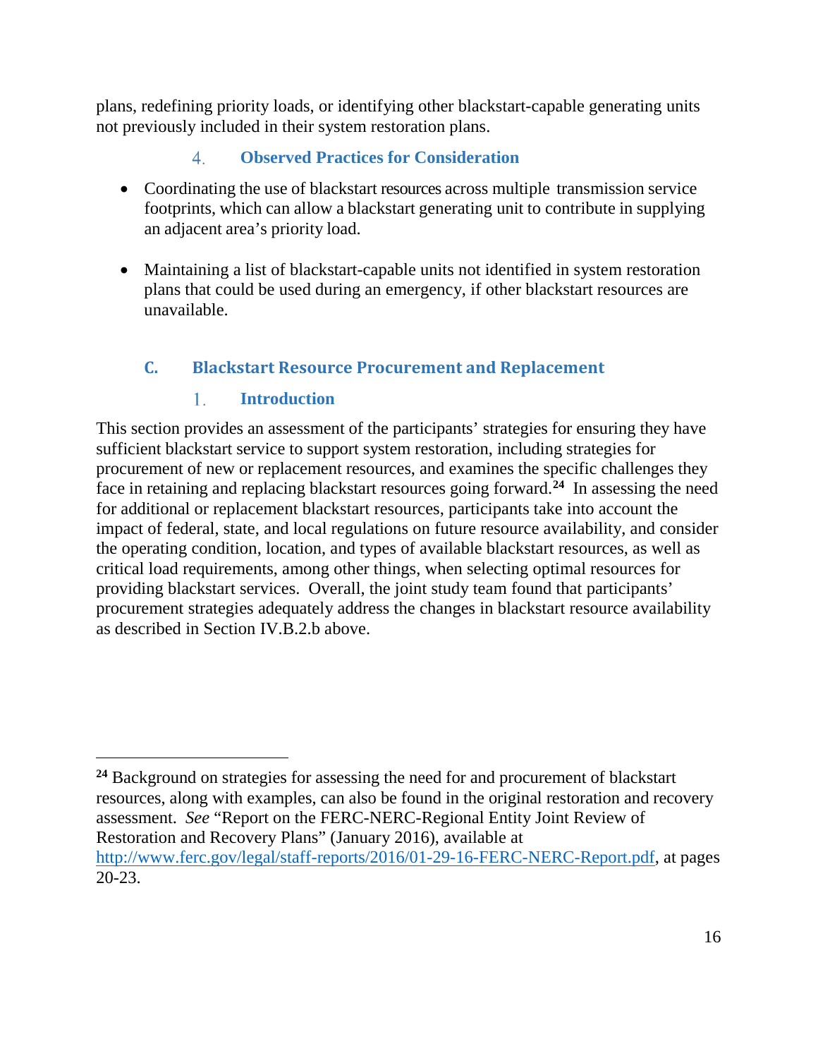plans, redefining priority loads, or identifying other blackstart-capable generating units not previously included in their system restoration plans.

#### 4. Observed Practices for Consideration

- Coordinating the use of blackstart resources across multiple transmission service footprints, which can allow a blackstart generating unit to contribute in supplying an adjacent area's priority load.

- Maintaining a list of blackstart-capable units not identified in system restoration plans that could be used during an emergency, if other blackstart resources are unavailable.

### C. Blackstart Resource Procurement and Replacement

#### 1. Introduction

This section provides an assessment of the participants' strategies for ensuring they have sufficient blackstart service to support system restoration, including strategies for procurement of new or replacement resources, and examines the specific challenges they face in retaining and replacing blackstart resources going forward.[24] In assessing the need for additional or replacement blackstart resources, participants take into account the impact of federal, state, and local regulations on future resource availability, and consider the operating condition, location, and types of available blackstart resources, as well as critical load requirements, among other things, when selecting optimal resources for providing blackstart services. Overall, the joint study team found that participants' procurement strategies adequately address the changes in blackstart resource availability as described in Section IV.B.2.b above.

---

[24] Background on strategies for assessing the need for and procurement of blackstart resources, along with examples, can also be found in the original restoration and recovery assessment. *See* "Report on the FERC-NERC-Regional Entity Joint Review of Restoration and Recovery Plans" (January 2016), available at http://www.ferc.gov/legal/staff-reports/2016/01-29-16-FERC-NERC-Report.pdf, at pages 20-23.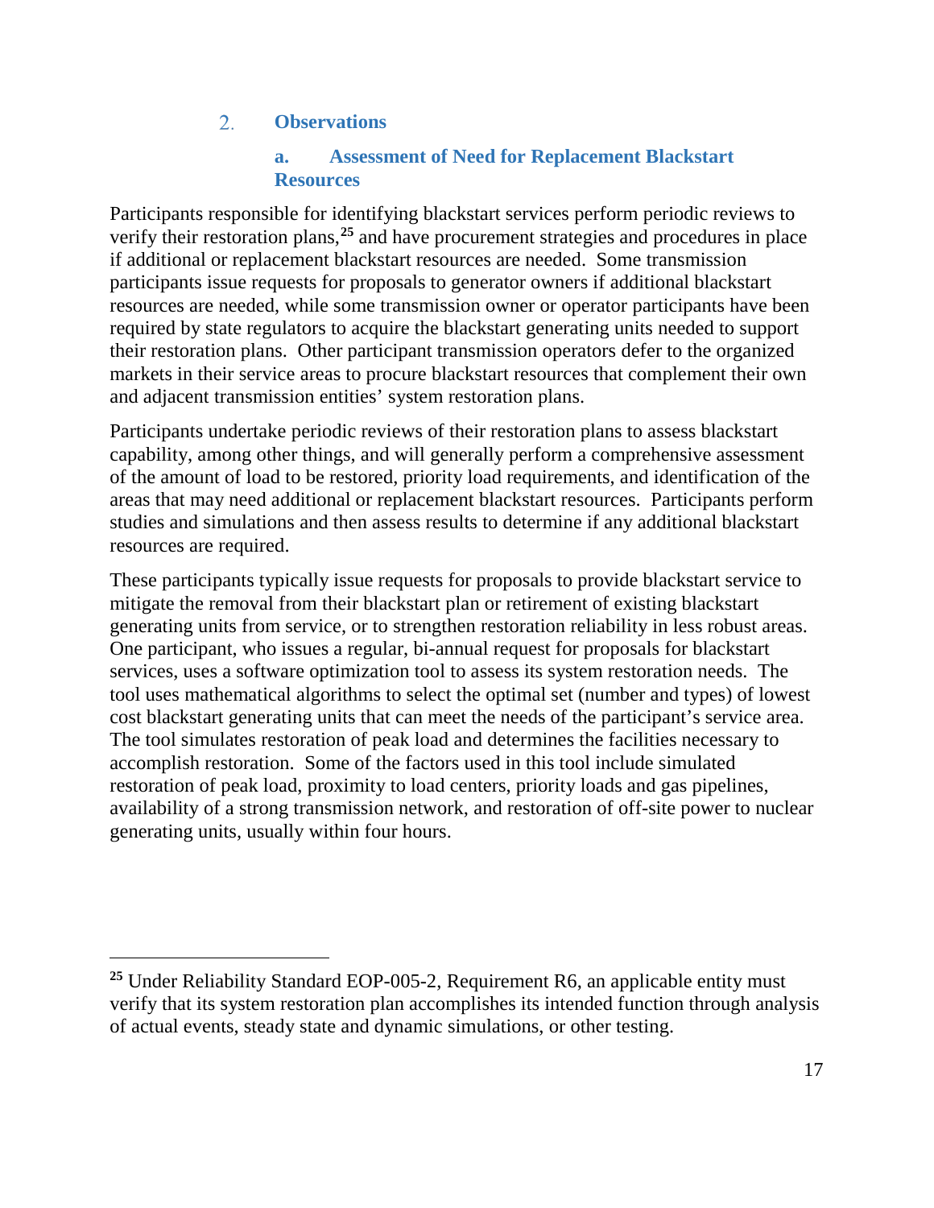## 2. Observations

### a. Assessment of Need for Replacement Blackstart Resources

Participants responsible for identifying blackstart services perform periodic reviews to verify their restoration plans,[25] and have procurement strategies and procedures in place if additional or replacement blackstart resources are needed. Some transmission participants issue requests for proposals to generator owners if additional blackstart resources are needed, while some transmission owner or operator participants have been required by state regulators to acquire the blackstart generating units needed to support their restoration plans. Other participant transmission operators defer to the organized markets in their service areas to procure blackstart resources that complement their own and adjacent transmission entities' system restoration plans.

Participants undertake periodic reviews of their restoration plans to assess blackstart capability, among other things, and will generally perform a comprehensive assessment of the amount of load to be restored, priority load requirements, and identification of the areas that may need additional or replacement blackstart resources. Participants perform studies and simulations and then assess results to determine if any additional blackstart resources are required.

These participants typically issue requests for proposals to provide blackstart service to mitigate the removal from their blackstart plan or retirement of existing blackstart generating units from service, or to strengthen restoration reliability in less robust areas. One participant, who issues a regular, bi-annual request for proposals for blackstart services, uses a software optimization tool to assess its system restoration needs. The tool uses mathematical algorithms to select the optimal set (number and types) of lowest cost blackstart generating units that can meet the needs of the participant's service area. The tool simulates restoration of peak load and determines the facilities necessary to accomplish restoration. Some of the factors used in this tool include simulated restoration of peak load, proximity to load centers, priority loads and gas pipelines, availability of a strong transmission network, and restoration of off-site power to nuclear generating units, usually within four hours.

---

[25] Under Reliability Standard EOP-005-2, Requirement R6, an applicable entity must verify that its system restoration plan accomplishes its intended function through analysis of actual events, steady state and dynamic simulations, or other testing.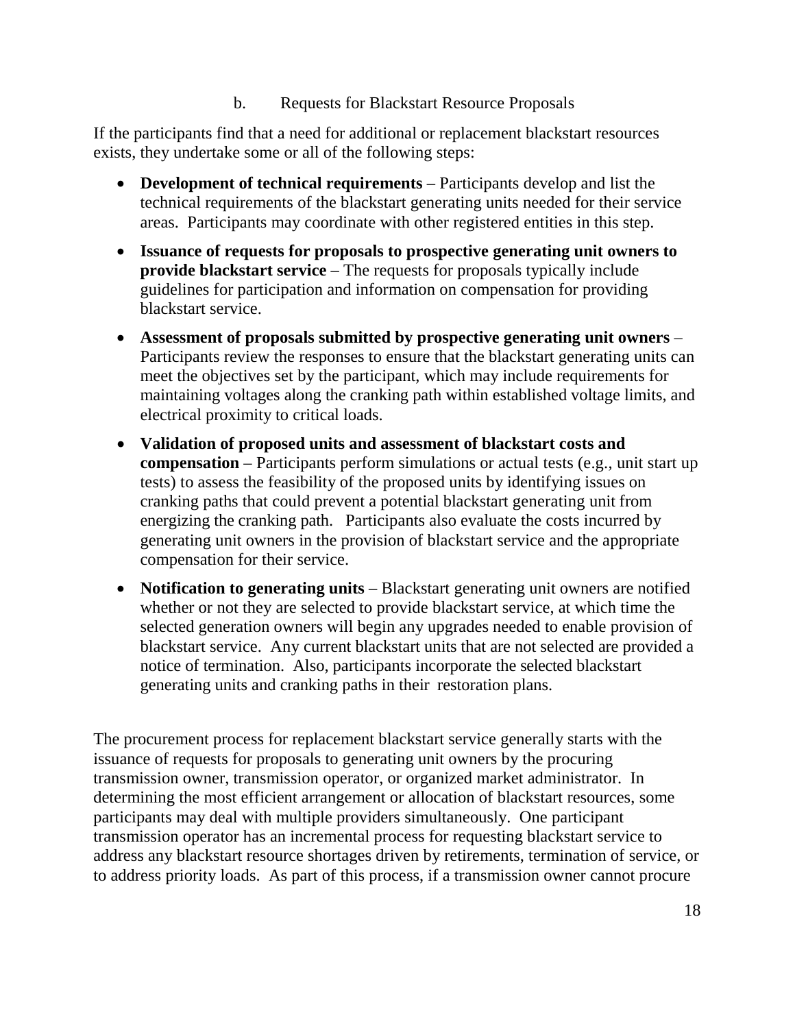### b. Requests for Blackstart Resource Proposals

If the participants find that a need for additional or replacement blackstart resources exists, they undertake some or all of the following steps:

- **Development of technical requirements** – Participants develop and list the technical requirements of the blackstart generating units needed for their service areas. Participants may coordinate with other registered entities in this step.
- **Issuance of requests for proposals to prospective generating unit owners to provide blackstart service** – The requests for proposals typically include guidelines for participation and information on compensation for providing blackstart service.
- **Assessment of proposals submitted by prospective generating unit owners** – Participants review the responses to ensure that the blackstart generating units can meet the objectives set by the participant, which may include requirements for maintaining voltages along the cranking path within established voltage limits, and electrical proximity to critical loads.
- **Validation of proposed units and assessment of blackstart costs and compensation** – Participants perform simulations or actual tests (e.g., unit start up tests) to assess the feasibility of the proposed units by identifying issues on cranking paths that could prevent a potential blackstart generating unit from energizing the cranking path. Participants also evaluate the costs incurred by generating unit owners in the provision of blackstart service and the appropriate compensation for their service.
- **Notification to generating units** – Blackstart generating unit owners are notified whether or not they are selected to provide blackstart service, at which time the selected generation owners will begin any upgrades needed to enable provision of blackstart service. Any current blackstart units that are not selected are provided a notice of termination. Also, participants incorporate the selected blackstart generating units and cranking paths in their restoration plans.

The procurement process for replacement blackstart service generally starts with the issuance of requests for proposals to generating unit owners by the procuring transmission owner, transmission operator, or organized market administrator. In determining the most efficient arrangement or allocation of blackstart resources, some participants may deal with multiple providers simultaneously. One participant transmission operator has an incremental process for requesting blackstart service to address any blackstart resource shortages driven by retirements, termination of service, or to address priority loads. As part of this process, if a transmission owner cannot procure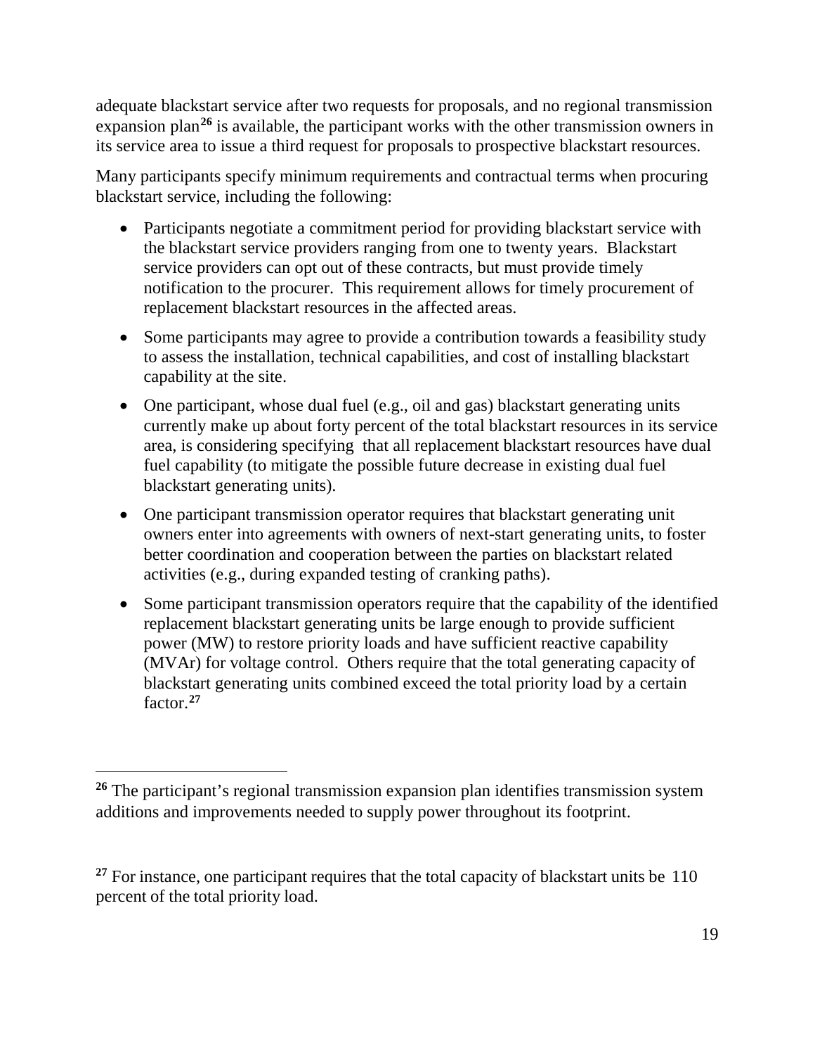adequate blackstart service after two requests for proposals, and no regional transmission expansion plan[26] is available, the participant works with the other transmission owners in its service area to issue a third request for proposals to prospective blackstart resources.

Many participants specify minimum requirements and contractual terms when procuring blackstart service, including the following:

- Participants negotiate a commitment period for providing blackstart service with the blackstart service providers ranging from one to twenty years. Blackstart service providers can opt out of these contracts, but must provide timely notification to the procurer. This requirement allows for timely procurement of replacement blackstart resources in the affected areas.
- Some participants may agree to provide a contribution towards a feasibility study to assess the installation, technical capabilities, and cost of installing blackstart capability at the site.
- One participant, whose dual fuel (e.g., oil and gas) blackstart generating units currently make up about forty percent of the total blackstart resources in its service area, is considering specifying that all replacement blackstart resources have dual fuel capability (to mitigate the possible future decrease in existing dual fuel blackstart generating units).
- One participant transmission operator requires that blackstart generating unit owners enter into agreements with owners of next-start generating units, to foster better coordination and cooperation between the parties on blackstart related activities (e.g., during expanded testing of cranking paths).
- Some participant transmission operators require that the capability of the identified replacement blackstart generating units be large enough to provide sufficient power (MW) to restore priority loads and have sufficient reactive capability (MVAr) for voltage control. Others require that the total generating capacity of blackstart generating units combined exceed the total priority load by a certain factor.[27]

---

[26] The participant's regional transmission expansion plan identifies transmission system additions and improvements needed to supply power throughout its footprint.

[27] For instance, one participant requires that the total capacity of blackstart units be 110 percent of the total priority load.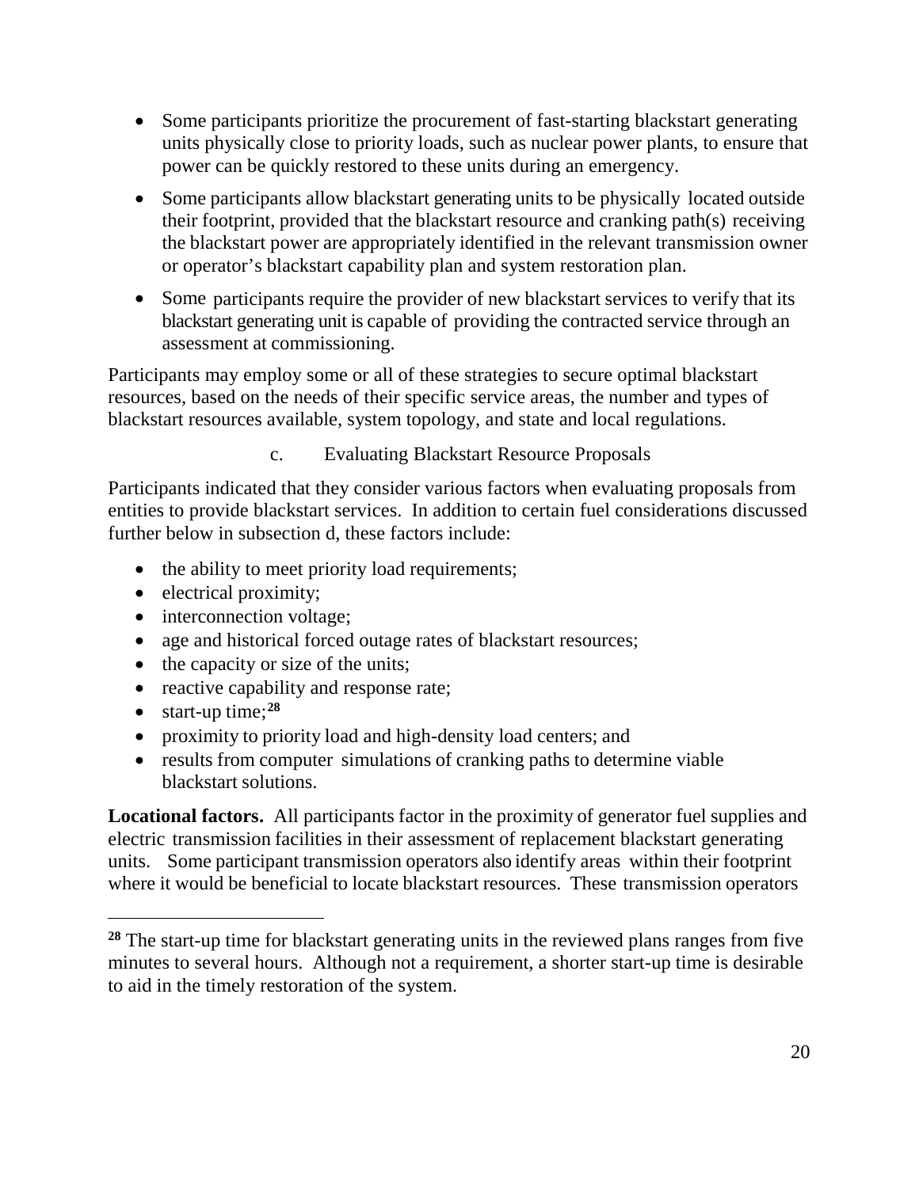- Some participants prioritize the procurement of fast-starting blackstart generating units physically close to priority loads, such as nuclear power plants, to ensure that power can be quickly restored to these units during an emergency.
- Some participants allow blackstart generating units to be physically located outside their footprint, provided that the blackstart resource and cranking path(s) receiving the blackstart power are appropriately identified in the relevant transmission owner or operator's blackstart capability plan and system restoration plan.
- Some participants require the provider of new blackstart services to verify that its blackstart generating unit is capable of providing the contracted service through an assessment at commissioning.

Participants may employ some or all of these strategies to secure optimal blackstart resources, based on the needs of their specific service areas, the number and types of blackstart resources available, system topology, and state and local regulations.

#### c. Evaluating Blackstart Resource Proposals

Participants indicated that they consider various factors when evaluating proposals from entities to provide blackstart services. In addition to certain fuel considerations discussed further below in subsection d, these factors include:

- the ability to meet priority load requirements;
- electrical proximity;
- interconnection voltage;
- age and historical forced outage rates of blackstart resources;
- the capacity or size of the units;
- reactive capability and response rate;
- start-up time;[28]
- proximity to priority load and high-density load centers; and
- results from computer simulations of cranking paths to determine viable blackstart solutions.

**Locational factors.** All participants factor in the proximity of generator fuel supplies and electric transmission facilities in their assessment of replacement blackstart generating units. Some participant transmission operators also identify areas within their footprint where it would be beneficial to locate blackstart resources. These transmission operators

---

[28] The start-up time for blackstart generating units in the reviewed plans ranges from five minutes to several hours. Although not a requirement, a shorter start-up time is desirable to aid in the timely restoration of the system.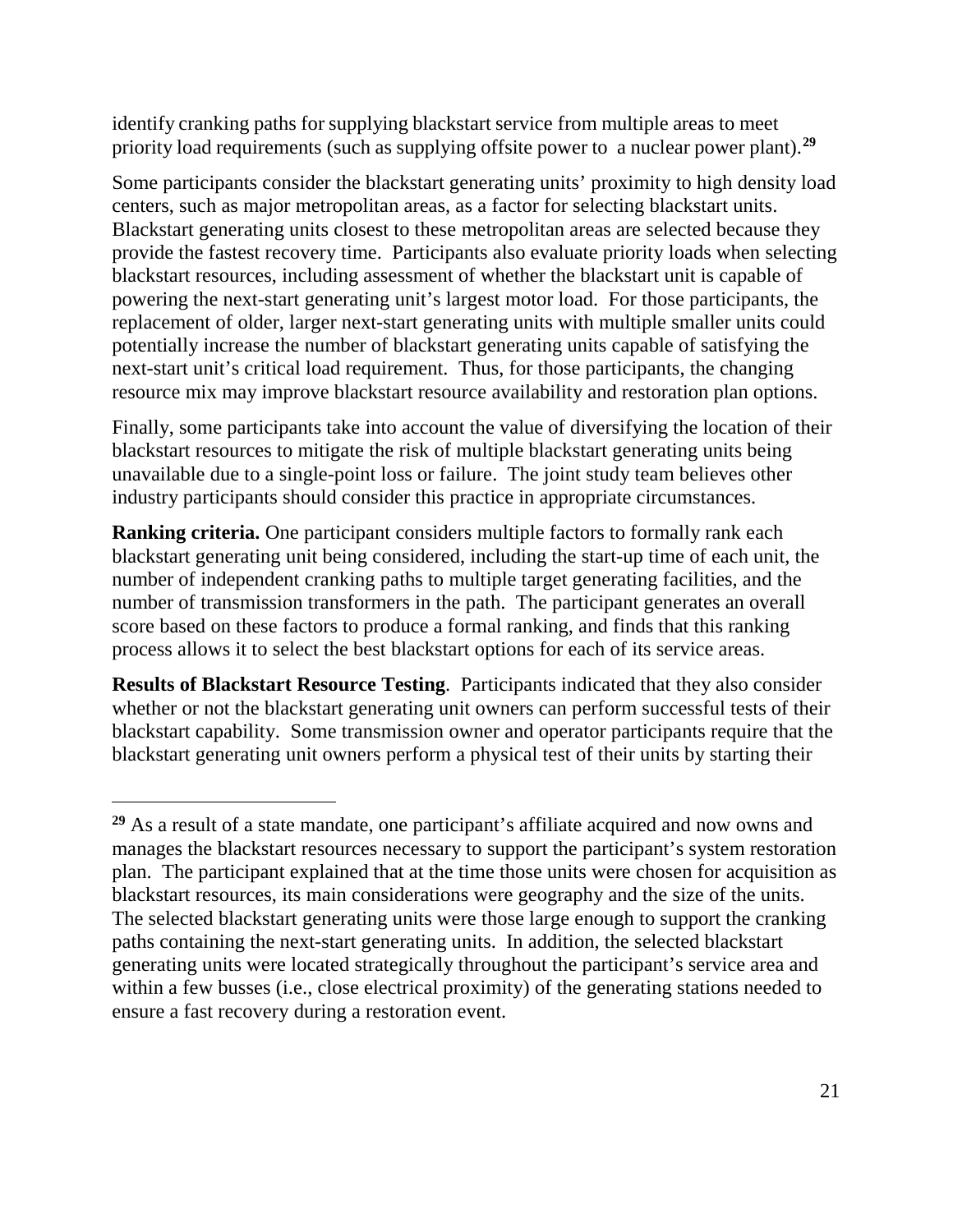identify cranking paths for supplying blackstart service from multiple areas to meet priority load requirements (such as supplying offsite power to a nuclear power plant).[29]

Some participants consider the blackstart generating units' proximity to high density load centers, such as major metropolitan areas, as a factor for selecting blackstart units. Blackstart generating units closest to these metropolitan areas are selected because they provide the fastest recovery time. Participants also evaluate priority loads when selecting blackstart resources, including assessment of whether the blackstart unit is capable of powering the next-start generating unit's largest motor load. For those participants, the replacement of older, larger next-start generating units with multiple smaller units could potentially increase the number of blackstart generating units capable of satisfying the next-start unit's critical load requirement. Thus, for those participants, the changing resource mix may improve blackstart resource availability and restoration plan options.

Finally, some participants take into account the value of diversifying the location of their blackstart resources to mitigate the risk of multiple blackstart generating units being unavailable due to a single-point loss or failure. The joint study team believes other industry participants should consider this practice in appropriate circumstances.

**Ranking criteria.** One participant considers multiple factors to formally rank each blackstart generating unit being considered, including the start-up time of each unit, the number of independent cranking paths to multiple target generating facilities, and the number of transmission transformers in the path. The participant generates an overall score based on these factors to produce a formal ranking, and finds that this ranking process allows it to select the best blackstart options for each of its service areas.

**Results of Blackstart Resource Testing**. Participants indicated that they also consider whether or not the blackstart generating unit owners can perform successful tests of their blackstart capability. Some transmission owner and operator participants require that the blackstart generating unit owners perform a physical test of their units by starting their

---

[29] As a result of a state mandate, one participant's affiliate acquired and now owns and manages the blackstart resources necessary to support the participant's system restoration plan. The participant explained that at the time those units were chosen for acquisition as blackstart resources, its main considerations were geography and the size of the units. The selected blackstart generating units were those large enough to support the cranking paths containing the next-start generating units. In addition, the selected blackstart generating units were located strategically throughout the participant's service area and within a few busses (i.e., close electrical proximity) of the generating stations needed to ensure a fast recovery during a restoration event.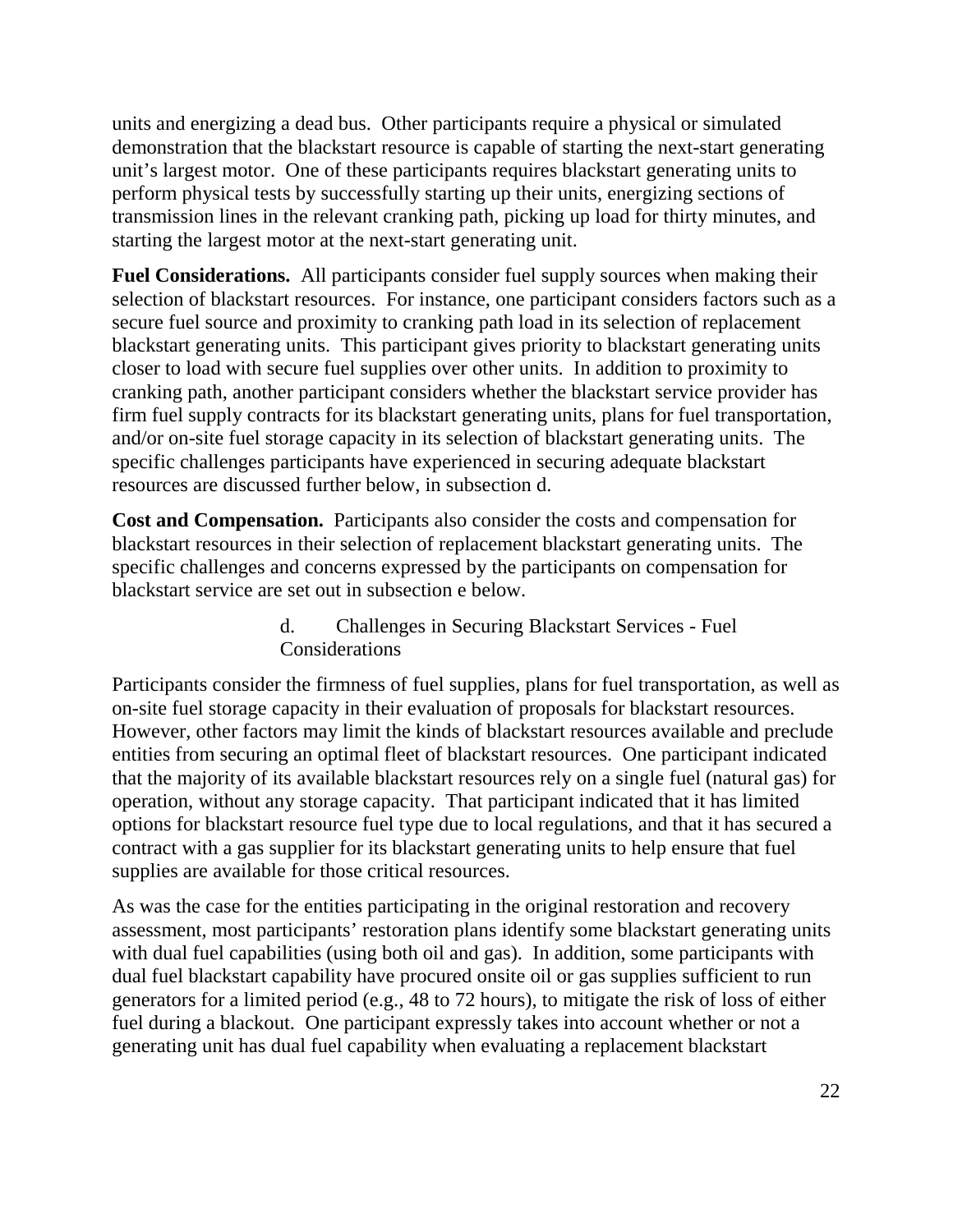units and energizing a dead bus. Other participants require a physical or simulated demonstration that the blackstart resource is capable of starting the next-start generating unit's largest motor. One of these participants requires blackstart generating units to perform physical tests by successfully starting up their units, energizing sections of transmission lines in the relevant cranking path, picking up load for thirty minutes, and starting the largest motor at the next-start generating unit.

**Fuel Considerations.** All participants consider fuel supply sources when making their selection of blackstart resources. For instance, one participant considers factors such as a secure fuel source and proximity to cranking path load in its selection of replacement blackstart generating units. This participant gives priority to blackstart generating units closer to load with secure fuel supplies over other units. In addition to proximity to cranking path, another participant considers whether the blackstart service provider has firm fuel supply contracts for its blackstart generating units, plans for fuel transportation, and/or on-site fuel storage capacity in its selection of blackstart generating units. The specific challenges participants have experienced in securing adequate blackstart resources are discussed further below, in subsection d.

**Cost and Compensation.** Participants also consider the costs and compensation for blackstart resources in their selection of replacement blackstart generating units. The specific challenges and concerns expressed by the participants on compensation for blackstart service are set out in subsection e below.

#### d. Challenges in Securing Blackstart Services - Fuel Considerations

Participants consider the firmness of fuel supplies, plans for fuel transportation, as well as on-site fuel storage capacity in their evaluation of proposals for blackstart resources. However, other factors may limit the kinds of blackstart resources available and preclude entities from securing an optimal fleet of blackstart resources. One participant indicated that the majority of its available blackstart resources rely on a single fuel (natural gas) for operation, without any storage capacity. That participant indicated that it has limited options for blackstart resource fuel type due to local regulations, and that it has secured a contract with a gas supplier for its blackstart generating units to help ensure that fuel supplies are available for those critical resources.

As was the case for the entities participating in the original restoration and recovery assessment, most participants' restoration plans identify some blackstart generating units with dual fuel capabilities (using both oil and gas). In addition, some participants with dual fuel blackstart capability have procured onsite oil or gas supplies sufficient to run generators for a limited period (e.g., 48 to 72 hours), to mitigate the risk of loss of either fuel during a blackout. One participant expressly takes into account whether or not a generating unit has dual fuel capability when evaluating a replacement blackstart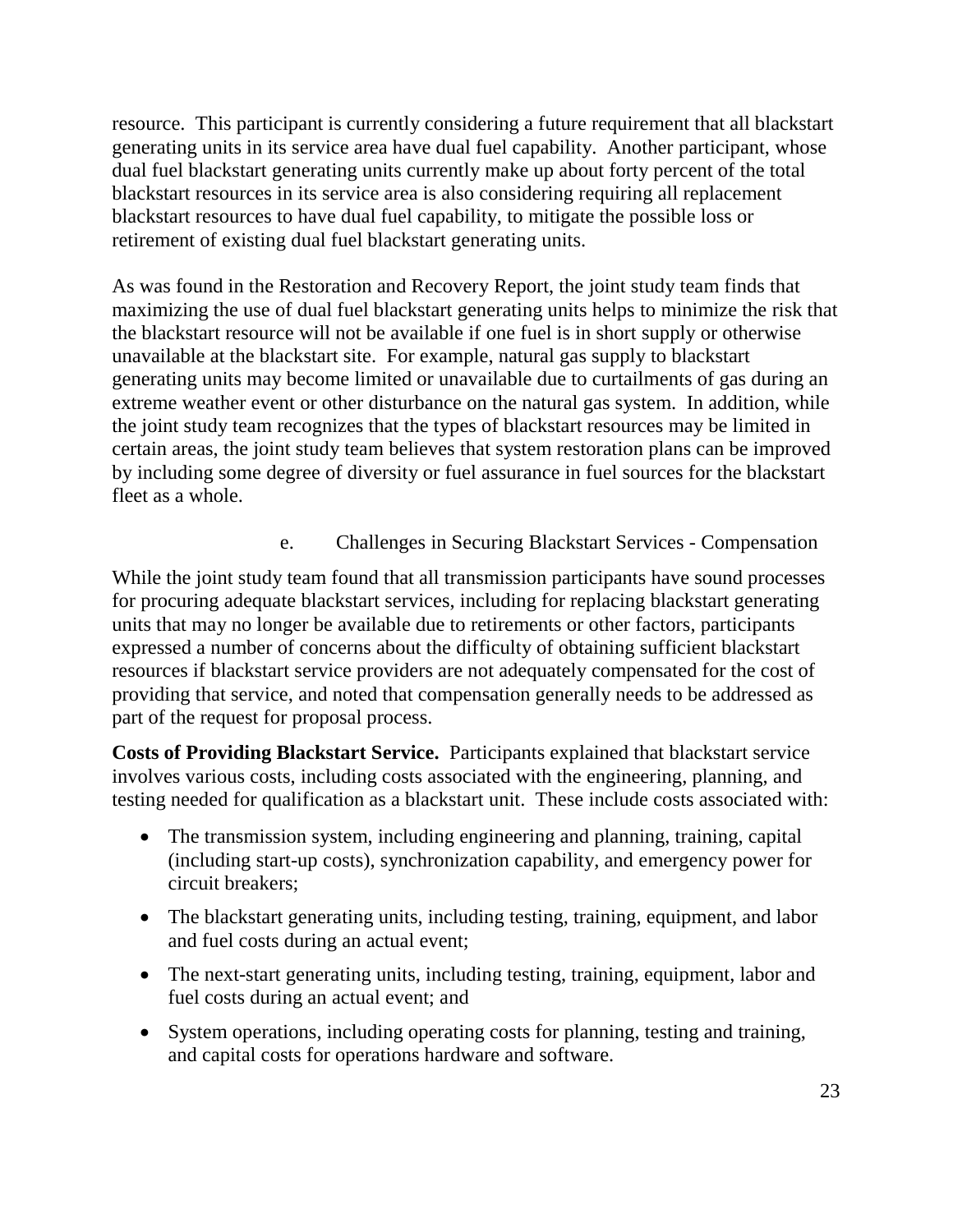resource. This participant is currently considering a future requirement that all blackstart generating units in its service area have dual fuel capability. Another participant, whose dual fuel blackstart generating units currently make up about forty percent of the total blackstart resources in its service area is also considering requiring all replacement blackstart resources to have dual fuel capability, to mitigate the possible loss or retirement of existing dual fuel blackstart generating units.

As was found in the Restoration and Recovery Report, the joint study team finds that maximizing the use of dual fuel blackstart generating units helps to minimize the risk that the blackstart resource will not be available if one fuel is in short supply or otherwise unavailable at the blackstart site. For example, natural gas supply to blackstart generating units may become limited or unavailable due to curtailments of gas during an extreme weather event or other disturbance on the natural gas system. In addition, while the joint study team recognizes that the types of blackstart resources may be limited in certain areas, the joint study team believes that system restoration plans can be improved by including some degree of diversity or fuel assurance in fuel sources for the blackstart fleet as a whole.

#### e. Challenges in Securing Blackstart Services - Compensation

While the joint study team found that all transmission participants have sound processes for procuring adequate blackstart services, including for replacing blackstart generating units that may no longer be available due to retirements or other factors, participants expressed a number of concerns about the difficulty of obtaining sufficient blackstart resources if blackstart service providers are not adequately compensated for the cost of providing that service, and noted that compensation generally needs to be addressed as part of the request for proposal process.

**Costs of Providing Blackstart Service.** Participants explained that blackstart service involves various costs, including costs associated with the engineering, planning, and testing needed for qualification as a blackstart unit. These include costs associated with:

- The transmission system, including engineering and planning, training, capital (including start-up costs), synchronization capability, and emergency power for circuit breakers;
- The blackstart generating units, including testing, training, equipment, and labor and fuel costs during an actual event;
- The next-start generating units, including testing, training, equipment, labor and fuel costs during an actual event; and
- System operations, including operating costs for planning, testing and training, and capital costs for operations hardware and software.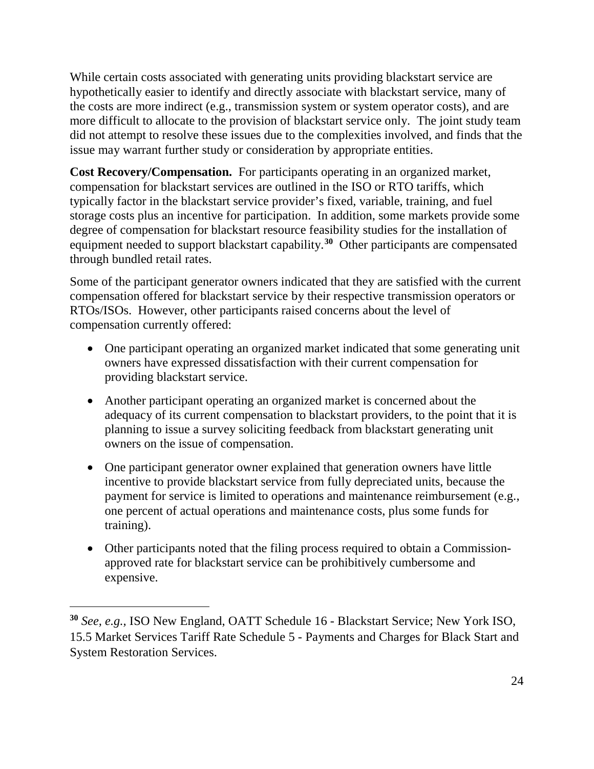While certain costs associated with generating units providing blackstart service are hypothetically easier to identify and directly associate with blackstart service, many of the costs are more indirect (e.g., transmission system or system operator costs), and are more difficult to allocate to the provision of blackstart service only. The joint study team did not attempt to resolve these issues due to the complexities involved, and finds that the issue may warrant further study or consideration by appropriate entities.

**Cost Recovery/Compensation.** For participants operating in an organized market, compensation for blackstart services are outlined in the ISO or RTO tariffs, which typically factor in the blackstart service provider's fixed, variable, training, and fuel storage costs plus an incentive for participation. In addition, some markets provide some degree of compensation for blackstart resource feasibility studies for the installation of equipment needed to support blackstart capability.[30] Other participants are compensated through bundled retail rates.

Some of the participant generator owners indicated that they are satisfied with the current compensation offered for blackstart service by their respective transmission operators or RTOs/ISOs. However, other participants raised concerns about the level of compensation currently offered:

- One participant operating an organized market indicated that some generating unit owners have expressed dissatisfaction with their current compensation for providing blackstart service.
- Another participant operating an organized market is concerned about the adequacy of its current compensation to blackstart providers, to the point that it is planning to issue a survey soliciting feedback from blackstart generating unit owners on the issue of compensation.
- One participant generator owner explained that generation owners have little incentive to provide blackstart service from fully depreciated units, because the payment for service is limited to operations and maintenance reimbursement (e.g., one percent of actual operations and maintenance costs, plus some funds for training).
- Other participants noted that the filing process required to obtain a Commission-approved rate for blackstart service can be prohibitively cumbersome and expensive.

[30] *See, e.g.*, ISO New England, OATT Schedule 16 - Blackstart Service; New York ISO, 15.5 Market Services Tariff Rate Schedule 5 - Payments and Charges for Black Start and System Restoration Services.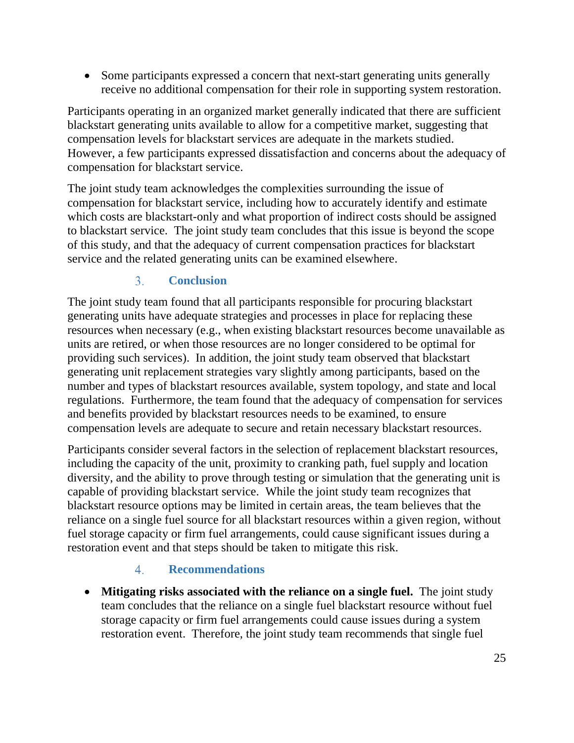- Some participants expressed a concern that next-start generating units generally receive no additional compensation for their role in supporting system restoration.

Participants operating in an organized market generally indicated that there are sufficient blackstart generating units available to allow for a competitive market, suggesting that compensation levels for blackstart services are adequate in the markets studied. However, a few participants expressed dissatisfaction and concerns about the adequacy of compensation for blackstart service.

The joint study team acknowledges the complexities surrounding the issue of compensation for blackstart service, including how to accurately identify and estimate which costs are blackstart-only and what proportion of indirect costs should be assigned to blackstart service. The joint study team concludes that this issue is beyond the scope of this study, and that the adequacy of current compensation practices for blackstart service and the related generating units can be examined elsewhere.

### 3. Conclusion

The joint study team found that all participants responsible for procuring blackstart generating units have adequate strategies and processes in place for replacing these resources when necessary (e.g., when existing blackstart resources become unavailable as units are retired, or when those resources are no longer considered to be optimal for providing such services). In addition, the joint study team observed that blackstart generating unit replacement strategies vary slightly among participants, based on the number and types of blackstart resources available, system topology, and state and local regulations. Furthermore, the team found that the adequacy of compensation for services and benefits provided by blackstart resources needs to be examined, to ensure compensation levels are adequate to secure and retain necessary blackstart resources.

Participants consider several factors in the selection of replacement blackstart resources, including the capacity of the unit, proximity to cranking path, fuel supply and location diversity, and the ability to prove through testing or simulation that the generating unit is capable of providing blackstart service. While the joint study team recognizes that blackstart resource options may be limited in certain areas, the team believes that the reliance on a single fuel source for all blackstart resources within a given region, without fuel storage capacity or firm fuel arrangements, could cause significant issues during a restoration event and that steps should be taken to mitigate this risk.

### 4. Recommendations

- **Mitigating risks associated with the reliance on a single fuel.** The joint study team concludes that the reliance on a single fuel blackstart resource without fuel storage capacity or firm fuel arrangements could cause issues during a system restoration event. Therefore, the joint study team recommends that single fuel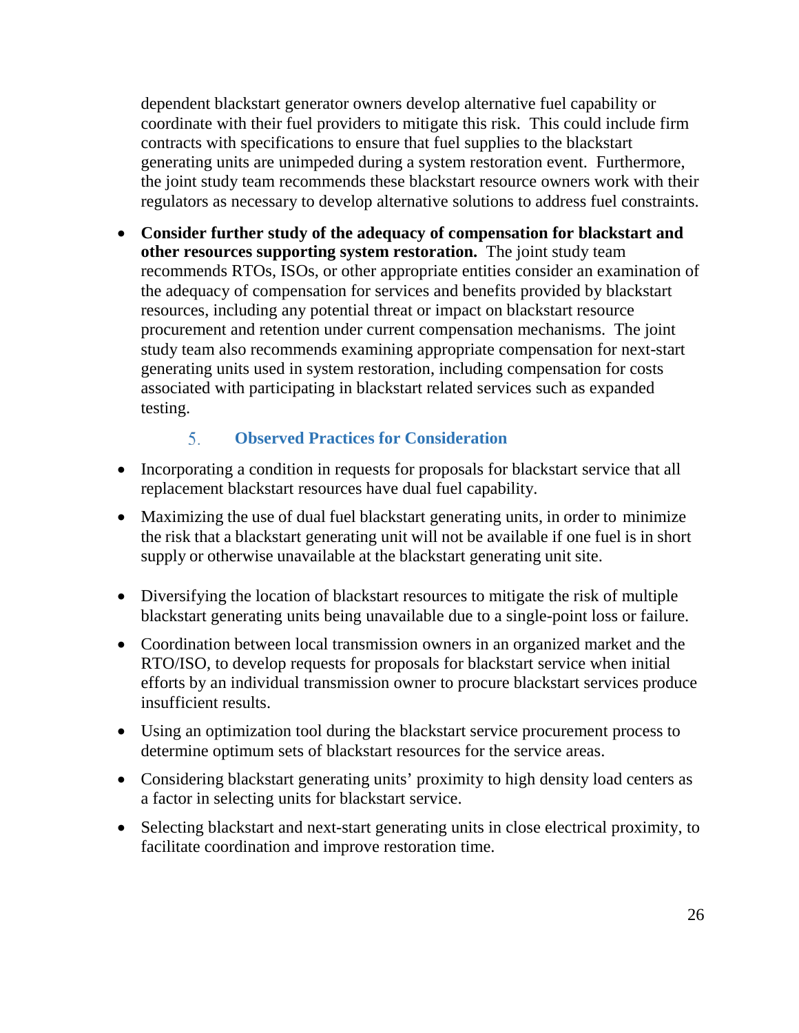dependent blackstart generator owners develop alternative fuel capability or coordinate with their fuel providers to mitigate this risk. This could include firm contracts with specifications to ensure that fuel supplies to the blackstart generating units are unimpeded during a system restoration event. Furthermore, the joint study team recommends these blackstart resource owners work with their regulators as necessary to develop alternative solutions to address fuel constraints.

- **Consider further study of the adequacy of compensation for blackstart and other resources supporting system restoration.** The joint study team recommends RTOs, ISOs, or other appropriate entities consider an examination of the adequacy of compensation for services and benefits provided by blackstart resources, including any potential threat or impact on blackstart resource procurement and retention under current compensation mechanisms. The joint study team also recommends examining appropriate compensation for next-start generating units used in system restoration, including compensation for costs associated with participating in blackstart related services such as expanded testing.

### 5. Observed Practices for Consideration

- Incorporating a condition in requests for proposals for blackstart service that all replacement blackstart resources have dual fuel capability.
- Maximizing the use of dual fuel blackstart generating units, in order to minimize the risk that a blackstart generating unit will not be available if one fuel is in short supply or otherwise unavailable at the blackstart generating unit site.
- Diversifying the location of blackstart resources to mitigate the risk of multiple blackstart generating units being unavailable due to a single-point loss or failure.
- Coordination between local transmission owners in an organized market and the RTO/ISO, to develop requests for proposals for blackstart service when initial efforts by an individual transmission owner to procure blackstart services produce insufficient results.
- Using an optimization tool during the blackstart service procurement process to determine optimum sets of blackstart resources for the service areas.
- Considering blackstart generating units' proximity to high density load centers as a factor in selecting units for blackstart service.
- Selecting blackstart and next-start generating units in close electrical proximity, to facilitate coordination and improve restoration time.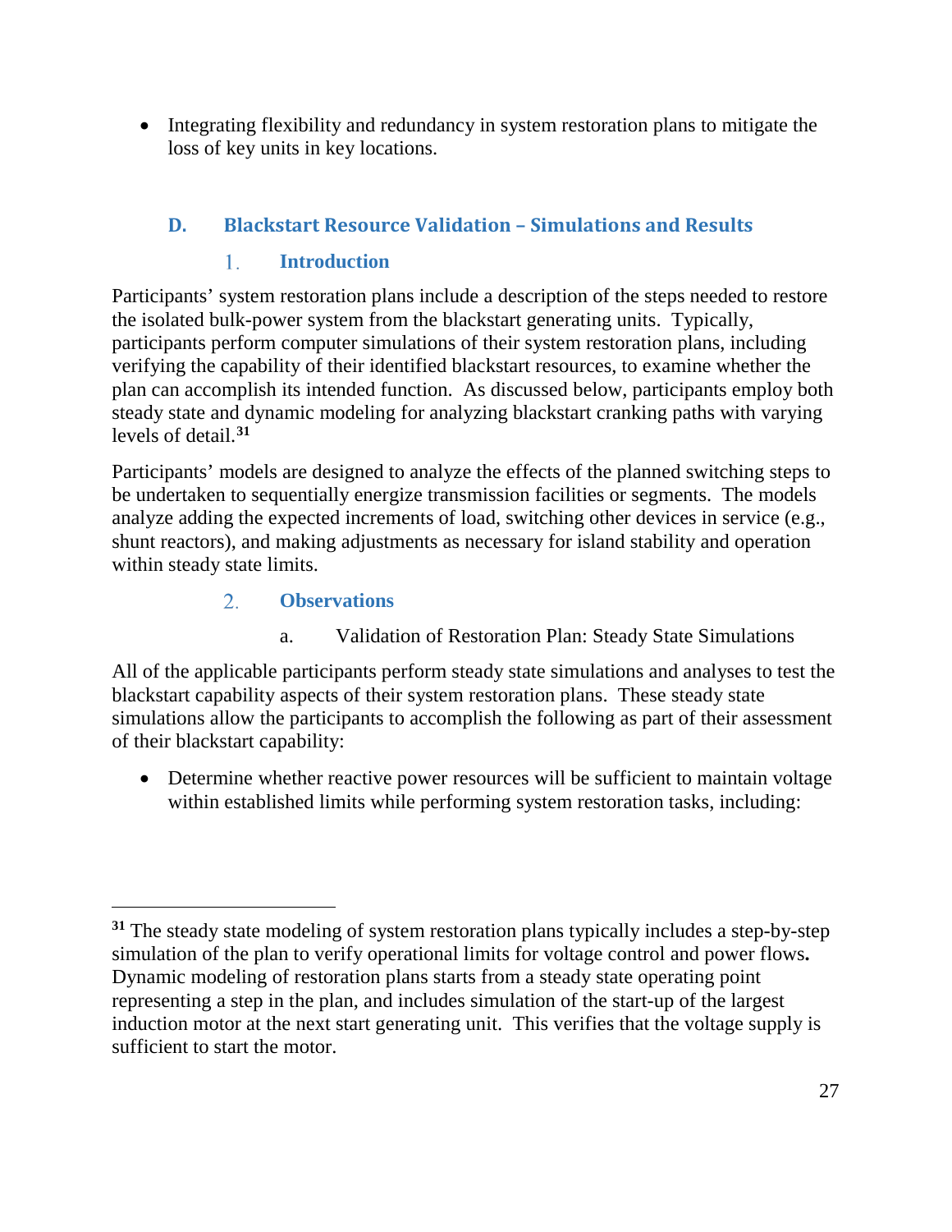- Integrating flexibility and redundancy in system restoration plans to mitigate the loss of key units in key locations.

## D. Blackstart Resource Validation – Simulations and Results

### 1. Introduction

Participants' system restoration plans include a description of the steps needed to restore the isolated bulk-power system from the blackstart generating units. Typically, participants perform computer simulations of their system restoration plans, including verifying the capability of their identified blackstart resources, to examine whether the plan can accomplish its intended function. As discussed below, participants employ both steady state and dynamic modeling for analyzing blackstart cranking paths with varying levels of detail.[31]

Participants' models are designed to analyze the effects of the planned switching steps to be undertaken to sequentially energize transmission facilities or segments. The models analyze adding the expected increments of load, switching other devices in service (e.g., shunt reactors), and making adjustments as necessary for island stability and operation within steady state limits.

### 2. Observations

a. Validation of Restoration Plan: Steady State Simulations

All of the applicable participants perform steady state simulations and analyses to test the blackstart capability aspects of their system restoration plans. These steady state simulations allow the participants to accomplish the following as part of their assessment of their blackstart capability:

- Determine whether reactive power resources will be sufficient to maintain voltage within established limits while performing system restoration tasks, including:

---

[31] The steady state modeling of system restoration plans typically includes a step-by-step simulation of the plan to verify operational limits for voltage control and power flows**.** Dynamic modeling of restoration plans starts from a steady state operating point representing a step in the plan, and includes simulation of the start-up of the largest induction motor at the next start generating unit. This verifies that the voltage supply is sufficient to start the motor.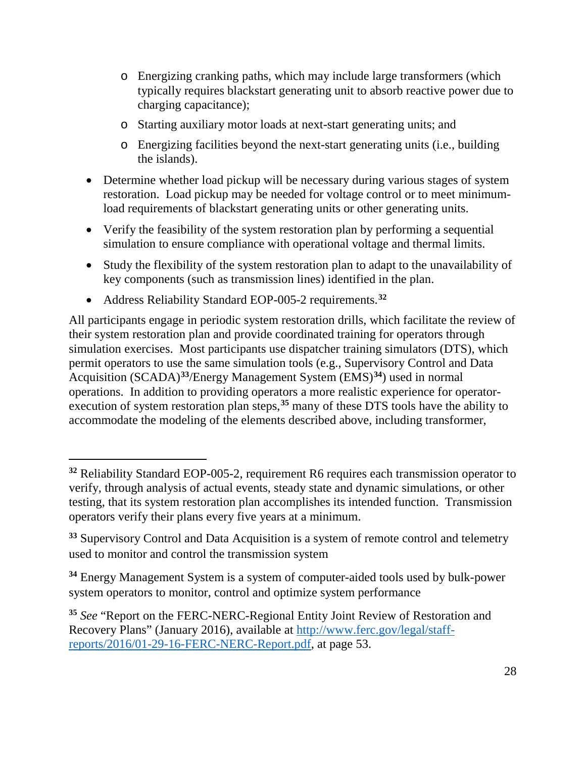- Energizing cranking paths, which may include large transformers (which typically requires blackstart generating unit to absorb reactive power due to charging capacitance);
    - Starting auxiliary motor loads at next-start generating units; and
    - Energizing facilities beyond the next-start generating units (i.e., building the islands).

- Determine whether load pickup will be necessary during various stages of system restoration. Load pickup may be needed for voltage control or to meet minimum-load requirements of blackstart generating units or other generating units.
- Verify the feasibility of the system restoration plan by performing a sequential simulation to ensure compliance with operational voltage and thermal limits.
- Study the flexibility of the system restoration plan to adapt to the unavailability of key components (such as transmission lines) identified in the plan.
- Address Reliability Standard EOP-005-2 requirements.[32]

All participants engage in periodic system restoration drills, which facilitate the review of their system restoration plan and provide coordinated training for operators through simulation exercises. Most participants use dispatcher training simulators (DTS), which permit operators to use the same simulation tools (e.g., Supervisory Control and Data Acquisition (SCADA)[33]/Energy Management System (EMS)[34]) used in normal operations. In addition to providing operators a more realistic experience for operator-execution of system restoration plan steps,[35] many of these DTS tools have the ability to accommodate the modeling of the elements described above, including transformer,

---

[32] Reliability Standard EOP-005-2, requirement R6 requires each transmission operator to verify, through analysis of actual events, steady state and dynamic simulations, or other testing, that its system restoration plan accomplishes its intended function. Transmission operators verify their plans every five years at a minimum.

[33] Supervisory Control and Data Acquisition is a system of remote control and telemetry used to monitor and control the transmission system

[34] Energy Management System is a system of computer-aided tools used by bulk-power system operators to monitor, control and optimize system performance

[35] *See* "Report on the FERC-NERC-Regional Entity Joint Review of Restoration and Recovery Plans" (January 2016), available at [http://www.ferc.gov/legal/staff-reports/2016/01-29-16-FERC-NERC-Report.pdf](http://www.ferc.gov/legal/staff-reports/2016/01-29-16-FERC-NERC-Report.pdf), at page 53.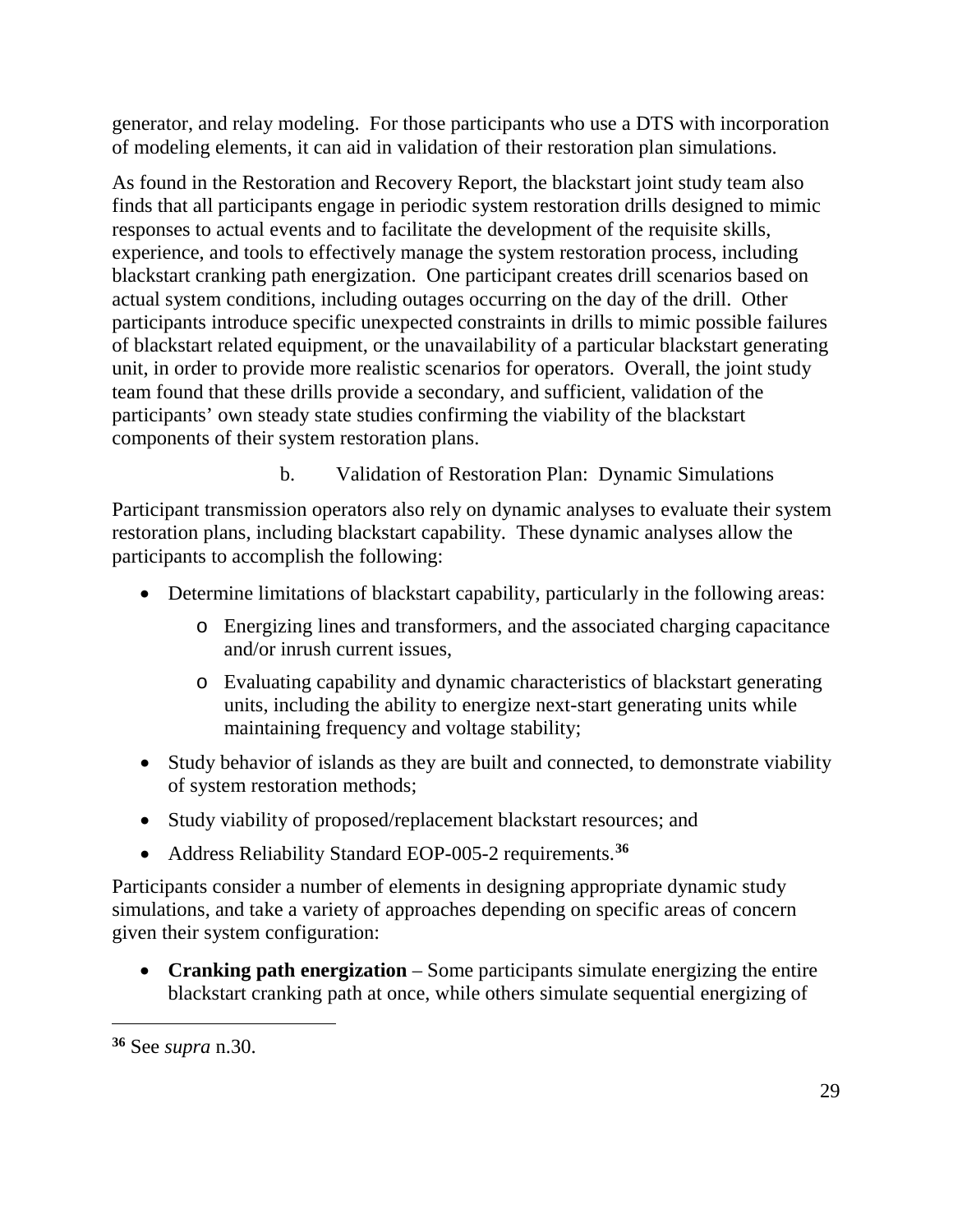generator, and relay modeling. For those participants who use a DTS with incorporation of modeling elements, it can aid in validation of their restoration plan simulations.

As found in the Restoration and Recovery Report, the blackstart joint study team also finds that all participants engage in periodic system restoration drills designed to mimic responses to actual events and to facilitate the development of the requisite skills, experience, and tools to effectively manage the system restoration process, including blackstart cranking path energization. One participant creates drill scenarios based on actual system conditions, including outages occurring on the day of the drill. Other participants introduce specific unexpected constraints in drills to mimic possible failures of blackstart related equipment, or the unavailability of a particular blackstart generating unit, in order to provide more realistic scenarios for operators. Overall, the joint study team found that these drills provide a secondary, and sufficient, validation of the participants' own steady state studies confirming the viability of the blackstart components of their system restoration plans.

### b. Validation of Restoration Plan: Dynamic Simulations

Participant transmission operators also rely on dynamic analyses to evaluate their system restoration plans, including blackstart capability. These dynamic analyses allow the participants to accomplish the following:

- Determine limitations of blackstart capability, particularly in the following areas:
  - Energizing lines and transformers, and the associated charging capacitance and/or inrush current issues,
  - Evaluating capability and dynamic characteristics of blackstart generating units, including the ability to energize next-start generating units while maintaining frequency and voltage stability;
- Study behavior of islands as they are built and connected, to demonstrate viability of system restoration methods;
- Study viability of proposed/replacement blackstart resources; and
- Address Reliability Standard EOP-005-2 requirements.[36]

Participants consider a number of elements in designing appropriate dynamic study simulations, and take a variety of approaches depending on specific areas of concern given their system configuration:

- **Cranking path energization** – Some participants simulate energizing the entire blackstart cranking path at once, while others simulate sequential energizing of

[36] See *supra* n.30.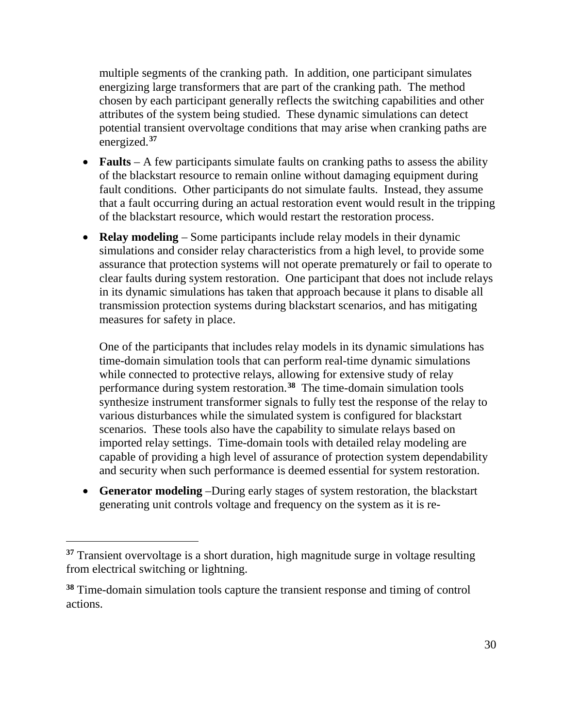multiple segments of the cranking path. In addition, one participant simulates energizing large transformers that are part of the cranking path. The method chosen by each participant generally reflects the switching capabilities and other attributes of the system being studied. These dynamic simulations can detect potential transient overvoltage conditions that may arise when cranking paths are energized.[37]

- **Faults** – A few participants simulate faults on cranking paths to assess the ability of the blackstart resource to remain online without damaging equipment during fault conditions. Other participants do not simulate faults. Instead, they assume that a fault occurring during an actual restoration event would result in the tripping of the blackstart resource, which would restart the restoration process.

- **Relay modeling** – Some participants include relay models in their dynamic simulations and consider relay characteristics from a high level, to provide some assurance that protection systems will not operate prematurely or fail to operate to clear faults during system restoration. One participant that does not include relays in its dynamic simulations has taken that approach because it plans to disable all transmission protection systems during blackstart scenarios, and has mitigating measures for safety in place.

  One of the participants that includes relay models in its dynamic simulations has time-domain simulation tools that can perform real-time dynamic simulations while connected to protective relays, allowing for extensive study of relay performance during system restoration.[38] The time-domain simulation tools synthesize instrument transformer signals to fully test the response of the relay to various disturbances while the simulated system is configured for blackstart scenarios. These tools also have the capability to simulate relays based on imported relay settings. Time-domain tools with detailed relay modeling are capable of providing a high level of assurance of protection system dependability and security when such performance is deemed essential for system restoration.

- **Generator modeling** –During early stages of system restoration, the blackstart generating unit controls voltage and frequency on the system as it is re-

---

[37] Transient overvoltage is a short duration, high magnitude surge in voltage resulting from electrical switching or lightning.

[38] Time-domain simulation tools capture the transient response and timing of control actions.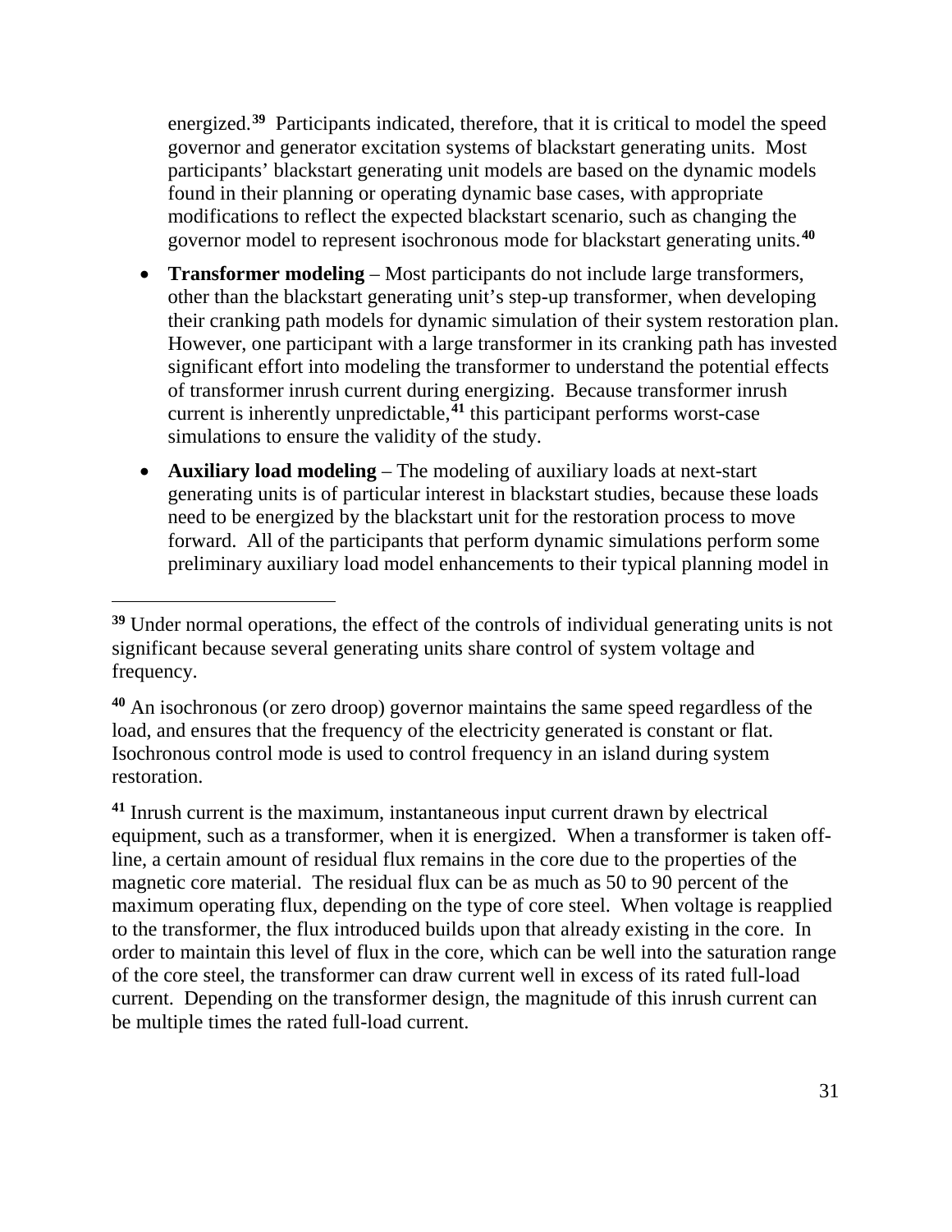energized.[39] Participants indicated, therefore, that it is critical to model the speed governor and generator excitation systems of blackstart generating units. Most participants' blackstart generating unit models are based on the dynamic models found in their planning or operating dynamic base cases, with appropriate modifications to reflect the expected blackstart scenario, such as changing the governor model to represent isochronous mode for blackstart generating units.[40]

- **Transformer modeling** – Most participants do not include large transformers, other than the blackstart generating unit's step-up transformer, when developing their cranking path models for dynamic simulation of their system restoration plan. However, one participant with a large transformer in its cranking path has invested significant effort into modeling the transformer to understand the potential effects of transformer inrush current during energizing. Because transformer inrush current is inherently unpredictable,[41] this participant performs worst-case simulations to ensure the validity of the study.
- **Auxiliary load modeling** – The modeling of auxiliary loads at next-start generating units is of particular interest in blackstart studies, because these loads need to be energized by the blackstart unit for the restoration process to move forward. All of the participants that perform dynamic simulations perform some preliminary auxiliary load model enhancements to their typical planning model in

---

[39] Under normal operations, the effect of the controls of individual generating units is not significant because several generating units share control of system voltage and frequency.

[40] An isochronous (or zero droop) governor maintains the same speed regardless of the load, and ensures that the frequency of the electricity generated is constant or flat. Isochronous control mode is used to control frequency in an island during system restoration.

[41] Inrush current is the maximum, instantaneous input current drawn by electrical equipment, such as a transformer, when it is energized. When a transformer is taken off-line, a certain amount of residual flux remains in the core due to the properties of the magnetic core material. The residual flux can be as much as 50 to 90 percent of the maximum operating flux, depending on the type of core steel. When voltage is reapplied to the transformer, the flux introduced builds upon that already existing in the core. In order to maintain this level of flux in the core, which can be well into the saturation range of the core steel, the transformer can draw current well in excess of its rated full-load current. Depending on the transformer design, the magnitude of this inrush current can be multiple times the rated full-load current.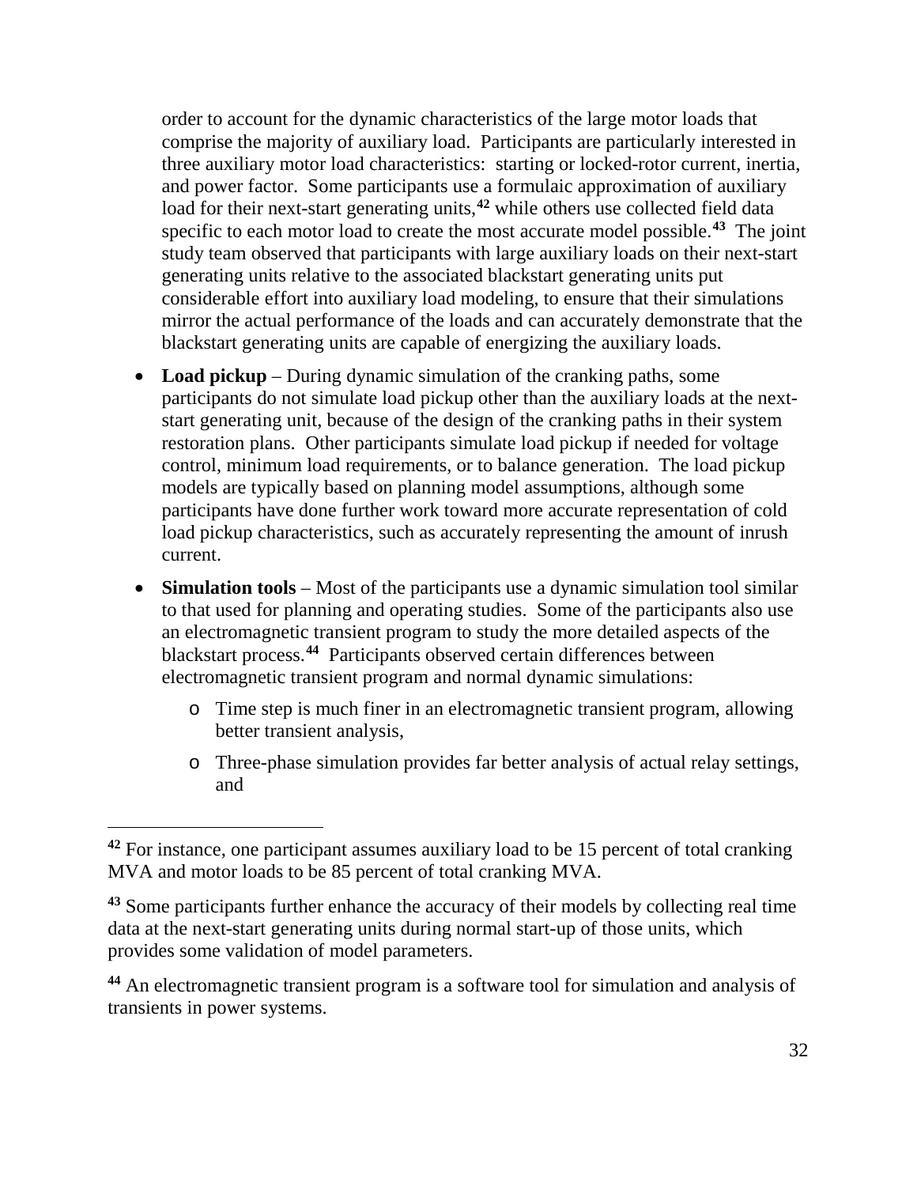order to account for the dynamic characteristics of the large motor loads that comprise the majority of auxiliary load. Participants are particularly interested in three auxiliary motor load characteristics: starting or locked-rotor current, inertia, and power factor. Some participants use a formulaic approximation of auxiliary load for their next-start generating units,[42] while others use collected field data specific to each motor load to create the most accurate model possible.[43] The joint study team observed that participants with large auxiliary loads on their next-start generating units relative to the associated blackstart generating units put considerable effort into auxiliary load modeling, to ensure that their simulations mirror the actual performance of the loads and can accurately demonstrate that the blackstart generating units are capable of energizing the auxiliary loads.

- **Load pickup** – During dynamic simulation of the cranking paths, some participants do not simulate load pickup other than the auxiliary loads at the next-start generating unit, because of the design of the cranking paths in their system restoration plans. Other participants simulate load pickup if needed for voltage control, minimum load requirements, or to balance generation. The load pickup models are typically based on planning model assumptions, although some participants have done further work toward more accurate representation of cold load pickup characteristics, such as accurately representing the amount of inrush current.
- **Simulation tools** – Most of the participants use a dynamic simulation tool similar to that used for planning and operating studies. Some of the participants also use an electromagnetic transient program to study the more detailed aspects of the blackstart process.[44] Participants observed certain differences between electromagnetic transient program and normal dynamic simulations:
  - Time step is much finer in an electromagnetic transient program, allowing better transient analysis,
  - Three-phase simulation provides far better analysis of actual relay settings, and

[42] For instance, one participant assumes auxiliary load to be 15 percent of total cranking MVA and motor loads to be 85 percent of total cranking MVA.

[43] Some participants further enhance the accuracy of their models by collecting real time data at the next-start generating units during normal start-up of those units, which provides some validation of model parameters.

[44] An electromagnetic transient program is a software tool for simulation and analysis of transients in power systems.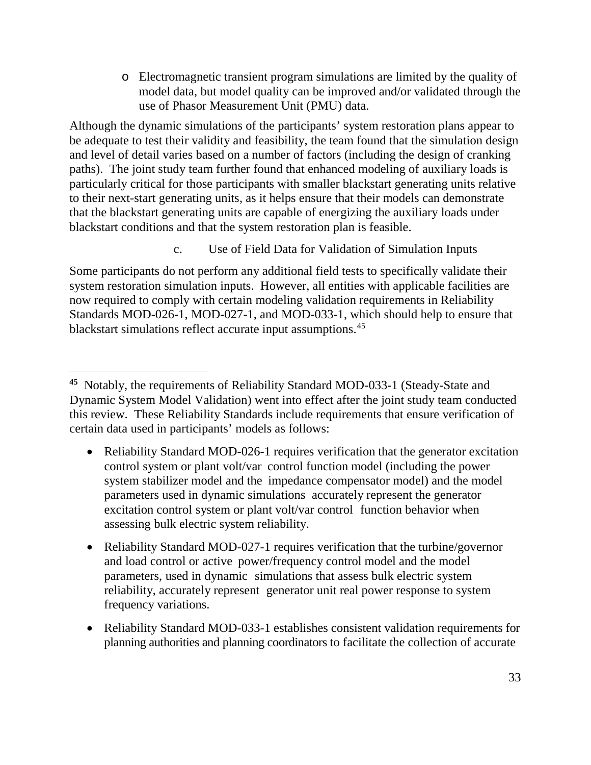- Electromagnetic transient program simulations are limited by the quality of model data, but model quality can be improved and/or validated through the use of Phasor Measurement Unit (PMU) data.

Although the dynamic simulations of the participants' system restoration plans appear to be adequate to test their validity and feasibility, the team found that the simulation design and level of detail varies based on a number of factors (including the design of cranking paths). The joint study team further found that enhanced modeling of auxiliary loads is particularly critical for those participants with smaller blackstart generating units relative to their next-start generating units, as it helps ensure that their models can demonstrate that the blackstart generating units are capable of energizing the auxiliary loads under blackstart conditions and that the system restoration plan is feasible.

#### c. Use of Field Data for Validation of Simulation Inputs

Some participants do not perform any additional field tests to specifically validate their system restoration simulation inputs. However, all entities with applicable facilities are now required to comply with certain modeling validation requirements in Reliability Standards MOD-026-1, MOD-027-1, and MOD-033-1, which should help to ensure that blackstart simulations reflect accurate input assumptions.[45]

---

[45] Notably, the requirements of Reliability Standard MOD-033-1 (Steady-State and Dynamic System Model Validation) went into effect after the joint study team conducted this review. These Reliability Standards include requirements that ensure verification of certain data used in participants' models as follows:

- Reliability Standard MOD-026-1 requires verification that the generator excitation control system or plant volt/var control function model (including the power system stabilizer model and the impedance compensator model) and the model parameters used in dynamic simulations accurately represent the generator excitation control system or plant volt/var control function behavior when assessing bulk electric system reliability.
- Reliability Standard MOD-027-1 requires verification that the turbine/governor and load control or active power/frequency control model and the model parameters, used in dynamic simulations that assess bulk electric system reliability, accurately represent generator unit real power response to system frequency variations.
- Reliability Standard MOD-033-1 establishes consistent validation requirements for planning authorities and planning coordinators to facilitate the collection of accurate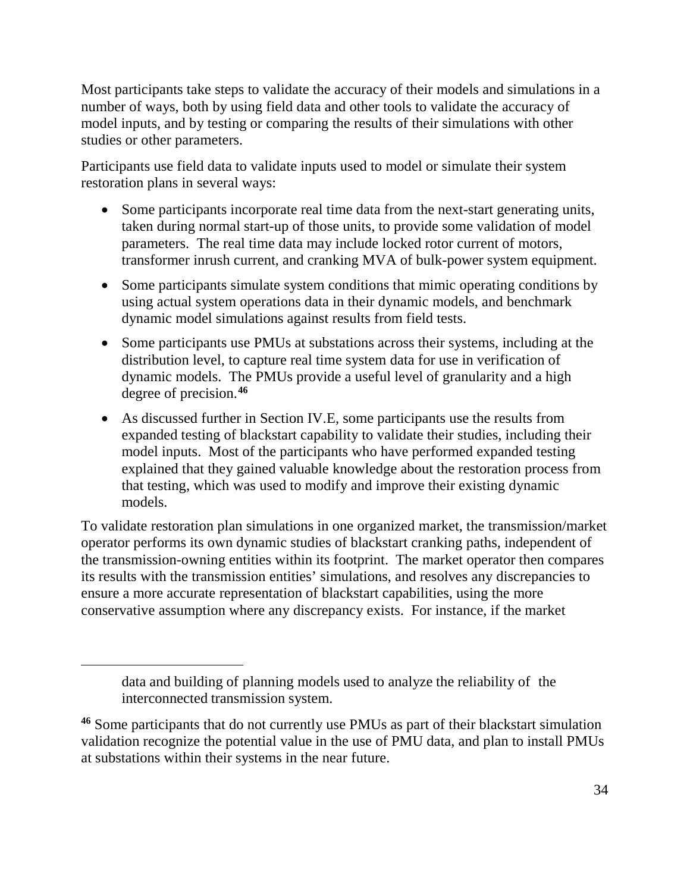Most participants take steps to validate the accuracy of their models and simulations in a number of ways, both by using field data and other tools to validate the accuracy of model inputs, and by testing or comparing the results of their simulations with other studies or other parameters.

Participants use field data to validate inputs used to model or simulate their system restoration plans in several ways:

- Some participants incorporate real time data from the next-start generating units, taken during normal start-up of those units, to provide some validation of model parameters. The real time data may include locked rotor current of motors, transformer inrush current, and cranking MVA of bulk-power system equipment.
- Some participants simulate system conditions that mimic operating conditions by using actual system operations data in their dynamic models, and benchmark dynamic model simulations against results from field tests.
- Some participants use PMUs at substations across their systems, including at the distribution level, to capture real time system data for use in verification of dynamic models. The PMUs provide a useful level of granularity and a high degree of precision.[46]
- As discussed further in Section IV.E, some participants use the results from expanded testing of blackstart capability to validate their studies, including their model inputs. Most of the participants who have performed expanded testing explained that they gained valuable knowledge about the restoration process from that testing, which was used to modify and improve their existing dynamic models.

To validate restoration plan simulations in one organized market, the transmission/market operator performs its own dynamic studies of blackstart cranking paths, independent of the transmission-owning entities within its footprint. The market operator then compares its results with the transmission entities' simulations, and resolves any discrepancies to ensure a more accurate representation of blackstart capabilities, using the more conservative assumption where any discrepancy exists. For instance, if the market

---

data and building of planning models used to analyze the reliability of the interconnected transmission system.

[46] Some participants that do not currently use PMUs as part of their blackstart simulation validation recognize the potential value in the use of PMU data, and plan to install PMUs at substations within their systems in the near future.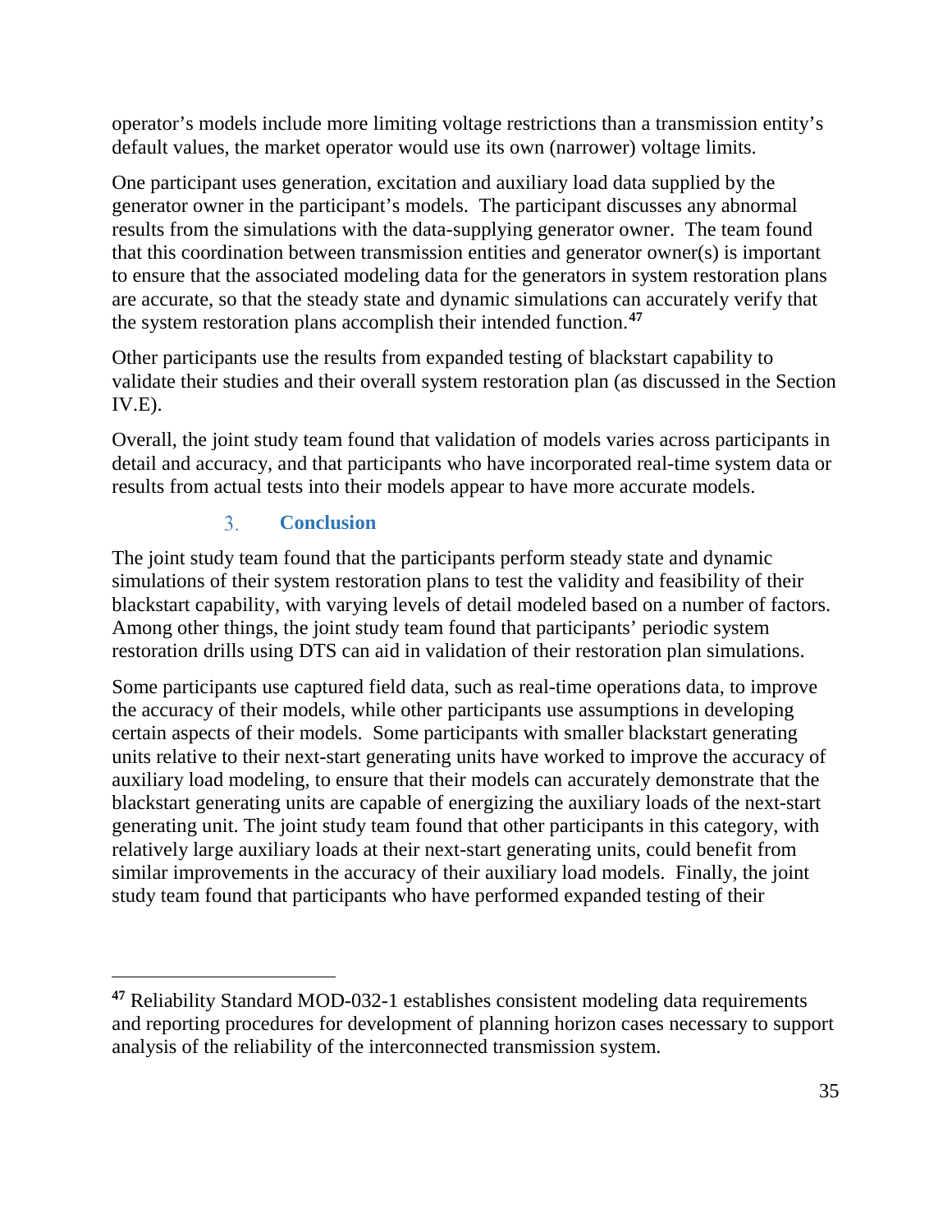operator's models include more limiting voltage restrictions than a transmission entity's default values, the market operator would use its own (narrower) voltage limits.

One participant uses generation, excitation and auxiliary load data supplied by the generator owner in the participant's models. The participant discusses any abnormal results from the simulations with the data-supplying generator owner. The team found that this coordination between transmission entities and generator owner(s) is important to ensure that the associated modeling data for the generators in system restoration plans are accurate, so that the steady state and dynamic simulations can accurately verify that the system restoration plans accomplish their intended function.[47]

Other participants use the results from expanded testing of blackstart capability to validate their studies and their overall system restoration plan (as discussed in the Section IV.E).

Overall, the joint study team found that validation of models varies across participants in detail and accuracy, and that participants who have incorporated real-time system data or results from actual tests into their models appear to have more accurate models.

### 3. Conclusion

The joint study team found that the participants perform steady state and dynamic simulations of their system restoration plans to test the validity and feasibility of their blackstart capability, with varying levels of detail modeled based on a number of factors. Among other things, the joint study team found that participants' periodic system restoration drills using DTS can aid in validation of their restoration plan simulations.

Some participants use captured field data, such as real-time operations data, to improve the accuracy of their models, while other participants use assumptions in developing certain aspects of their models. Some participants with smaller blackstart generating units relative to their next-start generating units have worked to improve the accuracy of auxiliary load modeling, to ensure that their models can accurately demonstrate that the blackstart generating units are capable of energizing the auxiliary loads of the next-start generating unit. The joint study team found that other participants in this category, with relatively large auxiliary loads at their next-start generating units, could benefit from similar improvements in the accuracy of their auxiliary load models. Finally, the joint study team found that participants who have performed expanded testing of their

[47] Reliability Standard MOD-032-1 establishes consistent modeling data requirements and reporting procedures for development of planning horizon cases necessary to support analysis of the reliability of the interconnected transmission system.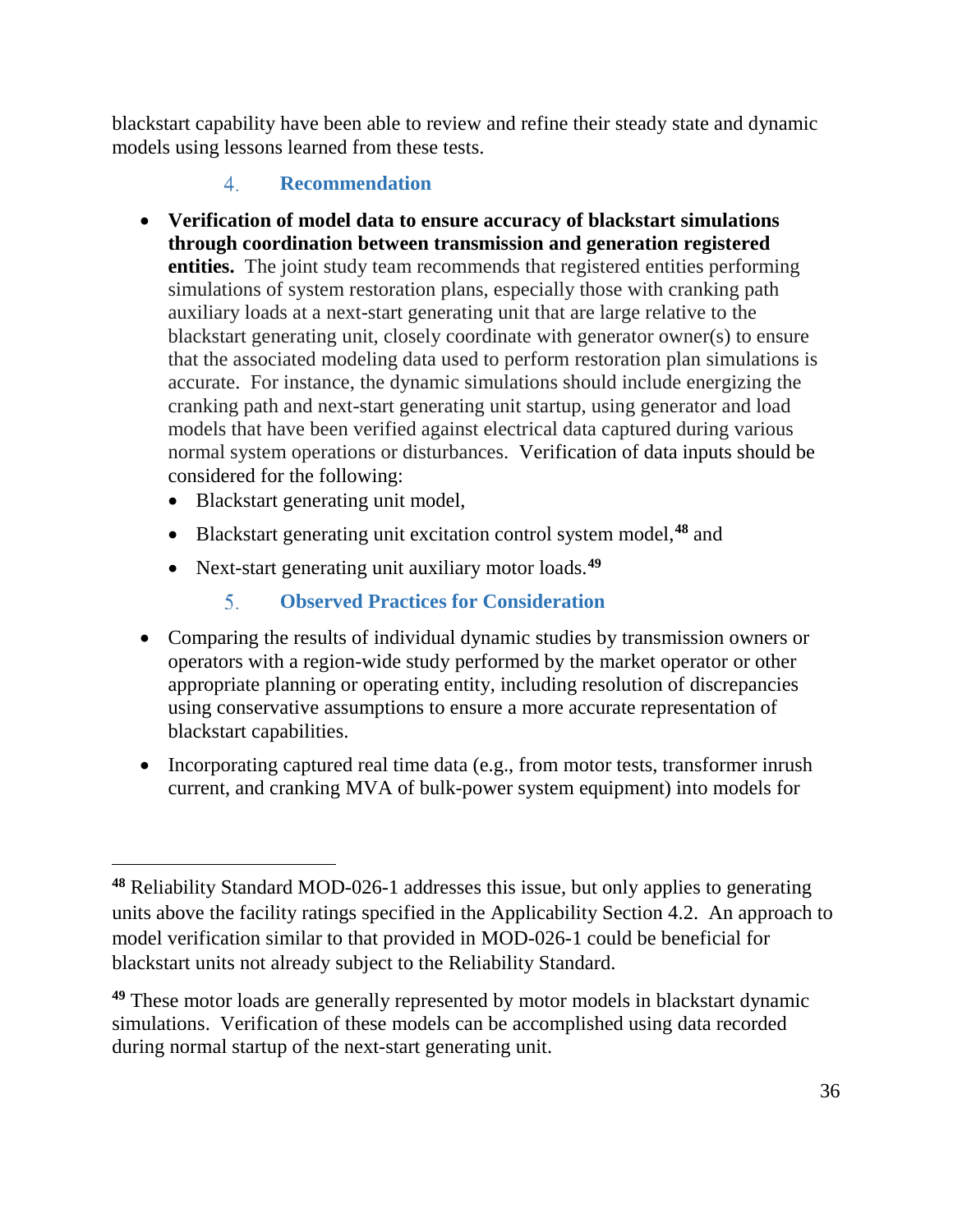blackstart capability have been able to review and refine their steady state and dynamic models using lessons learned from these tests.

### 4. Recommendation

- **Verification of model data to ensure accuracy of blackstart simulations through coordination between transmission and generation registered entities.** The joint study team recommends that registered entities performing simulations of system restoration plans, especially those with cranking path auxiliary loads at a next-start generating unit that are large relative to the blackstart generating unit, closely coordinate with generator owner(s) to ensure that the associated modeling data used to perform restoration plan simulations is accurate. For instance, the dynamic simulations should include energizing the cranking path and next-start generating unit startup, using generator and load models that have been verified against electrical data captured during various normal system operations or disturbances. Verification of data inputs should be considered for the following:
  - Blackstart generating unit model,
  - Blackstart generating unit excitation control system model,[48] and
  - Next-start generating unit auxiliary motor loads.[49]

### 5. Observed Practices for Consideration

- Comparing the results of individual dynamic studies by transmission owners or operators with a region-wide study performed by the market operator or other appropriate planning or operating entity, including resolution of discrepancies using conservative assumptions to ensure a more accurate representation of blackstart capabilities.
- Incorporating captured real time data (e.g., from motor tests, transformer inrush current, and cranking MVA of bulk-power system equipment) into models for

---

[48] Reliability Standard MOD-026-1 addresses this issue, but only applies to generating units above the facility ratings specified in the Applicability Section 4.2. An approach to model verification similar to that provided in MOD-026-1 could be beneficial for blackstart units not already subject to the Reliability Standard.

[49] These motor loads are generally represented by motor models in blackstart dynamic simulations. Verification of these models can be accomplished using data recorded during normal startup of the next-start generating unit.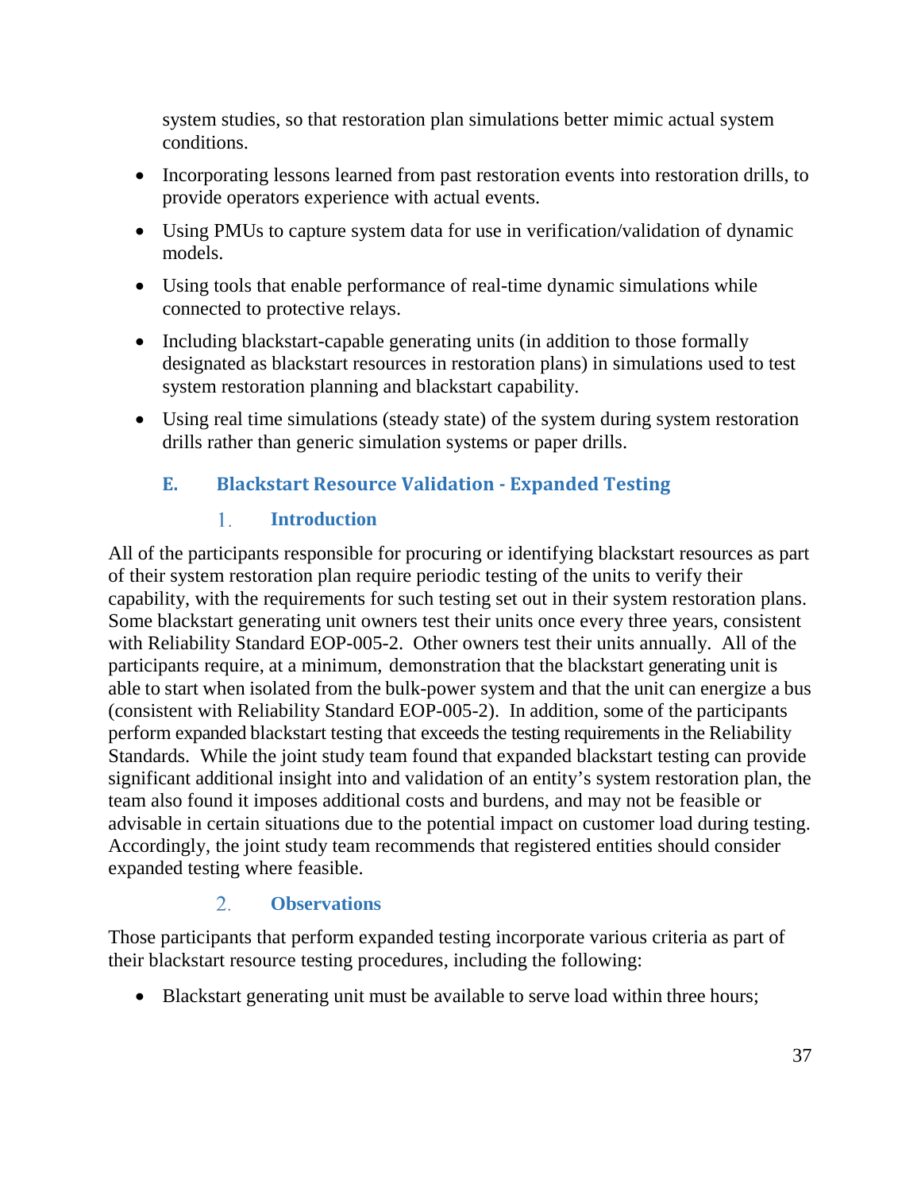system studies, so that restoration plan simulations better mimic actual system conditions.

- Incorporating lessons learned from past restoration events into restoration drills, to provide operators experience with actual events.
- Using PMUs to capture system data for use in verification/validation of dynamic models.
- Using tools that enable performance of real-time dynamic simulations while connected to protective relays.
- Including blackstart-capable generating units (in addition to those formally designated as blackstart resources in restoration plans) in simulations used to test system restoration planning and blackstart capability.
- Using real time simulations (steady state) of the system during system restoration drills rather than generic simulation systems or paper drills.

## E. Blackstart Resource Validation - Expanded Testing

### 1. Introduction

All of the participants responsible for procuring or identifying blackstart resources as part of their system restoration plan require periodic testing of the units to verify their capability, with the requirements for such testing set out in their system restoration plans. Some blackstart generating unit owners test their units once every three years, consistent with Reliability Standard EOP-005-2. Other owners test their units annually. All of the participants require, at a minimum, demonstration that the blackstart generating unit is able to start when isolated from the bulk-power system and that the unit can energize a bus (consistent with Reliability Standard EOP-005-2). In addition, some of the participants perform expanded blackstart testing that exceeds the testing requirements in the Reliability Standards. While the joint study team found that expanded blackstart testing can provide significant additional insight into and validation of an entity's system restoration plan, the team also found it imposes additional costs and burdens, and may not be feasible or advisable in certain situations due to the potential impact on customer load during testing. Accordingly, the joint study team recommends that registered entities should consider expanded testing where feasible.

### 2. Observations

Those participants that perform expanded testing incorporate various criteria as part of their blackstart resource testing procedures, including the following:

- Blackstart generating unit must be available to serve load within three hours;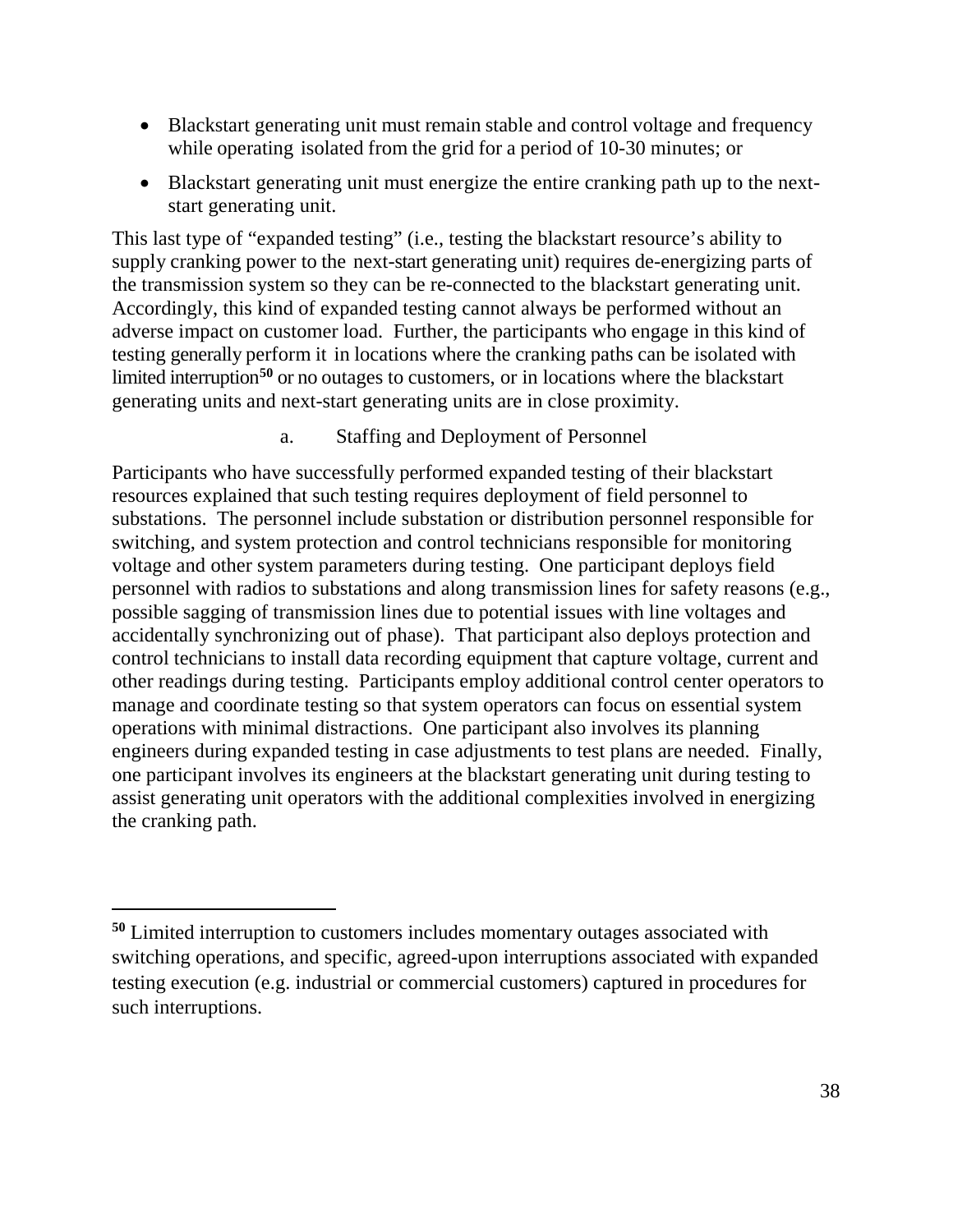- Blackstart generating unit must remain stable and control voltage and frequency while operating isolated from the grid for a period of 10-30 minutes; or
- Blackstart generating unit must energize the entire cranking path up to the next-start generating unit.

This last type of "expanded testing" (i.e., testing the blackstart resource's ability to supply cranking power to the next-start generating unit) requires de-energizing parts of the transmission system so they can be re-connected to the blackstart generating unit. Accordingly, this kind of expanded testing cannot always be performed without an adverse impact on customer load. Further, the participants who engage in this kind of testing generally perform it in locations where the cranking paths can be isolated with limited interruption[50] or no outages to customers, or in locations where the blackstart generating units and next-start generating units are in close proximity.

#### a. Staffing and Deployment of Personnel

Participants who have successfully performed expanded testing of their blackstart resources explained that such testing requires deployment of field personnel to substations. The personnel include substation or distribution personnel responsible for switching, and system protection and control technicians responsible for monitoring voltage and other system parameters during testing. One participant deploys field personnel with radios to substations and along transmission lines for safety reasons (e.g., possible sagging of transmission lines due to potential issues with line voltages and accidentally synchronizing out of phase). That participant also deploys protection and control technicians to install data recording equipment that capture voltage, current and other readings during testing. Participants employ additional control center operators to manage and coordinate testing so that system operators can focus on essential system operations with minimal distractions. One participant also involves its planning engineers during expanded testing in case adjustments to test plans are needed. Finally, one participant involves its engineers at the blackstart generating unit during testing to assist generating unit operators with the additional complexities involved in energizing the cranking path.

---

[50] Limited interruption to customers includes momentary outages associated with switching operations, and specific, agreed-upon interruptions associated with expanded testing execution (e.g. industrial or commercial customers) captured in procedures for such interruptions.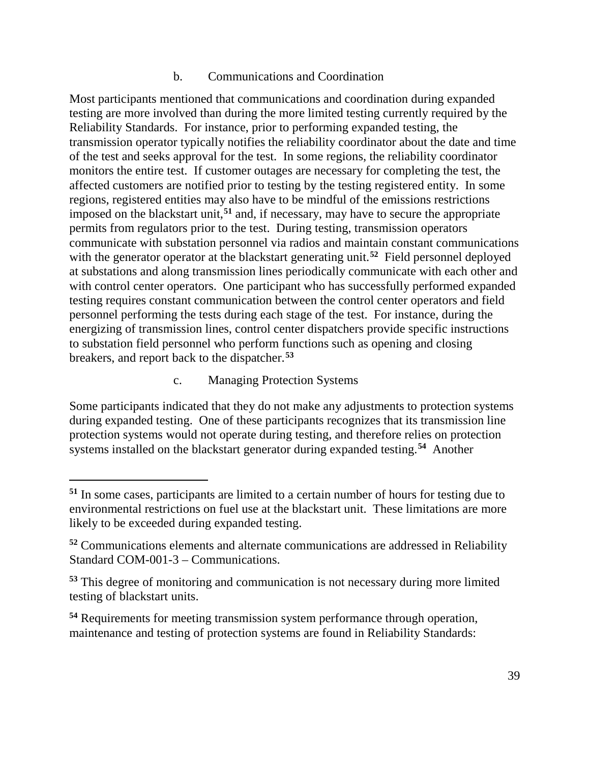### b. Communications and Coordination

Most participants mentioned that communications and coordination during expanded testing are more involved than during the more limited testing currently required by the Reliability Standards. For instance, prior to performing expanded testing, the transmission operator typically notifies the reliability coordinator about the date and time of the test and seeks approval for the test. In some regions, the reliability coordinator monitors the entire test. If customer outages are necessary for completing the test, the affected customers are notified prior to testing by the testing registered entity. In some regions, registered entities may also have to be mindful of the emissions restrictions imposed on the blackstart unit,[51] and, if necessary, may have to secure the appropriate permits from regulators prior to the test. During testing, transmission operators communicate with substation personnel via radios and maintain constant communications with the generator operator at the blackstart generating unit.[52] Field personnel deployed at substations and along transmission lines periodically communicate with each other and with control center operators. One participant who has successfully performed expanded testing requires constant communication between the control center operators and field personnel performing the tests during each stage of the test. For instance, during the energizing of transmission lines, control center dispatchers provide specific instructions to substation field personnel who perform functions such as opening and closing breakers, and report back to the dispatcher.[53]

### c. Managing Protection Systems

Some participants indicated that they do not make any adjustments to protection systems during expanded testing. One of these participants recognizes that its transmission line protection systems would not operate during testing, and therefore relies on protection systems installed on the blackstart generator during expanded testing.[54] Another

---

[51] In some cases, participants are limited to a certain number of hours for testing due to environmental restrictions on fuel use at the blackstart unit. These limitations are more likely to be exceeded during expanded testing.

[52] Communications elements and alternate communications are addressed in Reliability Standard COM-001-3 – Communications.

[53] This degree of monitoring and communication is not necessary during more limited testing of blackstart units.

[54] Requirements for meeting transmission system performance through operation, maintenance and testing of protection systems are found in Reliability Standards: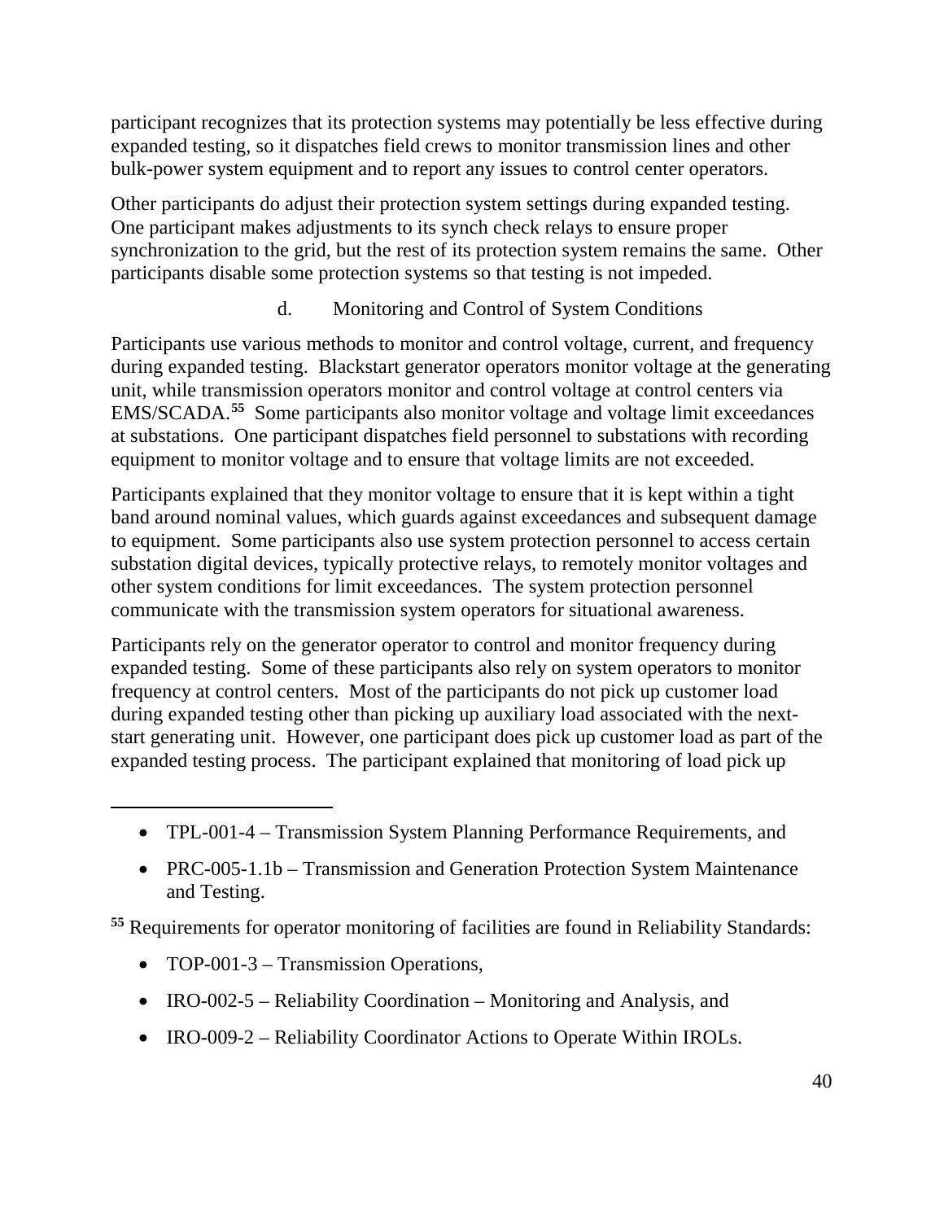participant recognizes that its protection systems may potentially be less effective during expanded testing, so it dispatches field crews to monitor transmission lines and other bulk-power system equipment and to report any issues to control center operators.

Other participants do adjust their protection system settings during expanded testing. One participant makes adjustments to its synch check relays to ensure proper synchronization to the grid, but the rest of its protection system remains the same. Other participants disable some protection systems so that testing is not impeded.

#### d. Monitoring and Control of System Conditions

Participants use various methods to monitor and control voltage, current, and frequency during expanded testing. Blackstart generator operators monitor voltage at the generating unit, while transmission operators monitor and control voltage at control centers via EMS/SCADA.[55] Some participants also monitor voltage and voltage limit exceedances at substations. One participant dispatches field personnel to substations with recording equipment to monitor voltage and to ensure that voltage limits are not exceeded.

Participants explained that they monitor voltage to ensure that it is kept within a tight band around nominal values, which guards against exceedances and subsequent damage to equipment. Some participants also use system protection personnel to access certain substation digital devices, typically protective relays, to remotely monitor voltages and other system conditions for limit exceedances. The system protection personnel communicate with the transmission system operators for situational awareness.

Participants rely on the generator operator to control and monitor frequency during expanded testing. Some of these participants also rely on system operators to monitor frequency at control centers. Most of the participants do not pick up customer load during expanded testing other than picking up auxiliary load associated with the next-start generating unit. However, one participant does pick up customer load as part of the expanded testing process. The participant explained that monitoring of load pick up

---

- TPL-001-4 – Transmission System Planning Performance Requirements, and
- PRC-005-1.1b – Transmission and Generation Protection System Maintenance and Testing.

[55] Requirements for operator monitoring of facilities are found in Reliability Standards:

- TOP-001-3 – Transmission Operations,
- IRO-002-5 – Reliability Coordination – Monitoring and Analysis, and
- IRO-009-2 – Reliability Coordinator Actions to Operate Within IROLs.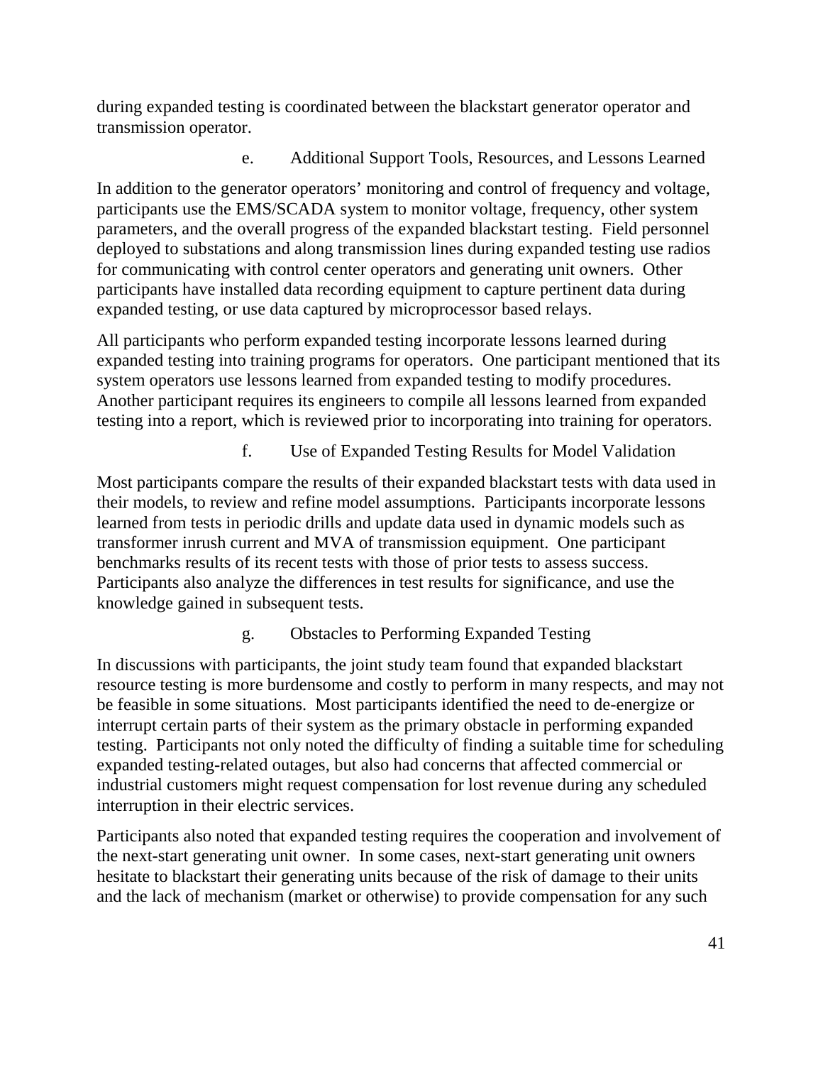during expanded testing is coordinated between the blackstart generator operator and transmission operator.

#### e. Additional Support Tools, Resources, and Lessons Learned

In addition to the generator operators' monitoring and control of frequency and voltage, participants use the EMS/SCADA system to monitor voltage, frequency, other system parameters, and the overall progress of the expanded blackstart testing. Field personnel deployed to substations and along transmission lines during expanded testing use radios for communicating with control center operators and generating unit owners. Other participants have installed data recording equipment to capture pertinent data during expanded testing, or use data captured by microprocessor based relays.

All participants who perform expanded testing incorporate lessons learned during expanded testing into training programs for operators. One participant mentioned that its system operators use lessons learned from expanded testing to modify procedures. Another participant requires its engineers to compile all lessons learned from expanded testing into a report, which is reviewed prior to incorporating into training for operators.

#### f. Use of Expanded Testing Results for Model Validation

Most participants compare the results of their expanded blackstart tests with data used in their models, to review and refine model assumptions. Participants incorporate lessons learned from tests in periodic drills and update data used in dynamic models such as transformer inrush current and MVA of transmission equipment. One participant benchmarks results of its recent tests with those of prior tests to assess success. Participants also analyze the differences in test results for significance, and use the knowledge gained in subsequent tests.

#### g. Obstacles to Performing Expanded Testing

In discussions with participants, the joint study team found that expanded blackstart resource testing is more burdensome and costly to perform in many respects, and may not be feasible in some situations. Most participants identified the need to de-energize or interrupt certain parts of their system as the primary obstacle in performing expanded testing. Participants not only noted the difficulty of finding a suitable time for scheduling expanded testing-related outages, but also had concerns that affected commercial or industrial customers might request compensation for lost revenue during any scheduled interruption in their electric services.

Participants also noted that expanded testing requires the cooperation and involvement of the next-start generating unit owner. In some cases, next-start generating unit owners hesitate to blackstart their generating units because of the risk of damage to their units and the lack of mechanism (market or otherwise) to provide compensation for any such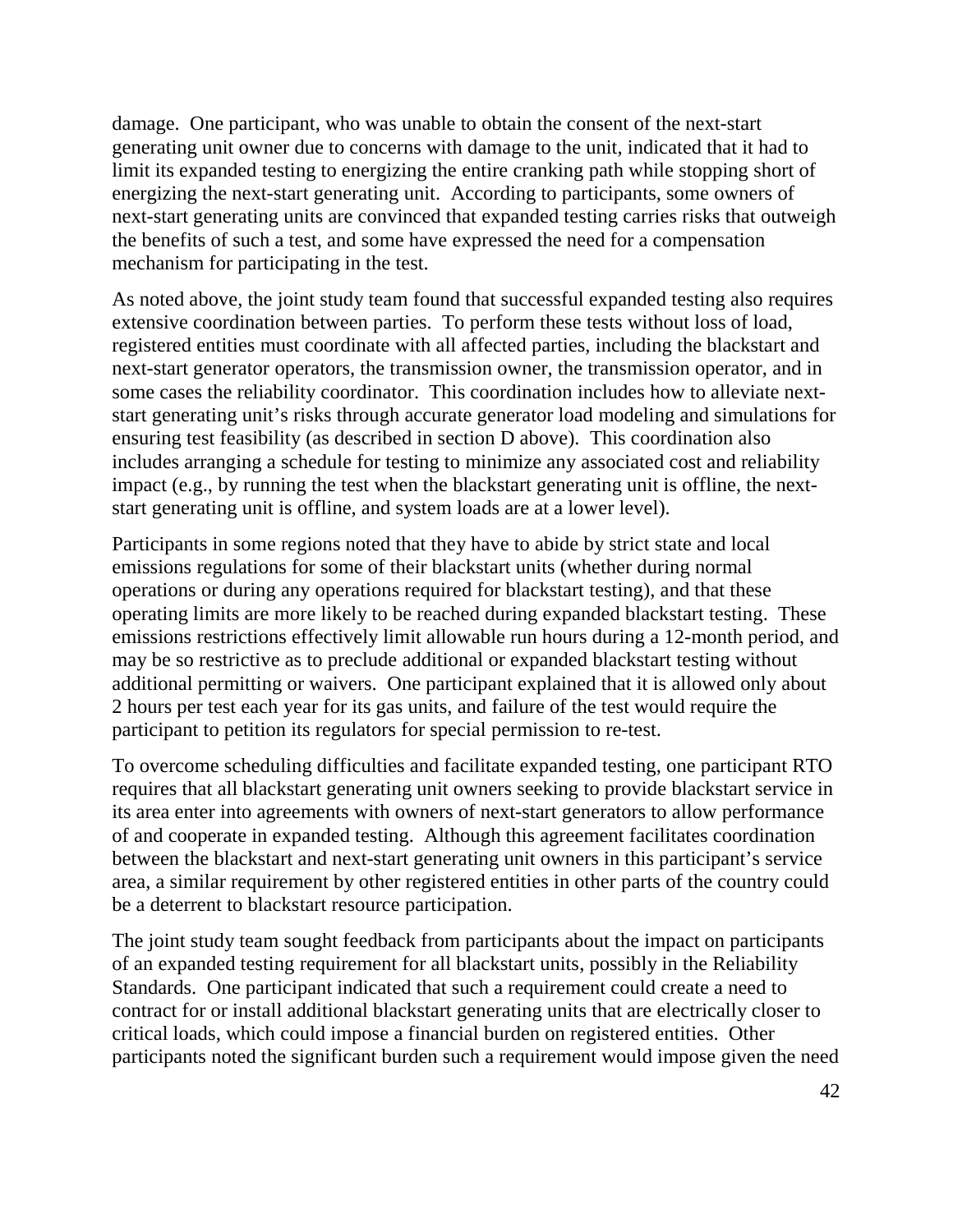damage. One participant, who was unable to obtain the consent of the next-start generating unit owner due to concerns with damage to the unit, indicated that it had to limit its expanded testing to energizing the entire cranking path while stopping short of energizing the next-start generating unit. According to participants, some owners of next-start generating units are convinced that expanded testing carries risks that outweigh the benefits of such a test, and some have expressed the need for a compensation mechanism for participating in the test.

As noted above, the joint study team found that successful expanded testing also requires extensive coordination between parties. To perform these tests without loss of load, registered entities must coordinate with all affected parties, including the blackstart and next-start generator operators, the transmission owner, the transmission operator, and in some cases the reliability coordinator. This coordination includes how to alleviate next-start generating unit's risks through accurate generator load modeling and simulations for ensuring test feasibility (as described in section D above). This coordination also includes arranging a schedule for testing to minimize any associated cost and reliability impact (e.g., by running the test when the blackstart generating unit is offline, the next-start generating unit is offline, and system loads are at a lower level).

Participants in some regions noted that they have to abide by strict state and local emissions regulations for some of their blackstart units (whether during normal operations or during any operations required for blackstart testing), and that these operating limits are more likely to be reached during expanded blackstart testing. These emissions restrictions effectively limit allowable run hours during a 12-month period, and may be so restrictive as to preclude additional or expanded blackstart testing without additional permitting or waivers. One participant explained that it is allowed only about 2 hours per test each year for its gas units, and failure of the test would require the participant to petition its regulators for special permission to re-test.

To overcome scheduling difficulties and facilitate expanded testing, one participant RTO requires that all blackstart generating unit owners seeking to provide blackstart service in its area enter into agreements with owners of next-start generators to allow performance of and cooperate in expanded testing. Although this agreement facilitates coordination between the blackstart and next-start generating unit owners in this participant's service area, a similar requirement by other registered entities in other parts of the country could be a deterrent to blackstart resource participation.

The joint study team sought feedback from participants about the impact on participants of an expanded testing requirement for all blackstart units, possibly in the Reliability Standards. One participant indicated that such a requirement could create a need to contract for or install additional blackstart generating units that are electrically closer to critical loads, which could impose a financial burden on registered entities. Other participants noted the significant burden such a requirement would impose given the need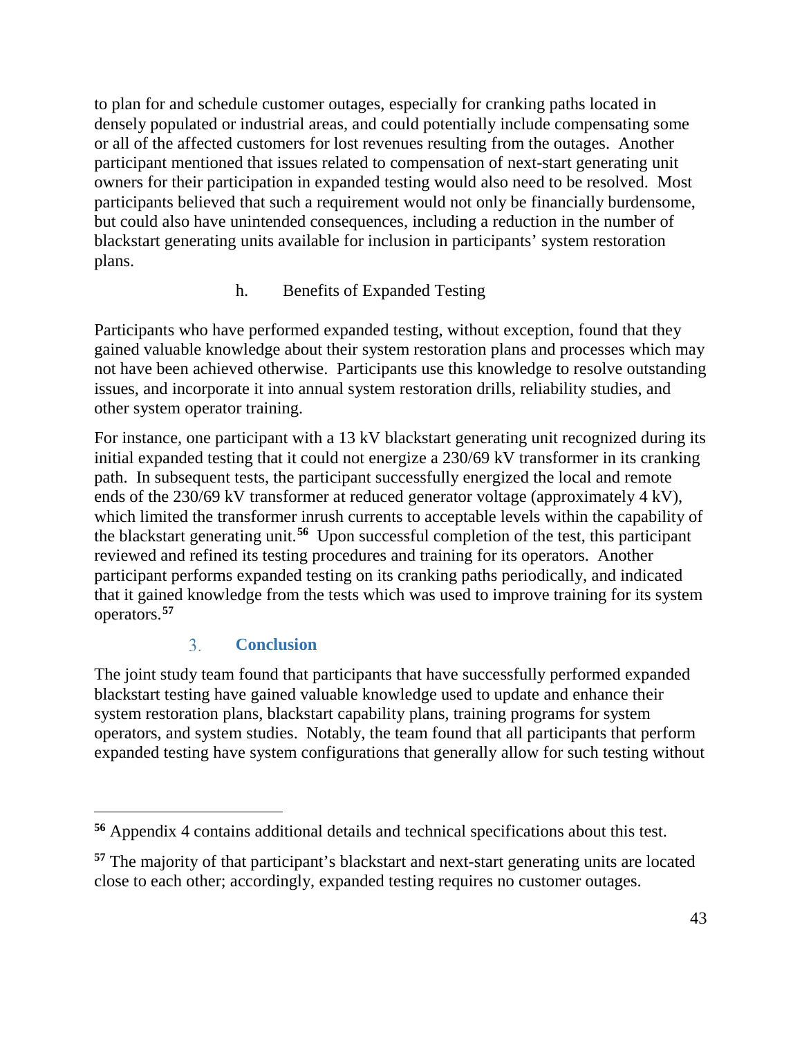to plan for and schedule customer outages, especially for cranking paths located in densely populated or industrial areas, and could potentially include compensating some or all of the affected customers for lost revenues resulting from the outages. Another participant mentioned that issues related to compensation of next-start generating unit owners for their participation in expanded testing would also need to be resolved. Most participants believed that such a requirement would not only be financially burdensome, but could also have unintended consequences, including a reduction in the number of blackstart generating units available for inclusion in participants' system restoration plans.

#### h. Benefits of Expanded Testing

Participants who have performed expanded testing, without exception, found that they gained valuable knowledge about their system restoration plans and processes which may not have been achieved otherwise. Participants use this knowledge to resolve outstanding issues, and incorporate it into annual system restoration drills, reliability studies, and other system operator training.

For instance, one participant with a 13 kV blackstart generating unit recognized during its initial expanded testing that it could not energize a 230/69 kV transformer in its cranking path. In subsequent tests, the participant successfully energized the local and remote ends of the 230/69 kV transformer at reduced generator voltage (approximately 4 kV), which limited the transformer inrush currents to acceptable levels within the capability of the blackstart generating unit.[56] Upon successful completion of the test, this participant reviewed and refined its testing procedures and training for its operators. Another participant performs expanded testing on its cranking paths periodically, and indicated that it gained knowledge from the tests which was used to improve training for its system operators.[57]

### 3. Conclusion

The joint study team found that participants that have successfully performed expanded blackstart testing have gained valuable knowledge used to update and enhance their system restoration plans, blackstart capability plans, training programs for system operators, and system studies. Notably, the team found that all participants that perform expanded testing have system configurations that generally allow for such testing without

---

[56] Appendix 4 contains additional details and technical specifications about this test.

[57] The majority of that participant's blackstart and next-start generating units are located close to each other; accordingly, expanded testing requires no customer outages.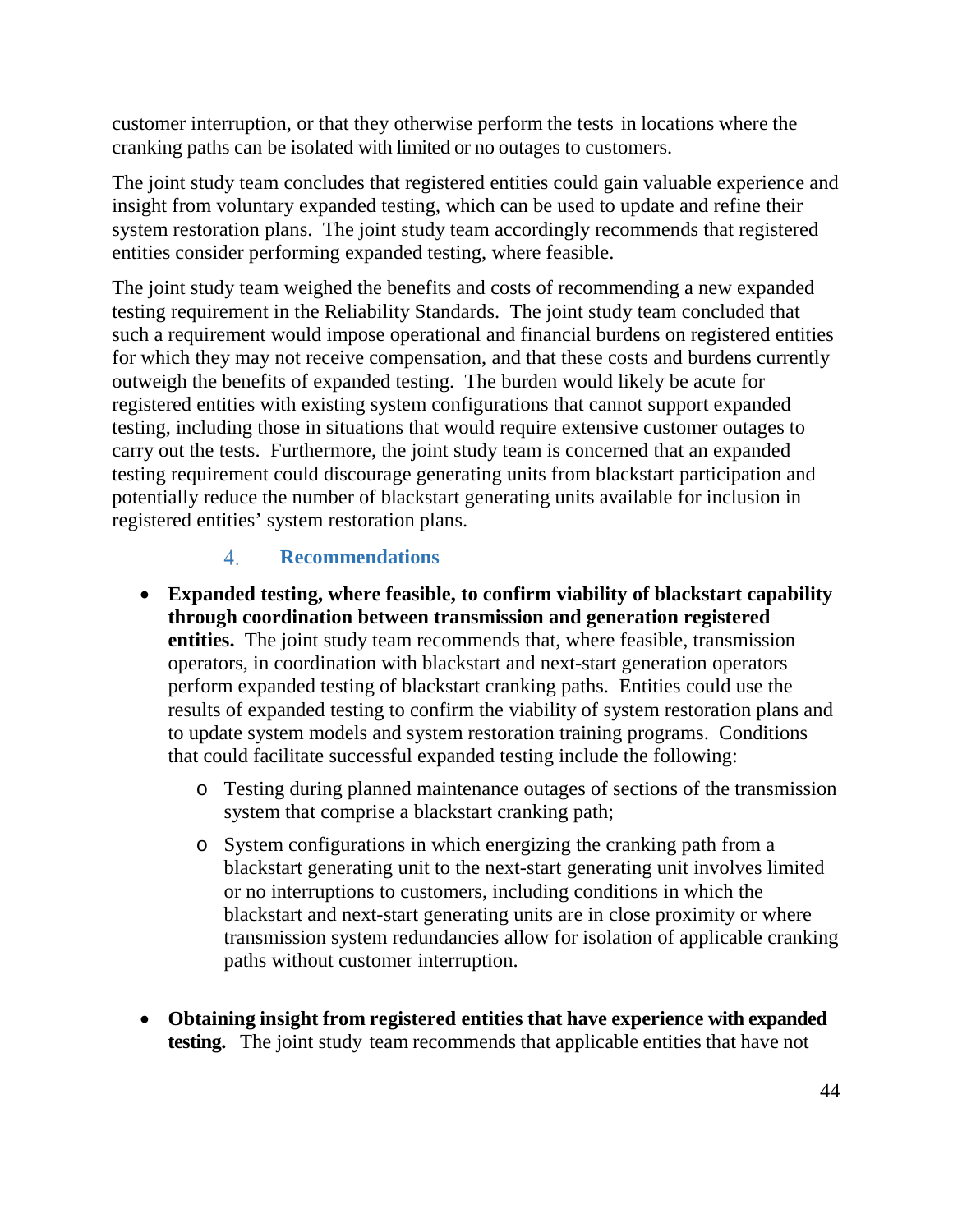customer interruption, or that they otherwise perform the tests in locations where the cranking paths can be isolated with limited or no outages to customers.

The joint study team concludes that registered entities could gain valuable experience and insight from voluntary expanded testing, which can be used to update and refine their system restoration plans. The joint study team accordingly recommends that registered entities consider performing expanded testing, where feasible.

The joint study team weighed the benefits and costs of recommending a new expanded testing requirement in the Reliability Standards. The joint study team concluded that such a requirement would impose operational and financial burdens on registered entities for which they may not receive compensation, and that these costs and burdens currently outweigh the benefits of expanded testing. The burden would likely be acute for registered entities with existing system configurations that cannot support expanded testing, including those in situations that would require extensive customer outages to carry out the tests. Furthermore, the joint study team is concerned that an expanded testing requirement could discourage generating units from blackstart participation and potentially reduce the number of blackstart generating units available for inclusion in registered entities' system restoration plans.

### 4. Recommendations

- **Expanded testing, where feasible, to confirm viability of blackstart capability through coordination between transmission and generation registered entities.** The joint study team recommends that, where feasible, transmission operators, in coordination with blackstart and next-start generation operators perform expanded testing of blackstart cranking paths. Entities could use the results of expanded testing to confirm the viability of system restoration plans and to update system models and system restoration training programs. Conditions that could facilitate successful expanded testing include the following:
  - Testing during planned maintenance outages of sections of the transmission system that comprise a blackstart cranking path;
  - System configurations in which energizing the cranking path from a blackstart generating unit to the next-start generating unit involves limited or no interruptions to customers, including conditions in which the blackstart and next-start generating units are in close proximity or where transmission system redundancies allow for isolation of applicable cranking paths without customer interruption.

- **Obtaining insight from registered entities that have experience with expanded testing.** The joint study team recommends that applicable entities that have not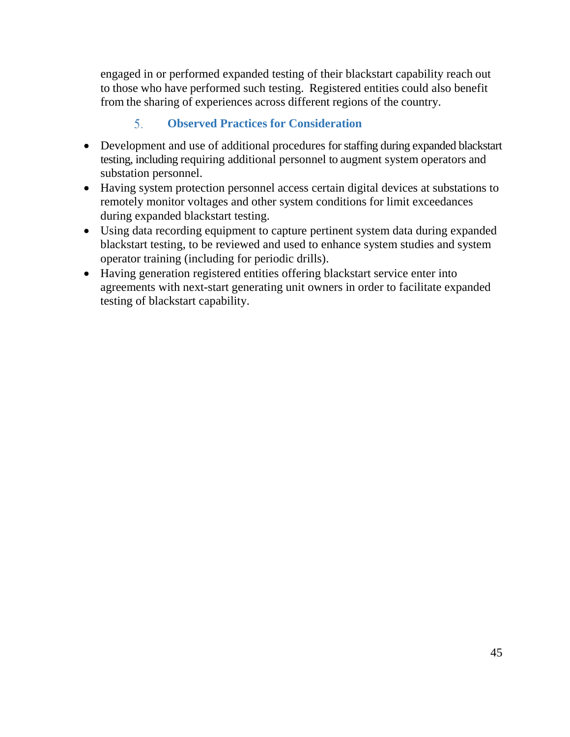engaged in or performed expanded testing of their blackstart capability reach out to those who have performed such testing. Registered entities could also benefit from the sharing of experiences across different regions of the country.

### 5. Observed Practices for Consideration

- Development and use of additional procedures for staffing during expanded blackstart testing, including requiring additional personnel to augment system operators and substation personnel.
- Having system protection personnel access certain digital devices at substations to remotely monitor voltages and other system conditions for limit exceedances during expanded blackstart testing.
- Using data recording equipment to capture pertinent system data during expanded blackstart testing, to be reviewed and used to enhance system studies and system operator training (including for periodic drills).
- Having generation registered entities offering blackstart service enter into agreements with next-start generating unit owners in order to facilitate expanded testing of blackstart capability.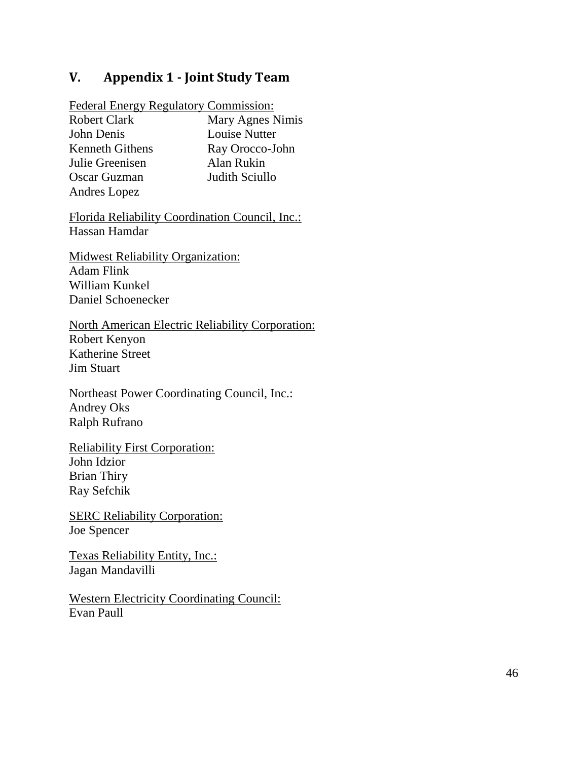## V. Appendix 1 - Joint Study Team

Federal Energy Regulatory Commission:

Robert Clark  
John Denis  
Kenneth Githens  
Julie Greenisen  
Oscar Guzman  
Andres Lopez  
Mary Agnes Nimis  
Louise Nutter  
Ray Orocco-John  
Alan Rukin  
Judith Sciullo

Florida Reliability Coordination Council, Inc.:  
Hassan Hamdar

Midwest Reliability Organization:  
Adam Flink  
William Kunkel  
Daniel Schoenecker

North American Electric Reliability Corporation:  
Robert Kenyon  
Katherine Street  
Jim Stuart

Northeast Power Coordinating Council, Inc.:  
Andrey Oks  
Ralph Rufrano

Reliability First Corporation:  
John Idzior  
Brian Thiry  
Ray Sefchik

SERC Reliability Corporation:  
Joe Spencer

Texas Reliability Entity, Inc.:  
Jagan Mandavilli

Western Electricity Coordinating Council:  
Evan Paull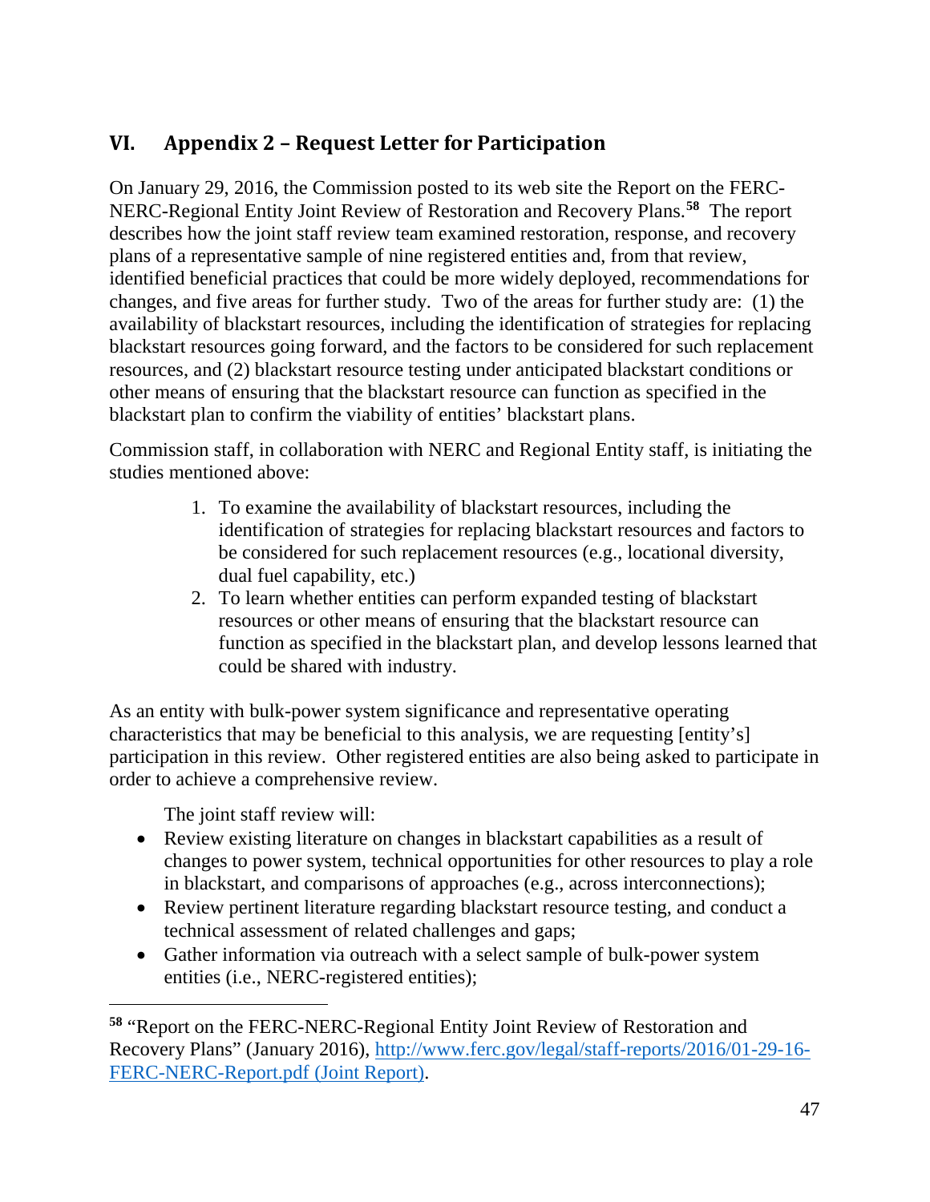## VI. Appendix 2 – Request Letter for Participation

On January 29, 2016, the Commission posted to its web site the Report on the FERC-NERC-Regional Entity Joint Review of Restoration and Recovery Plans.[58] The report describes how the joint staff review team examined restoration, response, and recovery plans of a representative sample of nine registered entities and, from that review, identified beneficial practices that could be more widely deployed, recommendations for changes, and five areas for further study. Two of the areas for further study are: (1) the availability of blackstart resources, including the identification of strategies for replacing blackstart resources going forward, and the factors to be considered for such replacement resources, and (2) blackstart resource testing under anticipated blackstart conditions or other means of ensuring that the blackstart resource can function as specified in the blackstart plan to confirm the viability of entities' blackstart plans.

Commission staff, in collaboration with NERC and Regional Entity staff, is initiating the studies mentioned above:

1. To examine the availability of blackstart resources, including the identification of strategies for replacing blackstart resources and factors to be considered for such replacement resources (e.g., locational diversity, dual fuel capability, etc.)
2. To learn whether entities can perform expanded testing of blackstart resources or other means of ensuring that the blackstart resource can function as specified in the blackstart plan, and develop lessons learned that could be shared with industry.

As an entity with bulk-power system significance and representative operating characteristics that may be beneficial to this analysis, we are requesting [entity's] participation in this review. Other registered entities are also being asked to participate in order to achieve a comprehensive review.

The joint staff review will:

- Review existing literature on changes in blackstart capabilities as a result of changes to power system, technical opportunities for other resources to play a role in blackstart, and comparisons of approaches (e.g., across interconnections);
- Review pertinent literature regarding blackstart resource testing, and conduct a technical assessment of related challenges and gaps;
- Gather information via outreach with a select sample of bulk-power system entities (i.e., NERC-registered entities);

---

[58] "Report on the FERC-NERC-Regional Entity Joint Review of Restoration and Recovery Plans" (January 2016), [http://www.ferc.gov/legal/staff-reports/2016/01-29-16-FERC-NERC-Report.pdf (Joint Report)](http://www.ferc.gov/legal/staff-reports/2016/01-29-16-FERC-NERC-Report.pdf).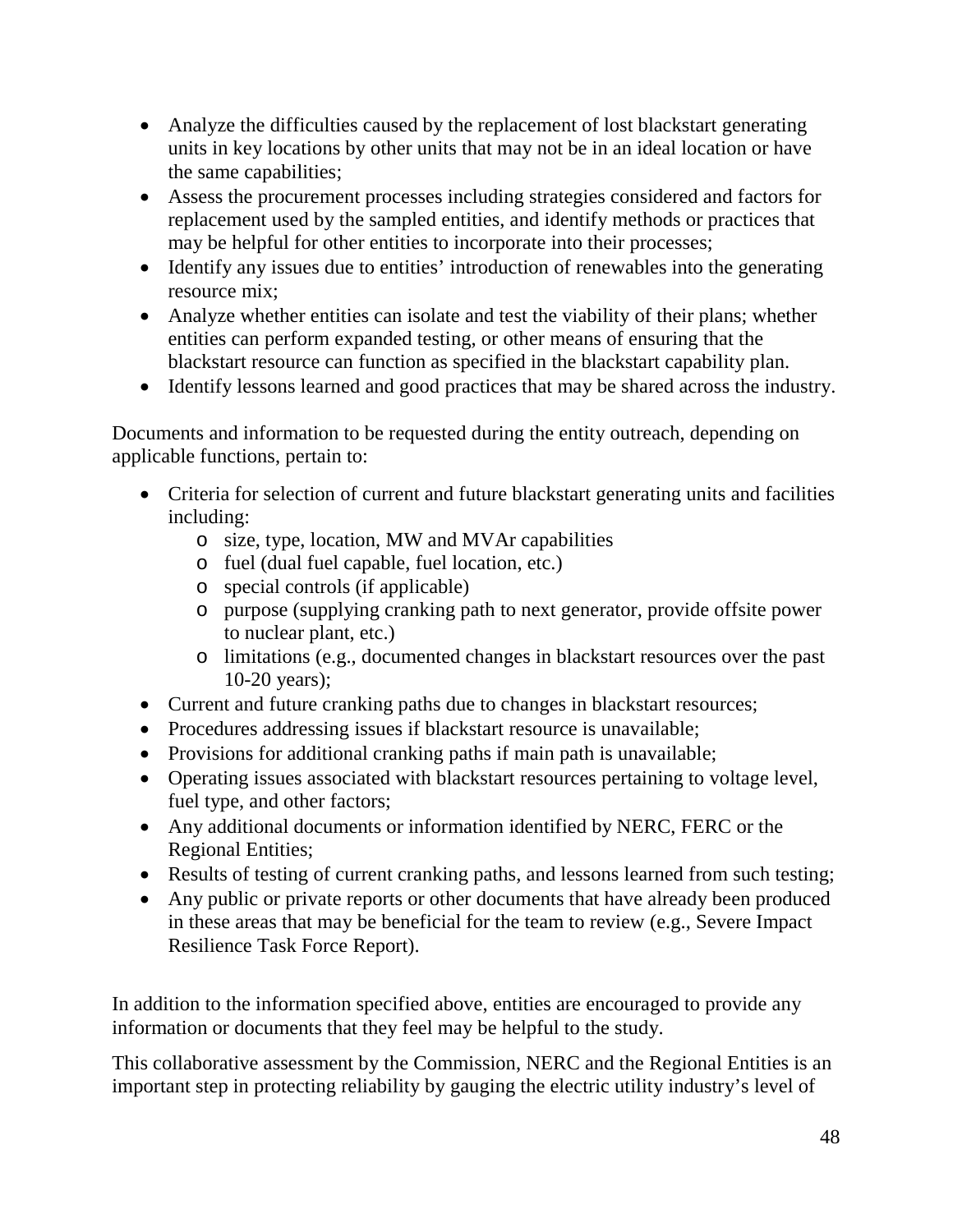- Analyze the difficulties caused by the replacement of lost blackstart generating units in key locations by other units that may not be in an ideal location or have the same capabilities;
- Assess the procurement processes including strategies considered and factors for replacement used by the sampled entities, and identify methods or practices that may be helpful for other entities to incorporate into their processes;
- Identify any issues due to entities' introduction of renewables into the generating resource mix;
- Analyze whether entities can isolate and test the viability of their plans; whether entities can perform expanded testing, or other means of ensuring that the blackstart resource can function as specified in the blackstart capability plan.
- Identify lessons learned and good practices that may be shared across the industry.

Documents and information to be requested during the entity outreach, depending on applicable functions, pertain to:

- Criteria for selection of current and future blackstart generating units and facilities including:
  - size, type, location, MW and MVAr capabilities
  - fuel (dual fuel capable, fuel location, etc.)
  - special controls (if applicable)
  - purpose (supplying cranking path to next generator, provide offsite power to nuclear plant, etc.)
  - limitations (e.g., documented changes in blackstart resources over the past 10-20 years);
- Current and future cranking paths due to changes in blackstart resources;
- Procedures addressing issues if blackstart resource is unavailable;
- Provisions for additional cranking paths if main path is unavailable;
- Operating issues associated with blackstart resources pertaining to voltage level, fuel type, and other factors;
- Any additional documents or information identified by NERC, FERC or the Regional Entities;
- Results of testing of current cranking paths, and lessons learned from such testing;
- Any public or private reports or other documents that have already been produced in these areas that may be beneficial for the team to review (e.g., Severe Impact Resilience Task Force Report).

In addition to the information specified above, entities are encouraged to provide any information or documents that they feel may be helpful to the study.

This collaborative assessment by the Commission, NERC and the Regional Entities is an important step in protecting reliability by gauging the electric utility industry's level of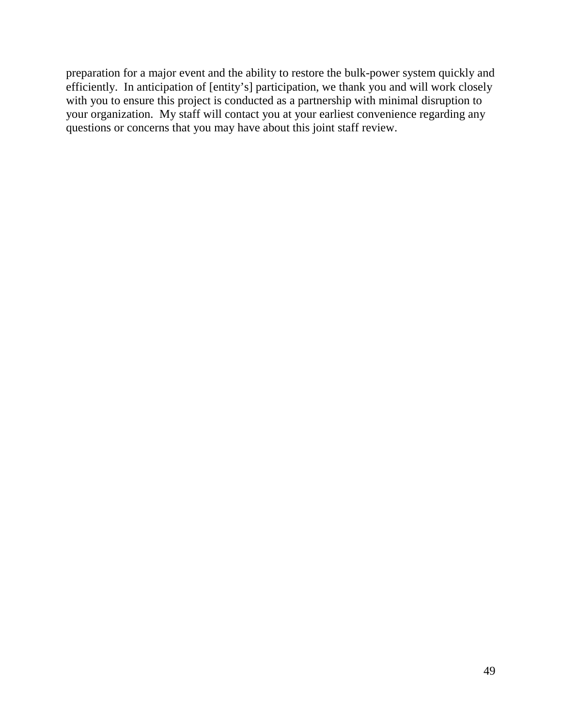preparation for a major event and the ability to restore the bulk-power system quickly and efficiently. In anticipation of [entity's] participation, we thank you and will work closely with you to ensure this project is conducted as a partnership with minimal disruption to your organization. My staff will contact you at your earliest convenience regarding any questions or concerns that you may have about this joint staff review.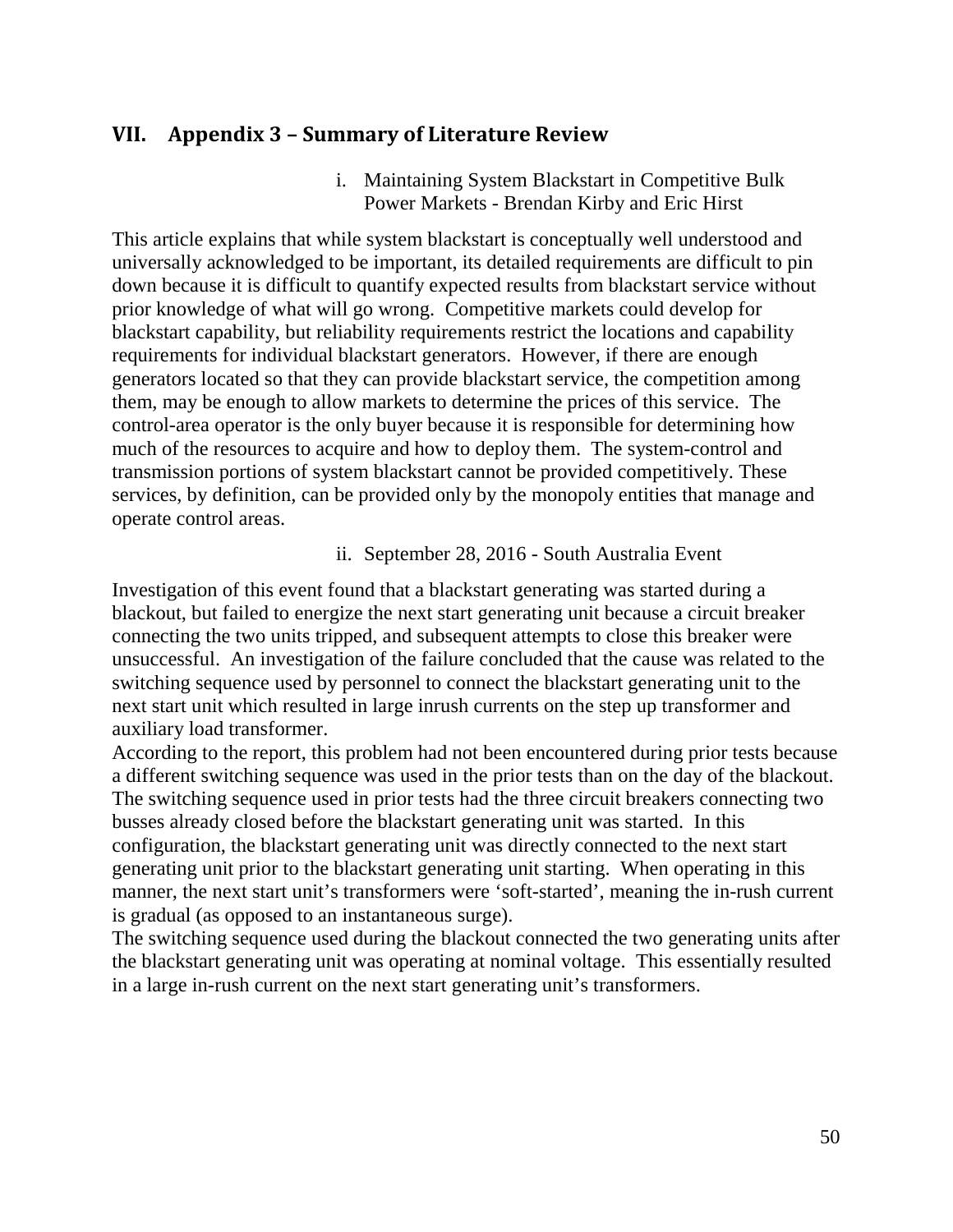## VII. Appendix 3 – Summary of Literature Review

i. Maintaining System Blackstart in Competitive Bulk Power Markets - Brendan Kirby and Eric Hirst

This article explains that while system blackstart is conceptually well understood and universally acknowledged to be important, its detailed requirements are difficult to pin down because it is difficult to quantify expected results from blackstart service without prior knowledge of what will go wrong. Competitive markets could develop for blackstart capability, but reliability requirements restrict the locations and capability requirements for individual blackstart generators. However, if there are enough generators located so that they can provide blackstart service, the competition among them, may be enough to allow markets to determine the prices of this service. The control-area operator is the only buyer because it is responsible for determining how much of the resources to acquire and how to deploy them. The system-control and transmission portions of system blackstart cannot be provided competitively. These services, by definition, can be provided only by the monopoly entities that manage and operate control areas.

ii. September 28, 2016 - South Australia Event

Investigation of this event found that a blackstart generating was started during a blackout, but failed to energize the next start generating unit because a circuit breaker connecting the two units tripped, and subsequent attempts to close this breaker were unsuccessful. An investigation of the failure concluded that the cause was related to the switching sequence used by personnel to connect the blackstart generating unit to the next start unit which resulted in large inrush currents on the step up transformer and auxiliary load transformer.

According to the report, this problem had not been encountered during prior tests because a different switching sequence was used in the prior tests than on the day of the blackout. The switching sequence used in prior tests had the three circuit breakers connecting two busses already closed before the blackstart generating unit was started. In this configuration, the blackstart generating unit was directly connected to the next start generating unit prior to the blackstart generating unit starting. When operating in this manner, the next start unit's transformers were 'soft-started', meaning the in-rush current is gradual (as opposed to an instantaneous surge).

The switching sequence used during the blackout connected the two generating units after the blackstart generating unit was operating at nominal voltage. This essentially resulted in a large in-rush current on the next start generating unit's transformers.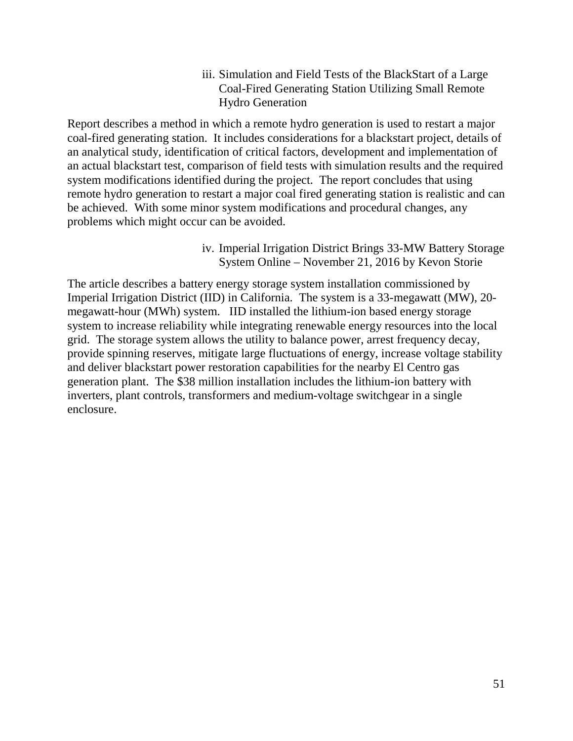iii. Simulation and Field Tests of the BlackStart of a Large Coal-Fired Generating Station Utilizing Small Remote Hydro Generation

Report describes a method in which a remote hydro generation is used to restart a major coal-fired generating station. It includes considerations for a blackstart project, details of an analytical study, identification of critical factors, development and implementation of an actual blackstart test, comparison of field tests with simulation results and the required system modifications identified during the project. The report concludes that using remote hydro generation to restart a major coal fired generating station is realistic and can be achieved. With some minor system modifications and procedural changes, any problems which might occur can be avoided.

iv. Imperial Irrigation District Brings 33-MW Battery Storage System Online – November 21, 2016 by Kevon Storie

The article describes a battery energy storage system installation commissioned by Imperial Irrigation District (IID) in California. The system is a 33-megawatt (MW), 20-megawatt-hour (MWh) system. IID installed the lithium-ion based energy storage system to increase reliability while integrating renewable energy resources into the local grid. The storage system allows the utility to balance power, arrest frequency decay, provide spinning reserves, mitigate large fluctuations of energy, increase voltage stability and deliver blackstart power restoration capabilities for the nearby El Centro gas generation plant. The $38 million installation includes the lithium-ion battery with inverters, plant controls, transformers and medium-voltage switchgear in a single enclosure.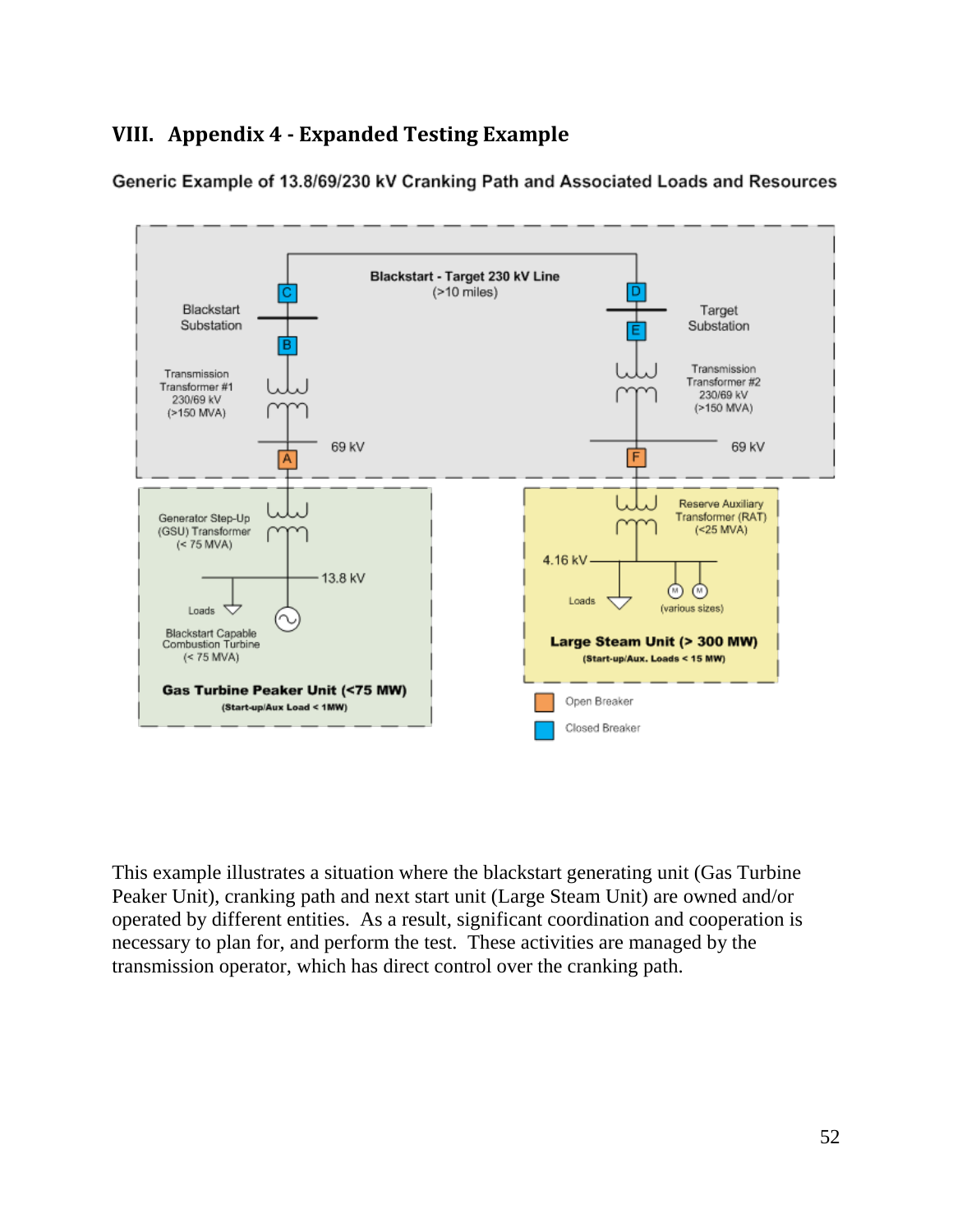## VIII. Appendix 4 - Expanded Testing Example

**Generic Example of 13.8/69/230 kV Cranking Path and Associated Loads and Resources**

This example illustrates a situation where the blackstart generating unit (Gas Turbine Peaker Unit), cranking path and next start unit (Large Steam Unit) are owned and/or operated by different entities. As a result, significant coordination and cooperation is necessary to plan for, and perform the test. These activities are managed by the transmission operator, which has direct control over the cranking path.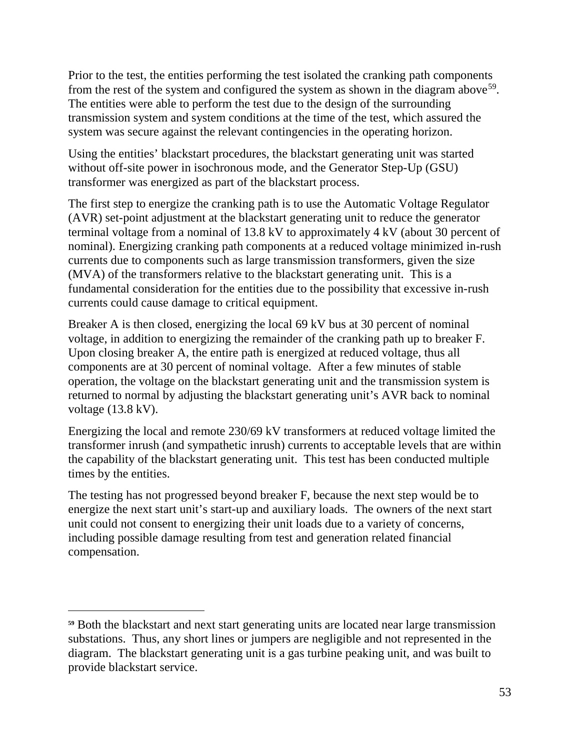Prior to the test, the entities performing the test isolated the cranking path components from the rest of the system and configured the system as shown in the diagram above[59]. The entities were able to perform the test due to the design of the surrounding transmission system and system conditions at the time of the test, which assured the system was secure against the relevant contingencies in the operating horizon.

Using the entities' blackstart procedures, the blackstart generating unit was started without off-site power in isochronous mode, and the Generator Step-Up (GSU) transformer was energized as part of the blackstart process.

The first step to energize the cranking path is to use the Automatic Voltage Regulator (AVR) set-point adjustment at the blackstart generating unit to reduce the generator terminal voltage from a nominal of 13.8 kV to approximately 4 kV (about 30 percent of nominal). Energizing cranking path components at a reduced voltage minimized in-rush currents due to components such as large transmission transformers, given the size (MVA) of the transformers relative to the blackstart generating unit. This is a fundamental consideration for the entities due to the possibility that excessive in-rush currents could cause damage to critical equipment.

Breaker A is then closed, energizing the local 69 kV bus at 30 percent of nominal voltage, in addition to energizing the remainder of the cranking path up to breaker F. Upon closing breaker A, the entire path is energized at reduced voltage, thus all components are at 30 percent of nominal voltage. After a few minutes of stable operation, the voltage on the blackstart generating unit and the transmission system is returned to normal by adjusting the blackstart generating unit's AVR back to nominal voltage (13.8 kV).

Energizing the local and remote 230/69 kV transformers at reduced voltage limited the transformer inrush (and sympathetic inrush) currents to acceptable levels that are within the capability of the blackstart generating unit. This test has been conducted multiple times by the entities.

The testing has not progressed beyond breaker F, because the next step would be to energize the next start unit's start-up and auxiliary loads. The owners of the next start unit could not consent to energizing their unit loads due to a variety of concerns, including possible damage resulting from test and generation related financial compensation.

---

[59] Both the blackstart and next start generating units are located near large transmission substations. Thus, any short lines or jumpers are negligible and not represented in the diagram. The blackstart generating unit is a gas turbine peaking unit, and was built to provide blackstart service.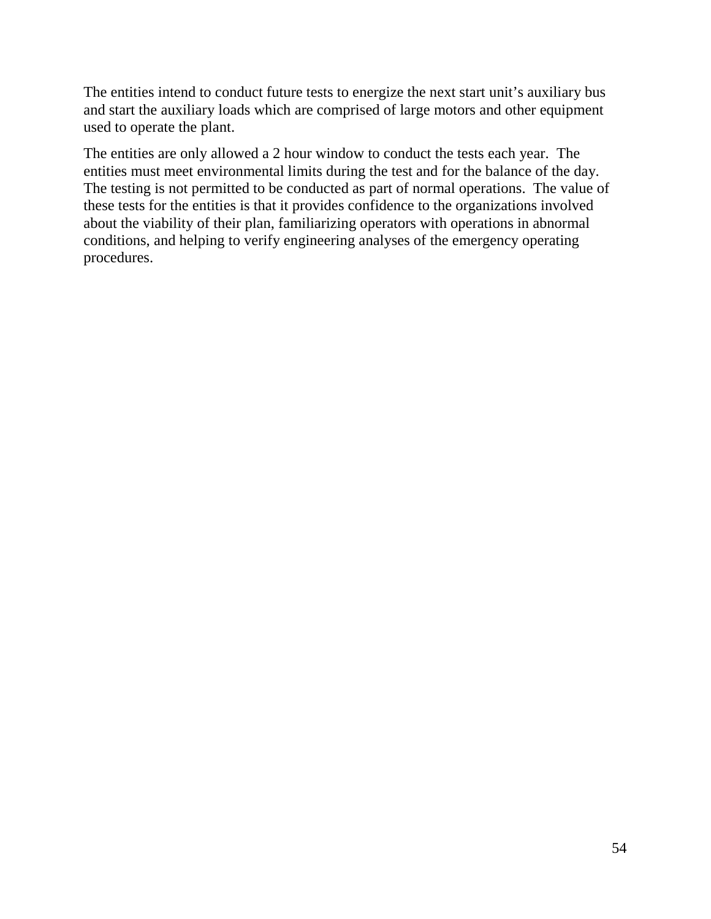The entities intend to conduct future tests to energize the next start unit's auxiliary bus and start the auxiliary loads which are comprised of large motors and other equipment used to operate the plant.

The entities are only allowed a 2 hour window to conduct the tests each year. The entities must meet environmental limits during the test and for the balance of the day. The testing is not permitted to be conducted as part of normal operations. The value of these tests for the entities is that it provides confidence to the organizations involved about the viability of their plan, familiarizing operators with operations in abnormal conditions, and helping to verify engineering analyses of the emergency operating procedures.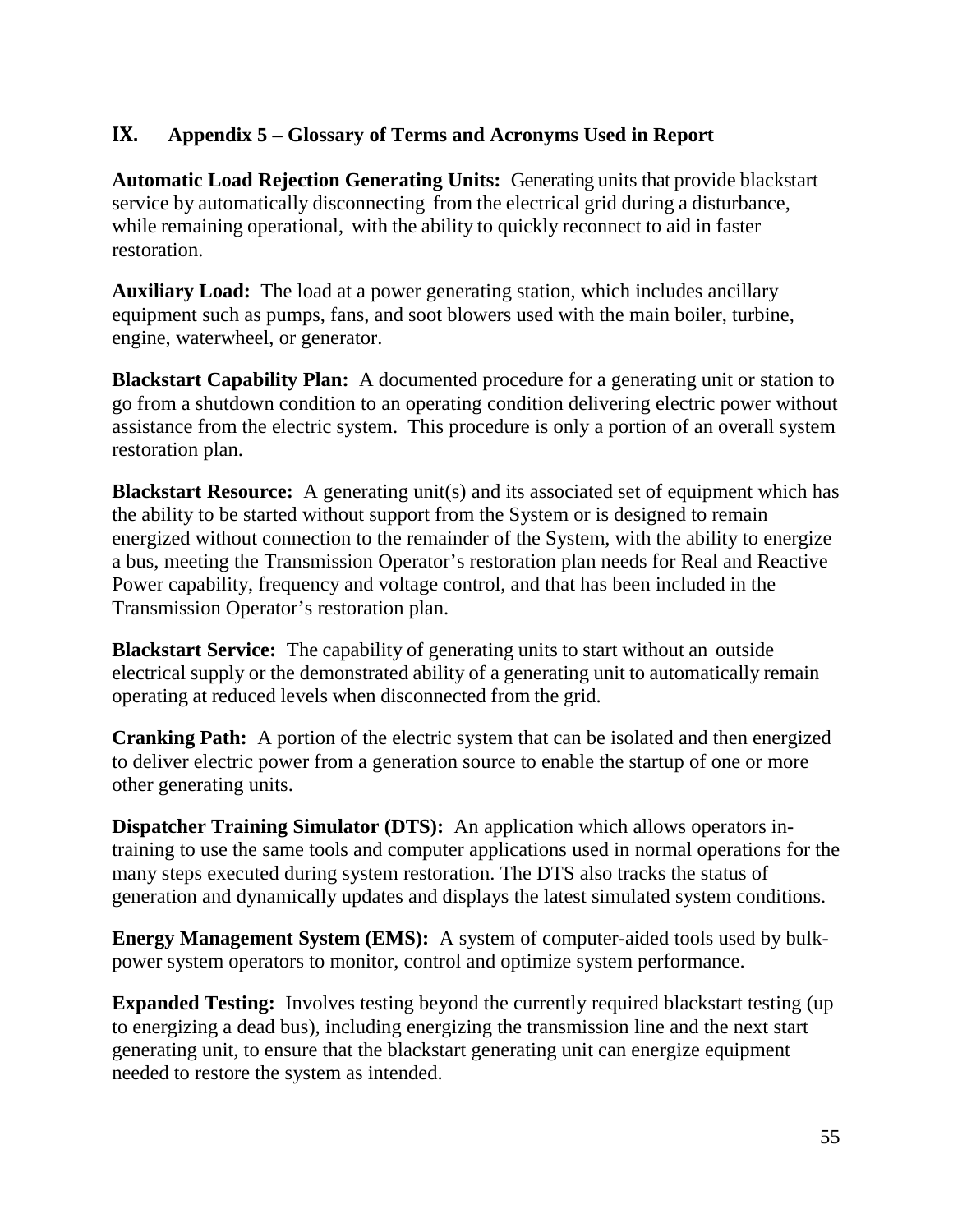## IX. Appendix 5 – Glossary of Terms and Acronyms Used in Report

**Automatic Load Rejection Generating Units:** Generating units that provide blackstart service by automatically disconnecting from the electrical grid during a disturbance, while remaining operational, with the ability to quickly reconnect to aid in faster restoration.

**Auxiliary Load:** The load at a power generating station, which includes ancillary equipment such as pumps, fans, and soot blowers used with the main boiler, turbine, engine, waterwheel, or generator.

**Blackstart Capability Plan:** A documented procedure for a generating unit or station to go from a shutdown condition to an operating condition delivering electric power without assistance from the electric system. This procedure is only a portion of an overall system restoration plan.

**Blackstart Resource:** A generating unit(s) and its associated set of equipment which has the ability to be started without support from the System or is designed to remain energized without connection to the remainder of the System, with the ability to energize a bus, meeting the Transmission Operator's restoration plan needs for Real and Reactive Power capability, frequency and voltage control, and that has been included in the Transmission Operator's restoration plan.

**Blackstart Service:** The capability of generating units to start without an outside electrical supply or the demonstrated ability of a generating unit to automatically remain operating at reduced levels when disconnected from the grid.

**Cranking Path:** A portion of the electric system that can be isolated and then energized to deliver electric power from a generation source to enable the startup of one or more other generating units.

**Dispatcher Training Simulator (DTS):** An application which allows operators in-training to use the same tools and computer applications used in normal operations for the many steps executed during system restoration. The DTS also tracks the status of generation and dynamically updates and displays the latest simulated system conditions.

**Energy Management System (EMS):** A system of computer-aided tools used by bulk-power system operators to monitor, control and optimize system performance.

**Expanded Testing:** Involves testing beyond the currently required blackstart testing (up to energizing a dead bus), including energizing the transmission line and the next start generating unit, to ensure that the blackstart generating unit can energize equipment needed to restore the system as intended.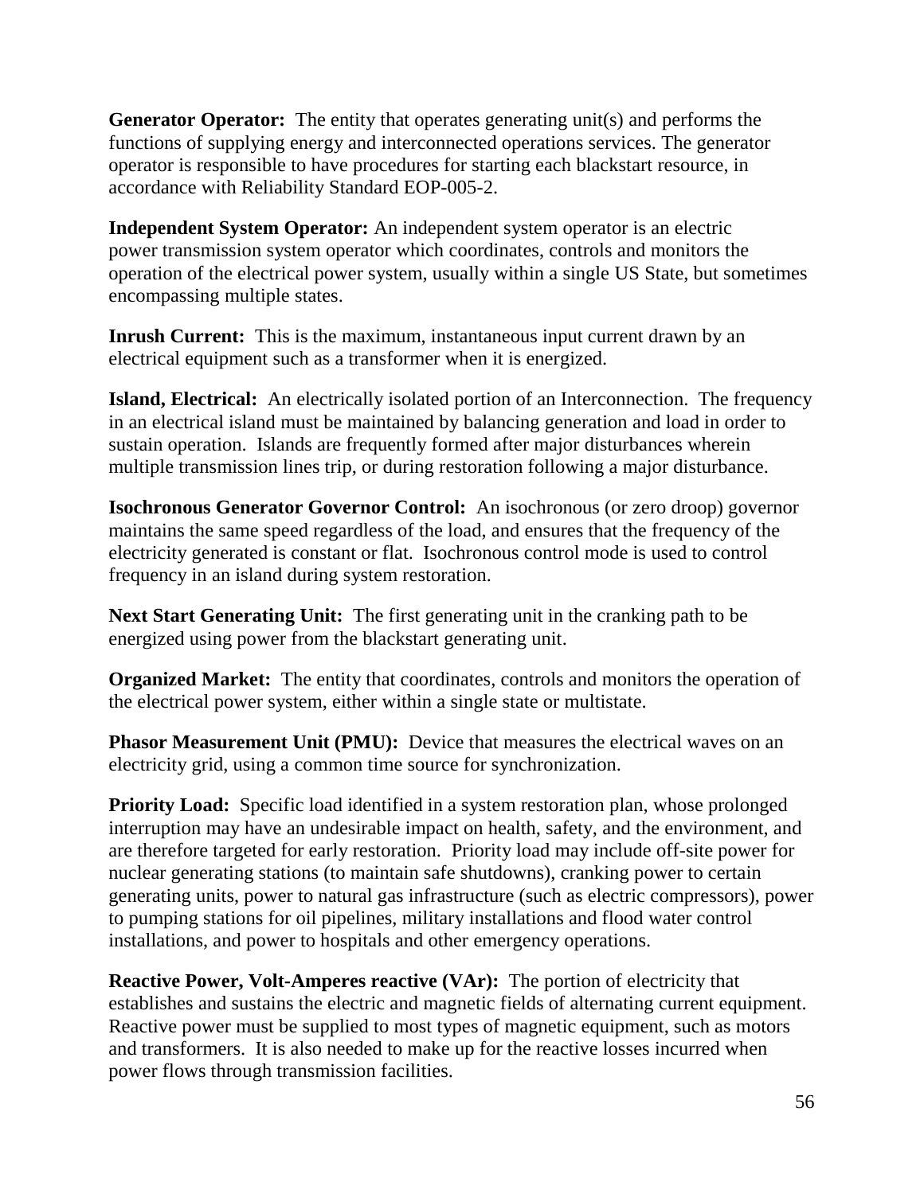**Generator Operator:** The entity that operates generating unit(s) and performs the functions of supplying energy and interconnected operations services. The generator operator is responsible to have procedures for starting each blackstart resource, in accordance with Reliability Standard EOP-005-2.

**Independent System Operator:** An independent system operator is an electric power transmission system operator which coordinates, controls and monitors the operation of the electrical power system, usually within a single US State, but sometimes encompassing multiple states.

**Inrush Current:** This is the maximum, instantaneous input current drawn by an electrical equipment such as a transformer when it is energized.

**Island, Electrical:** An electrically isolated portion of an Interconnection. The frequency in an electrical island must be maintained by balancing generation and load in order to sustain operation. Islands are frequently formed after major disturbances wherein multiple transmission lines trip, or during restoration following a major disturbance.

**Isochronous Generator Governor Control:** An isochronous (or zero droop) governor maintains the same speed regardless of the load, and ensures that the frequency of the electricity generated is constant or flat. Isochronous control mode is used to control frequency in an island during system restoration.

**Next Start Generating Unit:** The first generating unit in the cranking path to be energized using power from the blackstart generating unit.

**Organized Market:** The entity that coordinates, controls and monitors the operation of the electrical power system, either within a single state or multistate.

**Phasor Measurement Unit (PMU):** Device that measures the electrical waves on an electricity grid, using a common time source for synchronization.

**Priority Load:** Specific load identified in a system restoration plan, whose prolonged interruption may have an undesirable impact on health, safety, and the environment, and are therefore targeted for early restoration. Priority load may include off-site power for nuclear generating stations (to maintain safe shutdowns), cranking power to certain generating units, power to natural gas infrastructure (such as electric compressors), power to pumping stations for oil pipelines, military installations and flood water control installations, and power to hospitals and other emergency operations.

**Reactive Power, Volt-Amperes reactive (VAr):** The portion of electricity that establishes and sustains the electric and magnetic fields of alternating current equipment. Reactive power must be supplied to most types of magnetic equipment, such as motors and transformers. It is also needed to make up for the reactive losses incurred when power flows through transmission facilities.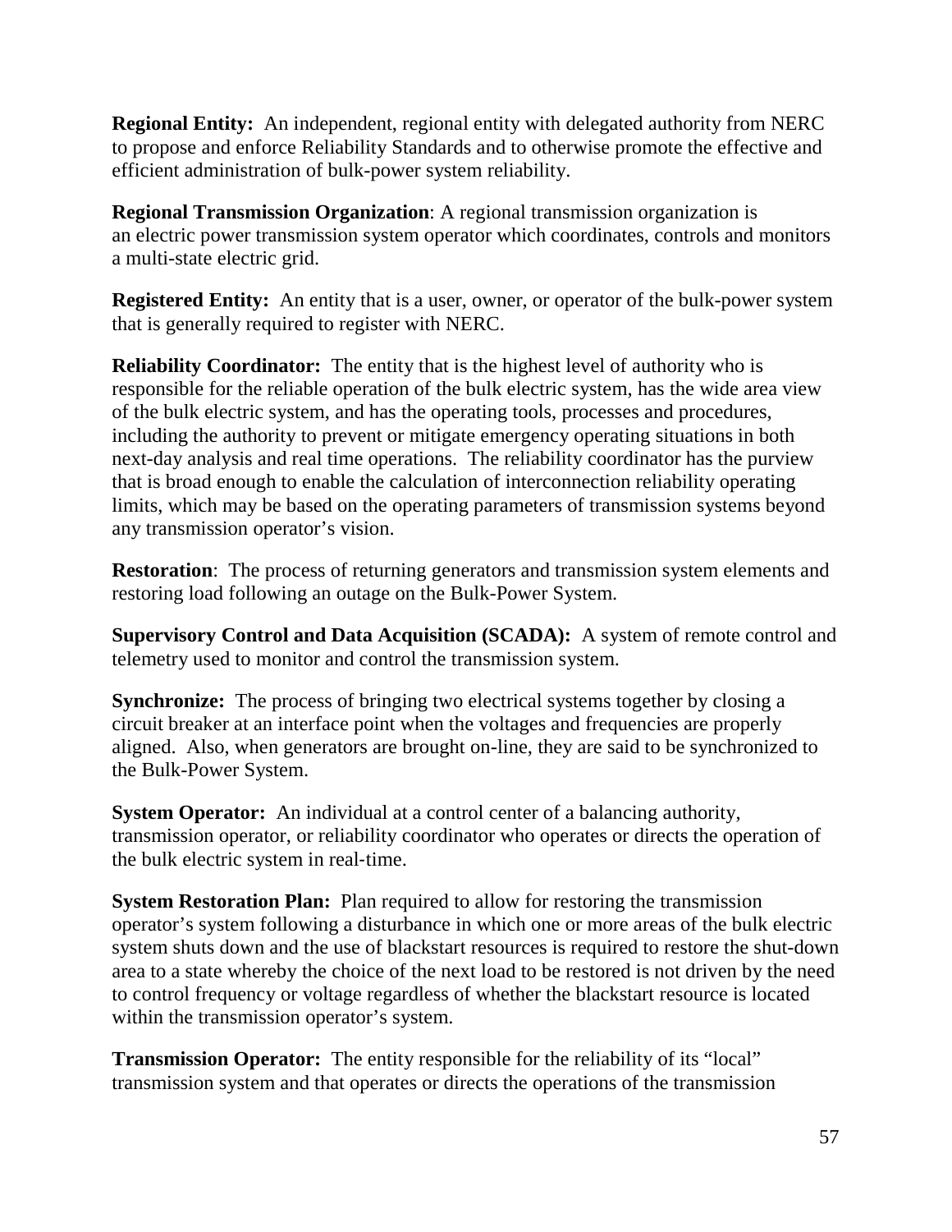**Regional Entity:** An independent, regional entity with delegated authority from NERC to propose and enforce Reliability Standards and to otherwise promote the effective and efficient administration of bulk-power system reliability.

**Regional Transmission Organization**: A regional transmission organization is an electric power transmission system operator which coordinates, controls and monitors a multi-state electric grid.

**Registered Entity:** An entity that is a user, owner, or operator of the bulk-power system that is generally required to register with NERC.

**Reliability Coordinator:** The entity that is the highest level of authority who is responsible for the reliable operation of the bulk electric system, has the wide area view of the bulk electric system, and has the operating tools, processes and procedures, including the authority to prevent or mitigate emergency operating situations in both next-day analysis and real time operations. The reliability coordinator has the purview that is broad enough to enable the calculation of interconnection reliability operating limits, which may be based on the operating parameters of transmission systems beyond any transmission operator's vision.

**Restoration**: The process of returning generators and transmission system elements and restoring load following an outage on the Bulk-Power System.

**Supervisory Control and Data Acquisition (SCADA):** A system of remote control and telemetry used to monitor and control the transmission system.

**Synchronize:** The process of bringing two electrical systems together by closing a circuit breaker at an interface point when the voltages and frequencies are properly aligned. Also, when generators are brought on-line, they are said to be synchronized to the Bulk-Power System.

**System Operator:** An individual at a control center of a balancing authority, transmission operator, or reliability coordinator who operates or directs the operation of the bulk electric system in real-time.

**System Restoration Plan:** Plan required to allow for restoring the transmission operator's system following a disturbance in which one or more areas of the bulk electric system shuts down and the use of blackstart resources is required to restore the shut-down area to a state whereby the choice of the next load to be restored is not driven by the need to control frequency or voltage regardless of whether the blackstart resource is located within the transmission operator's system.

**Transmission Operator:** The entity responsible for the reliability of its "local" transmission system and that operates or directs the operations of the transmission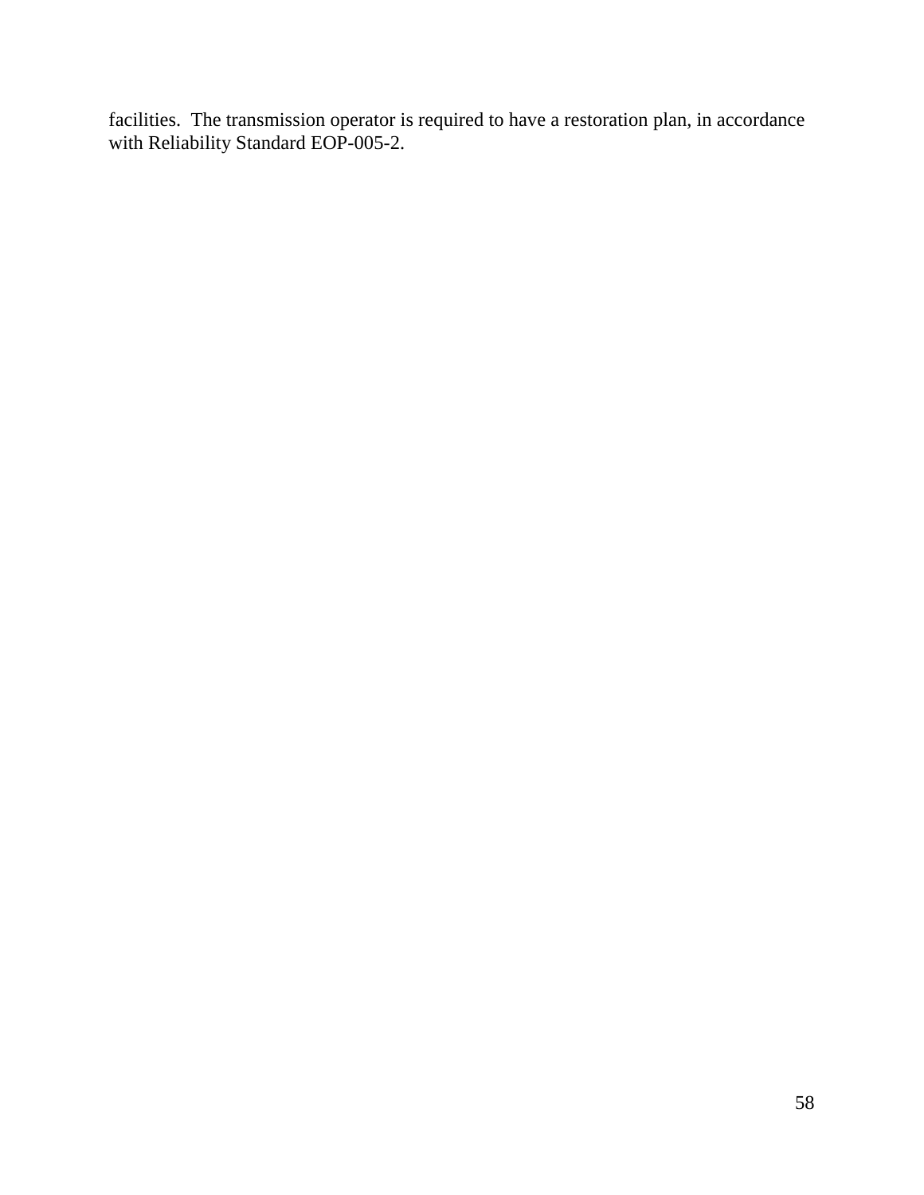facilities. The transmission operator is required to have a restoration plan, in accordance with Reliability Standard EOP-005-2.